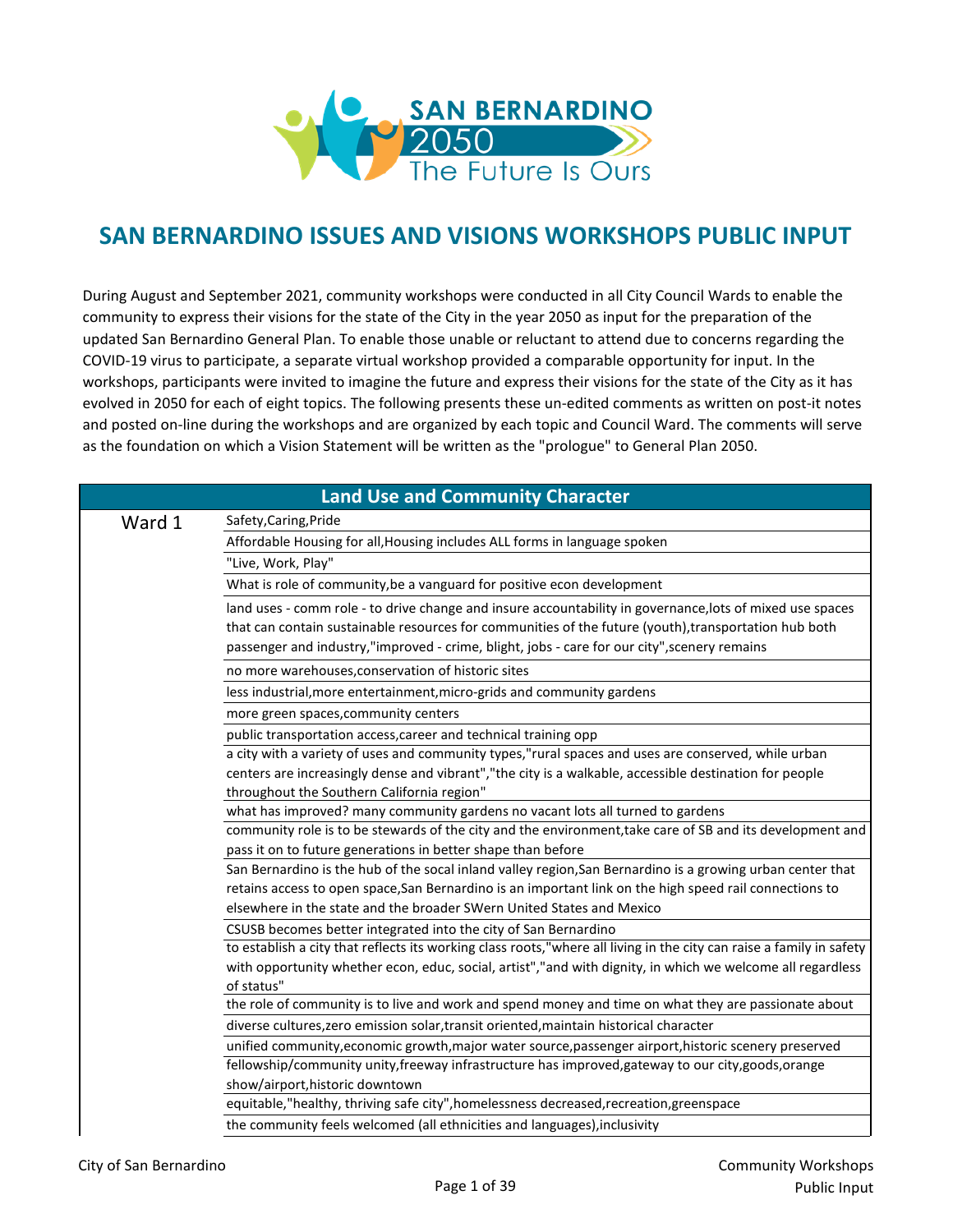SAN BERNARDINO 2050 The Future Is Ours

# SAN BERNARDINO ISSUES AND VISIONS WORKSHOPS PUBLIC INPUT

During August and September 2021, community workshops were conducted in all City Council Wards to enable the community to express their visions for the state of the City in the year 2050 as input for the preparation of the updated San Bernardino General Plan. To enable those unable or reluctant to attend due to concerns regarding the COVID-19 virus to participate, a separate virtual workshop provided a comparable opportunity for input. In the workshops, participants were invited to imagine the future and express their visions for the state of the City as it has evolved in 2050 for each of eight topics. The following presents these un-edited comments as written on post-it notes and posted on-line during the workshops and are organized by each topic and Council Ward. The comments will serve as the foundation on which a Vision Statement will be written as the "prologue" to General Plan 2050.

| Land Use and Community Character | |
|---|---|
| Ward 1 | Safety,Caring,Pride |
| | Affordable Housing for all,Housing includes ALL forms in language spoken |
| | "Live, Work, Play" |
| | What is role of community,be a vanguard for positive econ development |
| | land uses - comm role - to drive change and insure accountability in governance,lots of mixed use spaces that can contain sustainable resources for communities of the future (youth),transportation hub both passenger and industry,"improved - crime, blight, jobs - care for our city",scenery remains |
| | no more warehouses,conservation of historic sites |
| | less industrial,more entertainment,micro-grids and community gardens |
| | more green spaces,community centers |
| | public transportation access,career and technical training opp |
| | a city with a variety of uses and community types,"rural spaces and uses are conserved, while urban centers are increasingly dense and vibrant","the city is a walkable, accessible destination for people throughout the Southern California region" |
| | what has improved? many community gardens no vacant lots all turned to gardens |
| | community role is to be stewards of the city and the environment,take care of SB and its development and pass it on to future generations in better shape than before |
| | San Bernardino is the hub of the socal inland valley region,San Bernardino is a growing urban center that retains access to open space,San Bernardino is an important link on the high speed rail connections to elsewhere in the state and the broader SWern United States and Mexico |
| | CSUSB becomes better integrated into the city of San Bernardino |
| | to establish a city that reflects its working class roots,"where all living in the city can raise a family in safety with opportunity whether econ, educ, social, artist","and with dignity, in which we welcome all regardless of status" |
| | the role of community is to live and work and spend money and time on what they are passionate about |
| | diverse cultures,zero emission solar,transit oriented,maintain historical character |
| | unified community,economic growth,major water source,passenger airport,historic scenery preserved |
| | fellowship/community unity,freeway infrastructure has improved,gateway to our city,goods,orange show/airport,historic downtown |
| | equitable,"healthy, thriving safe city",homelessness decreased,recreation,greenspace |
| | the community feels welcomed (all ethnicities and languages),inclusivity |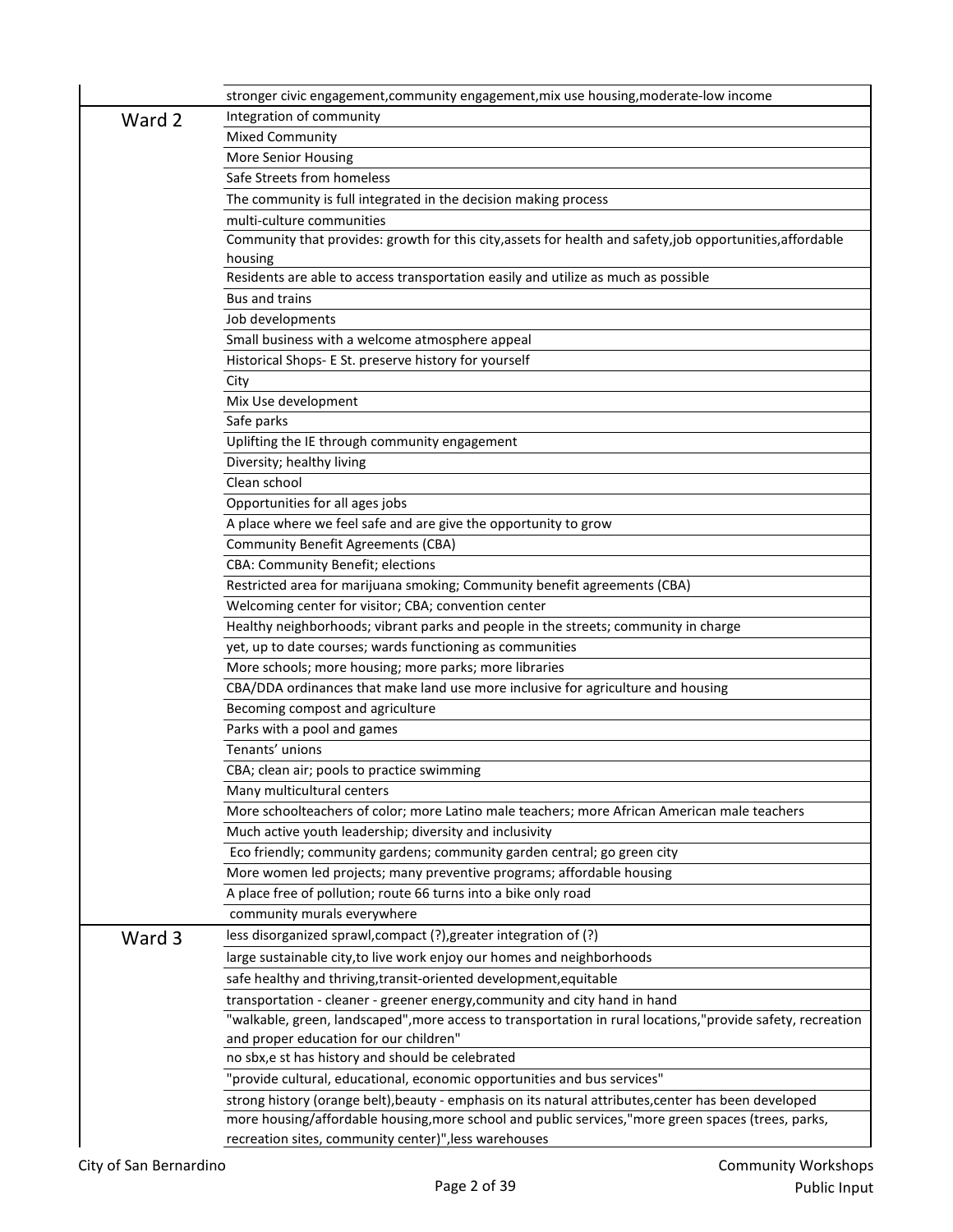| | |
|---|---|
| | stronger civic engagement,community engagement,mix use housing,moderate-low income |
| Ward 2 | Integration of community |
| | Mixed Community |
| | More Senior Housing |
| | Safe Streets from homeless |
| | The community is full integrated in the decision making process |
| | multi-culture communities |
| | Community that provides: growth for this city,assets for health and safety,job opportunities,affordable housing |
| | Residents are able to access transportation easily and utilize as much as possible |
| | Bus and trains |
| | Job developments |
| | Small business with a welcome atmosphere appeal |
| | Historical Shops- E St. preserve history for yourself |
| | City |
| | Mix Use development |
| | Safe parks |
| | Uplifting the IE through community engagement |
| | Diversity; healthy living |
| | Clean school |
| | Opportunities for all ages jobs |
| | A place where we feel safe and are give the opportunity to grow |
| | Community Benefit Agreements (CBA) |
| | CBA: Community Benefit; elections |
| | Restricted area for marijuana smoking; Community benefit agreements (CBA) |
| | Welcoming center for visitor; CBA; convention center |
| | Healthy neighborhoods; vibrant parks and people in the streets; community in charge |
| | yet, up to date courses; wards functioning as communities |
| | More schools; more housing; more parks; more libraries |
| | CBA/DDA ordinances that make land use more inclusive for agriculture and housing |
| | Becoming compost and agriculture |
| | Parks with a pool and games |
| | Tenants' unions |
| | CBA; clean air; pools to practice swimming |
| | Many multicultural centers |
| | More schoolteachers of color; more Latino male teachers; more African American male teachers |
| | Much active youth leadership; diversity and inclusivity |
| | Eco friendly; community gardens; community garden central; go green city |
| | More women led projects; many preventive programs; affordable housing |
| | A place free of pollution; route 66 turns into a bike only road |
| | community murals everywhere |
| Ward 3 | less disorganized sprawl,compact (?),greater integration of (?) |
| | large sustainable city,to live work enjoy our homes and neighborhoods |
| | safe healthy and thriving,transit-oriented development,equitable |
| | transportation - cleaner - greener energy,community and city hand in hand |
| | "walkable, green, landscaped",more access to transportation in rural locations,"provide safety, recreation and proper education for our children" |
| | no sbx,e st has history and should be celebrated |
| | "provide cultural, educational, economic opportunities and bus services" |
| | strong history (orange belt),beauty - emphasis on its natural attributes,center has been developed |
| | more housing/affordable housing,more school and public services,"more green spaces (trees, parks, recreation sites, community center)",less warehouses |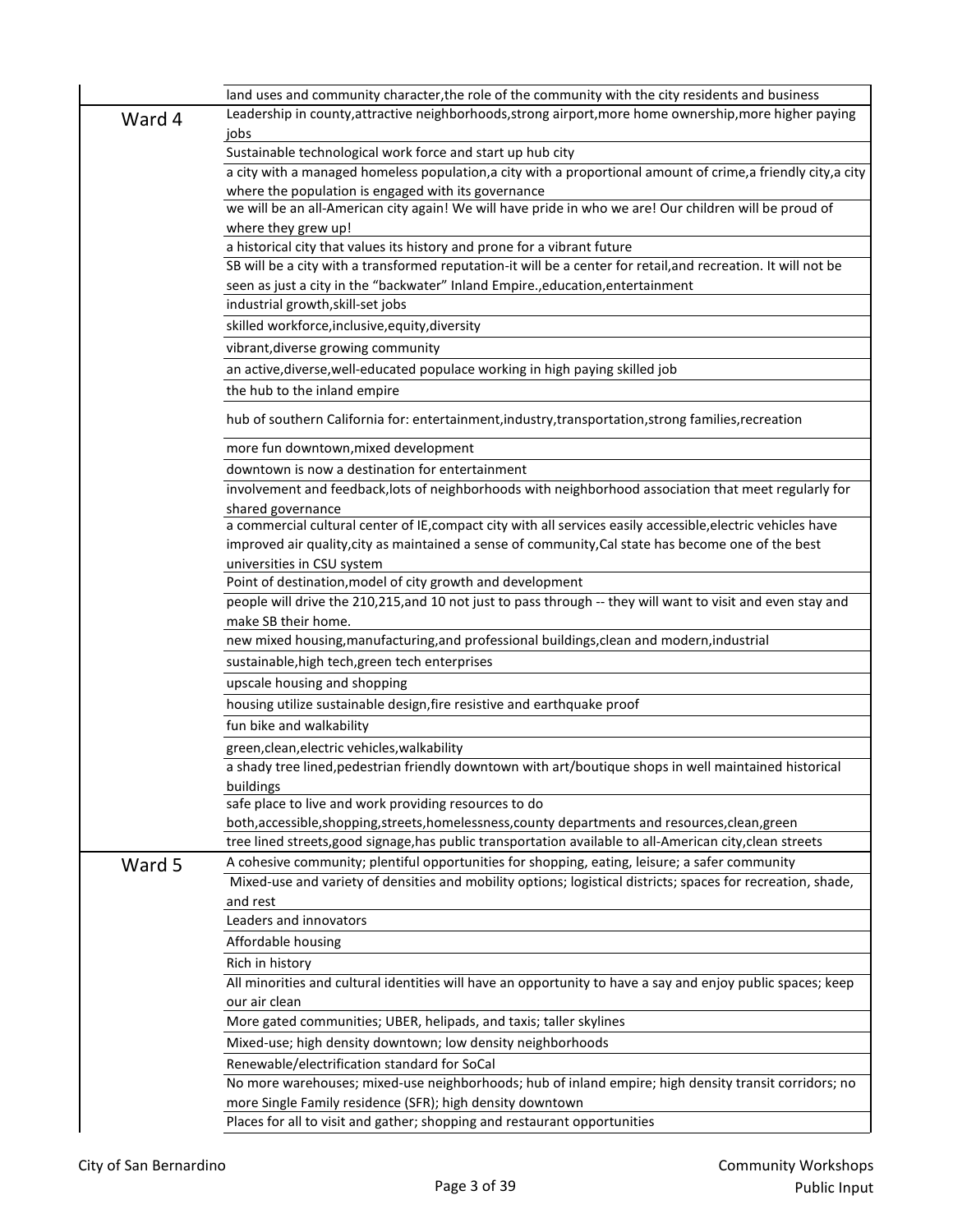| | |
|---|---|
| | land uses and community character,the role of the community with the city residents and business |
| Ward 4 | Leadership in county,attractive neighborhoods,strong airport,more home ownership,more higher paying jobs |
| | Sustainable technological work force and start up hub city |
| | a city with a managed homeless population,a city with a proportional amount of crime,a friendly city,a city where the population is engaged with its governance |
| | we will be an all-American city again! We will have pride in who we are! Our children will be proud of where they grew up! |
| | a historical city that values its history and prone for a vibrant future |
| | SB will be a city with a transformed reputation-it will be a center for retail,and recreation. It will not be seen as just a city in the "backwater" Inland Empire.,education,entertainment |
| | industrial growth,skill-set jobs |
| | skilled workforce,inclusive,equity,diversity |
| | vibrant,diverse growing community |
| | an active,diverse,well-educated populace working in high paying skilled job |
| | the hub to the inland empire |
| | hub of southern California for: entertainment,industry,transportation,strong families,recreation |
| | more fun downtown,mixed development |
| | downtown is now a destination for entertainment |
| | involvement and feedback,lots of neighborhoods with neighborhood association that meet regularly for shared governance |
| | a commercial cultural center of IE,compact city with all services easily accessible,electric vehicles have improved air quality,city as maintained a sense of community,Cal state has become one of the best universities in CSU system |
| | Point of destination,model of city growth and development |
| | people will drive the 210,215,and 10 not just to pass through -- they will want to visit and even stay and make SB their home. |
| | new mixed housing,manufacturing,and professional buildings,clean and modern,industrial |
| | sustainable,high tech,green tech enterprises |
| | upscale housing and shopping |
| | housing utilize sustainable design,fire resistive and earthquake proof |
| | fun bike and walkability |
| | green,clean,electric vehicles,walkability |
| | a shady tree lined,pedestrian friendly downtown with art/boutique shops in well maintained historical buildings |
| | safe place to live and work providing resources to do both,accessible,shopping,streets,homelessness,county departments and resources,clean,green |
| | tree lined streets,good signage,has public transportation available to all-American city,clean streets |
| Ward 5 | A cohesive community; plentiful opportunities for shopping, eating, leisure; a safer community |
| | Mixed-use and variety of densities and mobility options; logistical districts; spaces for recreation, shade, and rest |
| | Leaders and innovators |
| | Affordable housing |
| | Rich in history |
| | All minorities and cultural identities will have an opportunity to have a say and enjoy public spaces; keep our air clean |
| | More gated communities; UBER, helipads, and taxis; taller skylines |
| | Mixed-use; high density downtown; low density neighborhoods |
| | Renewable/electrification standard for SoCal |
| | No more warehouses; mixed-use neighborhoods; hub of inland empire; high density transit corridors; no more Single Family residence (SFR); high density downtown |
| | Places for all to visit and gather; shopping and restaurant opportunities |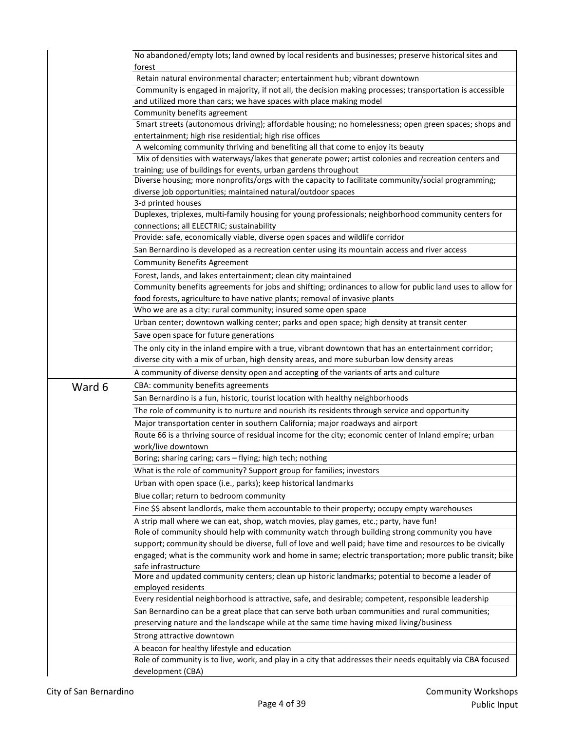| | |
|---|---|
| | No abandoned/empty lots; land owned by local residents and businesses; preserve historical sites and forest |
| | Retain natural environmental character; entertainment hub; vibrant downtown |
| | Community is engaged in majority, if not all, the decision making processes; transportation is accessible and utilized more than cars; we have spaces with place making model |
| | Community benefits agreement |
| | Smart streets (autonomous driving); affordable housing; no homelessness; open green spaces; shops and entertainment; high rise residential; high rise offices |
| | A welcoming community thriving and benefiting all that come to enjoy its beauty |
| | Mix of densities with waterways/lakes that generate power; artist colonies and recreation centers and training; use of buildings for events, urban gardens throughout |
| | Diverse housing; more nonprofits/orgs with the capacity to facilitate community/social programming; diverse job opportunities; maintained natural/outdoor spaces |
| | 3-d printed houses |
| | Duplexes, triplexes, multi-family housing for young professionals; neighborhood community centers for connections; all ELECTRIC; sustainability |
| | Provide: safe, economically viable, diverse open spaces and wildlife corridor |
| | San Bernardino is developed as a recreation center using its mountain access and river access |
| | Community Benefits Agreement |
| | Forest, lands, and lakes entertainment; clean city maintained |
| | Community benefits agreements for jobs and shifting; ordinances to allow for public land uses to allow for food forests, agriculture to have native plants; removal of invasive plants |
| | Who we are as a city: rural community; insured some open space |
| | Urban center; downtown walking center; parks and open space; high density at transit center |
| | Save open space for future generations |
| | The only city in the inland empire with a true, vibrant downtown that has an entertainment corridor; diverse city with a mix of urban, high density areas, and more suburban low density areas |
| | A community of diverse density open and accepting of the variants of arts and culture |
| Ward 6 | CBA: community benefits agreements |
| | San Bernardino is a fun, historic, tourist location with healthy neighborhoods |
| | The role of community is to nurture and nourish its residents through service and opportunity |
| | Major transportation center in southern California; major roadways and airport |
| | Route 66 is a thriving source of residual income for the city; economic center of Inland empire; urban work/live downtown |
| | Boring; sharing caring; cars – flying; high tech; nothing |
| | What is the role of community? Support group for families; investors |
| | Urban with open space (i.e., parks); keep historical landmarks |
| | Blue collar; return to bedroom community |
| | Fine $$ absent landlords, make them accountable to their property; occupy empty warehouses |
| | A strip mall where we can eat, shop, watch movies, play games, etc.; party, have fun! |
| | Role of community should help with community watch through building strong community you have support; community should be diverse, full of love and well paid; have time and resources to be civically engaged; what is the community work and home in same; electric transportation; more public transit; bike safe infrastructure |
| | More and updated community centers; clean up historic landmarks; potential to become a leader of employed residents |
| | Every residential neighborhood is attractive, safe, and desirable; competent, responsible leadership |
| | San Bernardino can be a great place that can serve both urban communities and rural communities; preserving nature and the landscape while at the same time having mixed living/business |
| | Strong attractive downtown |
| | A beacon for healthy lifestyle and education |
| | Role of community is to live, work, and play in a city that addresses their needs equitably via CBA focused development (CBA) |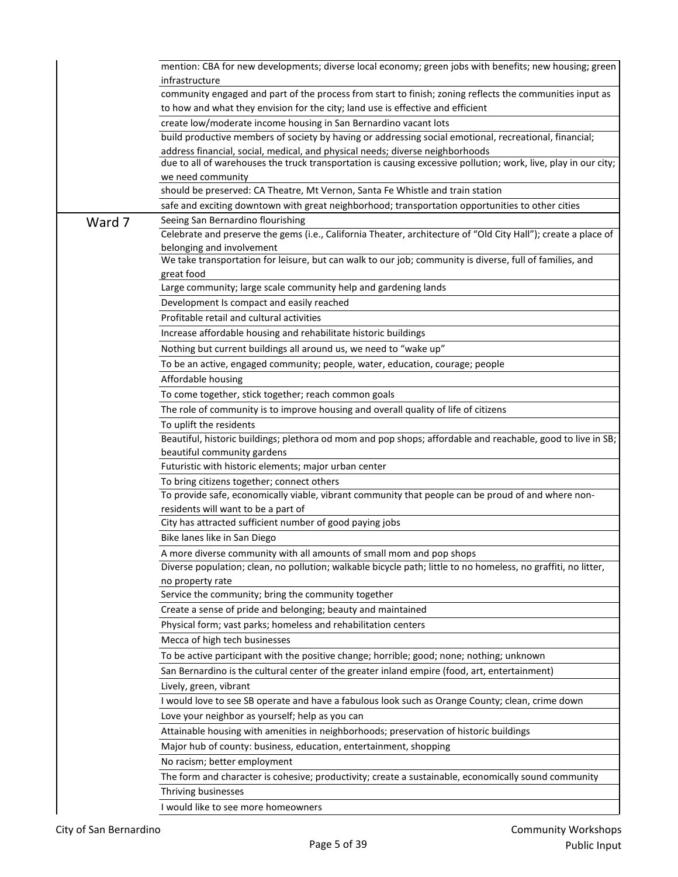| | |
|---|---|
| | mention: CBA for new developments; diverse local economy; green jobs with benefits; new housing; green infrastructure |
| | community engaged and part of the process from start to finish; zoning reflects the communities input as to how and what they envision for the city; land use is effective and efficient |
| | create low/moderate income housing in San Bernardino vacant lots |
| | build productive members of society by having or addressing social emotional, recreational, financial; address financial, social, medical, and physical needs; diverse neighborhoods |
| | due to all of warehouses the truck transportation is causing excessive pollution; work, live, play in our city; we need community |
| | should be preserved: CA Theatre, Mt Vernon, Santa Fe Whistle and train station |
| | safe and exciting downtown with great neighborhood; transportation opportunities to other cities |
| Ward 7 | Seeing San Bernardino flourishing |
| | Celebrate and preserve the gems (i.e., California Theater, architecture of "Old City Hall"); create a place of belonging and involvement |
| | We take transportation for leisure, but can walk to our job; community is diverse, full of families, and great food |
| | Large community; large scale community help and gardening lands |
| | Development Is compact and easily reached |
| | Profitable retail and cultural activities |
| | Increase affordable housing and rehabilitate historic buildings |
| | Nothing but current buildings all around us, we need to "wake up" |
| | To be an active, engaged community; people, water, education, courage; people |
| | Affordable housing |
| | To come together, stick together; reach common goals |
| | The role of community is to improve housing and overall quality of life of citizens |
| | To uplift the residents |
| | Beautiful, historic buildings; plethora od mom and pop shops; affordable and reachable, good to live in SB; beautiful community gardens |
| | Futuristic with historic elements; major urban center |
| | To bring citizens together; connect others |
| | To provide safe, economically viable, vibrant community that people can be proud of and where non-residents will want to be a part of |
| | City has attracted sufficient number of good paying jobs |
| | Bike lanes like in San Diego |
| | A more diverse community with all amounts of small mom and pop shops |
| | Diverse population; clean, no pollution; walkable bicycle path; little to no homeless, no graffiti, no litter, no property rate |
| | Service the community; bring the community together |
| | Create a sense of pride and belonging; beauty and maintained |
| | Physical form; vast parks; homeless and rehabilitation centers |
| | Mecca of high tech businesses |
| | To be active participant with the positive change; horrible; good; none; nothing; unknown |
| | San Bernardino is the cultural center of the greater inland empire (food, art, entertainment) |
| | Lively, green, vibrant |
| | I would love to see SB operate and have a fabulous look such as Orange County; clean, crime down |
| | Love your neighbor as yourself; help as you can |
| | Attainable housing with amenities in neighborhoods; preservation of historic buildings |
| | Major hub of county: business, education, entertainment, shopping |
| | No racism; better employment |
| | The form and character is cohesive; productivity; create a sustainable, economically sound community |
| | Thriving businesses |
| | I would like to see more homeowners |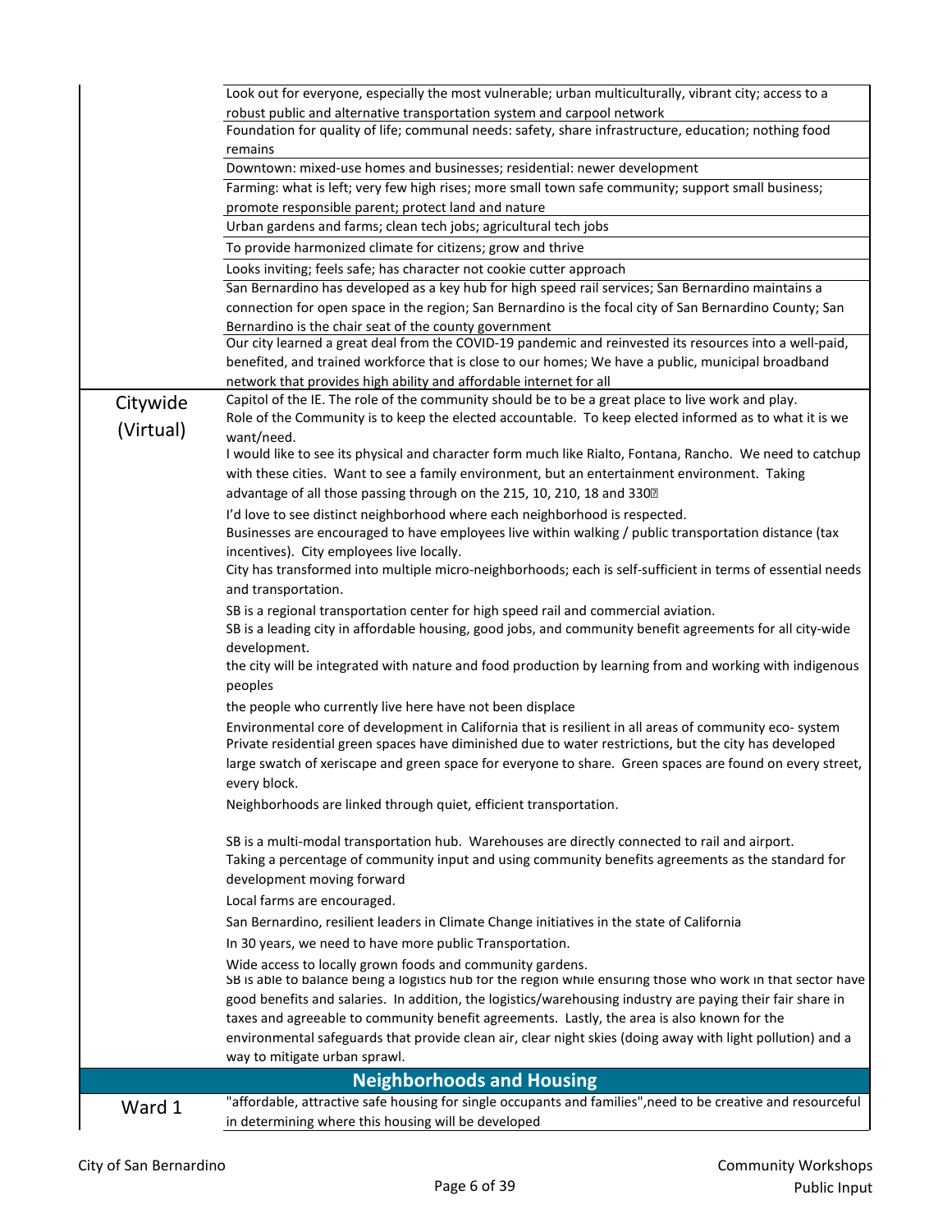| | |
|---|---|
| | Look out for everyone, especially the most vulnerable; urban multiculturally, vibrant city; access to a robust public and alternative transportation system and carpool network |
| | Foundation for quality of life; communal needs: safety, share infrastructure, education; nothing food remains |
| | Downtown: mixed-use homes and businesses; residential: newer development |
| | Farming: what is left; very few high rises; more small town safe community; support small business; promote responsible parent; protect land and nature |
| | Urban gardens and farms; clean tech jobs; agricultural tech jobs |
| | To provide harmonized climate for citizens; grow and thrive |
| | Looks inviting; feels safe; has character not cookie cutter approach |
| | San Bernardino has developed as a key hub for high speed rail services; San Bernardino maintains a connection for open space in the region; San Bernardino is the focal city of San Bernardino County; San Bernardino is the chair seat of the county government |
| | Our city learned a great deal from the COVID-19 pandemic and reinvested its resources into a well-paid, benefited, and trained workforce that is close to our homes; We have a public, municipal broadband network that provides high ability and affordable internet for all |
| Citywide (Virtual) | Capitol of the IE. The role of the community should be to be a great place to live work and play.<br>Role of the Community is to keep the elected accountable. To keep elected informed as to what it is we want/need.<br>I would like to see its physical and character form much like Rialto, Fontana, Rancho. We need to catchup with these cities. Want to see a family environment, but an entertainment environment. Taking advantage of all those passing through on the 215, 10, 210, 18 and 330<br>I'd love to see distinct neighborhood where each neighborhood is respected.<br>Businesses are encouraged to have employees live within walking / public transportation distance (tax incentives). City employees live locally.<br>City has transformed into multiple micro-neighborhoods; each is self-sufficient in terms of essential needs and transportation.<br>SB is a regional transportation center for high speed rail and commercial aviation.<br>SB is a leading city in affordable housing, good jobs, and community benefit agreements for all city-wide development.<br>the city will be integrated with nature and food production by learning from and working with indigenous peoples<br>the people who currently live here have not been displace<br>Environmental core of development in California that is resilient in all areas of community eco- system<br>Private residential green spaces have diminished due to water restrictions, but the city has developed large swatch of xeriscape and green space for everyone to share. Green spaces are found on every street, every block.<br>Neighborhoods are linked through quiet, efficient transportation.<br>SB is a multi-modal transportation hub. Warehouses are directly connected to rail and airport.<br>Taking a percentage of community input and using community benefits agreements as the standard for development moving forward<br>Local farms are encouraged.<br>San Bernardino, resilient leaders in Climate Change initiatives in the state of California<br>In 30 years, we need to have more public Transportation.<br>Wide access to locally grown foods and community gardens.<br>SB is able to balance being a logistics hub for the region while ensuring those who work in that sector have good benefits and salaries. In addition, the logistics/warehousing industry are paying their fair share in taxes and agreeable to community benefit agreements. Lastly, the area is also known for the environmental safeguards that provide clean air, clear night skies (doing away with light pollution) and a way to mitigate urban sprawl. |
| **Neighborhoods and Housing** | |
| Ward 1 | "affordable, attractive safe housing for single occupants and families",need to be creative and resourceful in determining where this housing will be developed |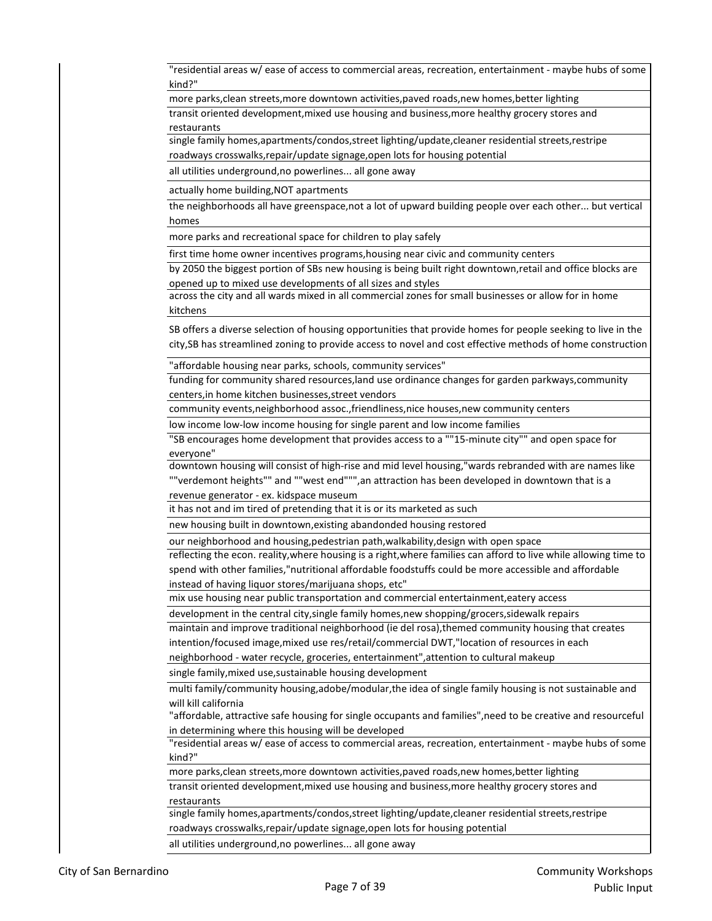| |
|---|
| "residential areas w/ ease of access to commercial areas, recreation, entertainment - maybe hubs of some kind?" |
| more parks,clean streets,more downtown activities,paved roads,new homes,better lighting |
| transit oriented development,mixed use housing and business,more healthy grocery stores and restaurants |
| single family homes,apartments/condos,street lighting/update,cleaner residential streets,restripe roadways crosswalks,repair/update signage,open lots for housing potential |
| all utilities underground,no powerlines... all gone away |
| actually home building,NOT apartments |
| the neighborhoods all have greenspace,not a lot of upward building people over each other... but vertical homes |
| more parks and recreational space for children to play safely |
| first time home owner incentives programs,housing near civic and community centers |
| by 2050 the biggest portion of SBs new housing is being built right downtown,retail and office blocks are opened up to mixed use developments of all sizes and styles |
| across the city and all wards mixed in all commercial zones for small businesses or allow for in home kitchens |
| SB offers a diverse selection of housing opportunities that provide homes for people seeking to live in the city,SB has streamlined zoning to provide access to novel and cost effective methods of home construction |
| "affordable housing near parks, schools, community services" |
| funding for community shared resources,land use ordinance changes for garden parkways,community centers,in home kitchen businesses,street vendors |
| community events,neighborhood assoc.,friendliness,nice houses,new community centers |
| low income low-low income housing for single parent and low income families |
| "SB encourages home development that provides access to a ""15-minute city"" and open space for everyone" |
| downtown housing will consist of high-rise and mid level housing,"wards rebranded with are names like ""verdemont heights"" and ""west end""",an attraction has been developed in downtown that is a revenue generator - ex. kidspace museum |
| it has not and im tired of pretending that it is or its marketed as such |
| new housing built in downtown,existing abandonded housing restored |
| our neighborhood and housing,pedestrian path,walkability,design with open space |
| reflecting the econ. reality,where housing is a right,where families can afford to live while allowing time to spend with other families,"nutritional affordable foodstuffs could be more accessible and affordable instead of having liquor stores/marijuana shops, etc" |
| mix use housing near public transportation and commercial entertainment,eatery access |
| development in the central city,single family homes,new shopping/grocers,sidewalk repairs |
| maintain and improve traditional neighborhood (ie del rosa),themed community housing that creates intention/focused image,mixed use res/retail/commercial DWT,"location of resources in each neighborhood - water recycle, groceries, entertainment",attention to cultural makeup |
| single family,mixed use,sustainable housing development |
| multi family/community housing,adobe/modular,the idea of single family housing is not sustainable and will kill california |
| "affordable, attractive safe housing for single occupants and families",need to be creative and resourceful in determining where this housing will be developed |
| "residential areas w/ ease of access to commercial areas, recreation, entertainment - maybe hubs of some kind?" |
| more parks,clean streets,more downtown activities,paved roads,new homes,better lighting |
| transit oriented development,mixed use housing and business,more healthy grocery stores and restaurants |
| single family homes,apartments/condos,street lighting/update,cleaner residential streets,restripe roadways crosswalks,repair/update signage,open lots for housing potential |
| all utilities underground,no powerlines... all gone away |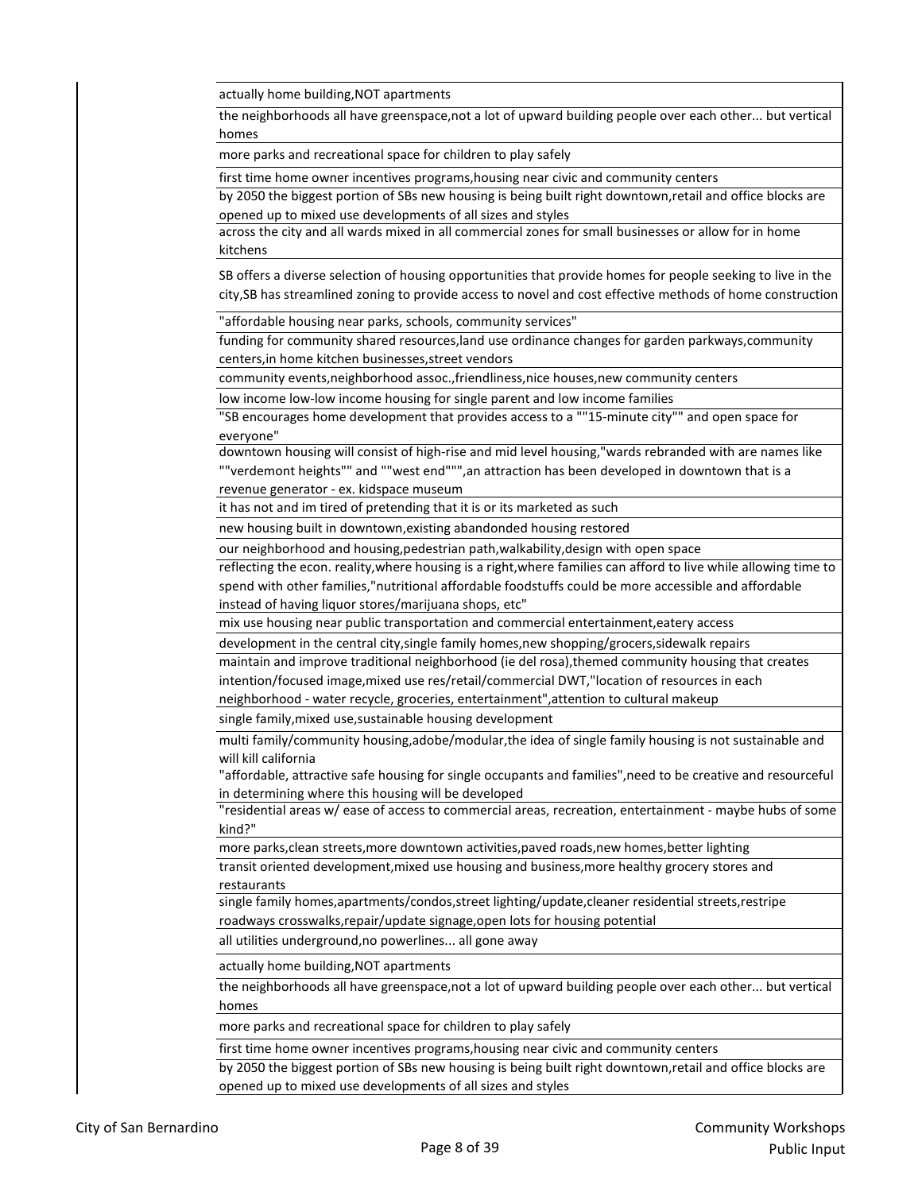| |
|---|
| actually home building,NOT apartments |
| the neighborhoods all have greenspace,not a lot of upward building people over each other... but vertical homes |
| more parks and recreational space for children to play safely |
| first time home owner incentives programs,housing near civic and community centers |
| by 2050 the biggest portion of SBs new housing is being built right downtown,retail and office blocks are opened up to mixed use developments of all sizes and styles |
| across the city and all wards mixed in all commercial zones for small businesses or allow for in home kitchens |
| SB offers a diverse selection of housing opportunities that provide homes for people seeking to live in the city,SB has streamlined zoning to provide access to novel and cost effective methods of home construction |
| "affordable housing near parks, schools, community services" |
| funding for community shared resources,land use ordinance changes for garden parkways,community centers,in home kitchen businesses,street vendors |
| community events,neighborhood assoc.,friendliness,nice houses,new community centers |
| low income low-low income housing for single parent and low income families |
| "SB encourages home development that provides access to a ""15-minute city"" and open space for everyone" |
| downtown housing will consist of high-rise and mid level housing,"wards rebranded with are names like ""verdemont heights"" and ""west end""",an attraction has been developed in downtown that is a revenue generator - ex. kidspace museum |
| it has not and im tired of pretending that it is or its marketed as such |
| new housing built in downtown,existing abandonded housing restored |
| our neighborhood and housing,pedestrian path,walkability,design with open space |
| reflecting the econ. reality,where housing is a right,where families can afford to live while allowing time to spend with other families,"nutritional affordable foodstuffs could be more accessible and affordable instead of having liquor stores/marijuana shops, etc" |
| mix use housing near public transportation and commercial entertainment,eatery access |
| development in the central city,single family homes,new shopping/grocers,sidewalk repairs |
| maintain and improve traditional neighborhood (ie del rosa),themed community housing that creates intention/focused image,mixed use res/retail/commercial DWT,"location of resources in each neighborhood - water recycle, groceries, entertainment",attention to cultural makeup |
| single family,mixed use,sustainable housing development |
| multi family/community housing,adobe/modular,the idea of single family housing is not sustainable and will kill california |
| "affordable, attractive safe housing for single occupants and families",need to be creative and resourceful in determining where this housing will be developed |
| "residential areas w/ ease of access to commercial areas, recreation, entertainment - maybe hubs of some kind?" |
| more parks,clean streets,more downtown activities,paved roads,new homes,better lighting |
| transit oriented development,mixed use housing and business,more healthy grocery stores and restaurants |
| single family homes,apartments/condos,street lighting/update,cleaner residential streets,restripe roadways crosswalks,repair/update signage,open lots for housing potential |
| all utilities underground,no powerlines... all gone away |
| actually home building,NOT apartments |
| the neighborhoods all have greenspace,not a lot of upward building people over each other... but vertical homes |
| more parks and recreational space for children to play safely |
| first time home owner incentives programs,housing near civic and community centers |
| by 2050 the biggest portion of SBs new housing is being built right downtown,retail and office blocks are opened up to mixed use developments of all sizes and styles |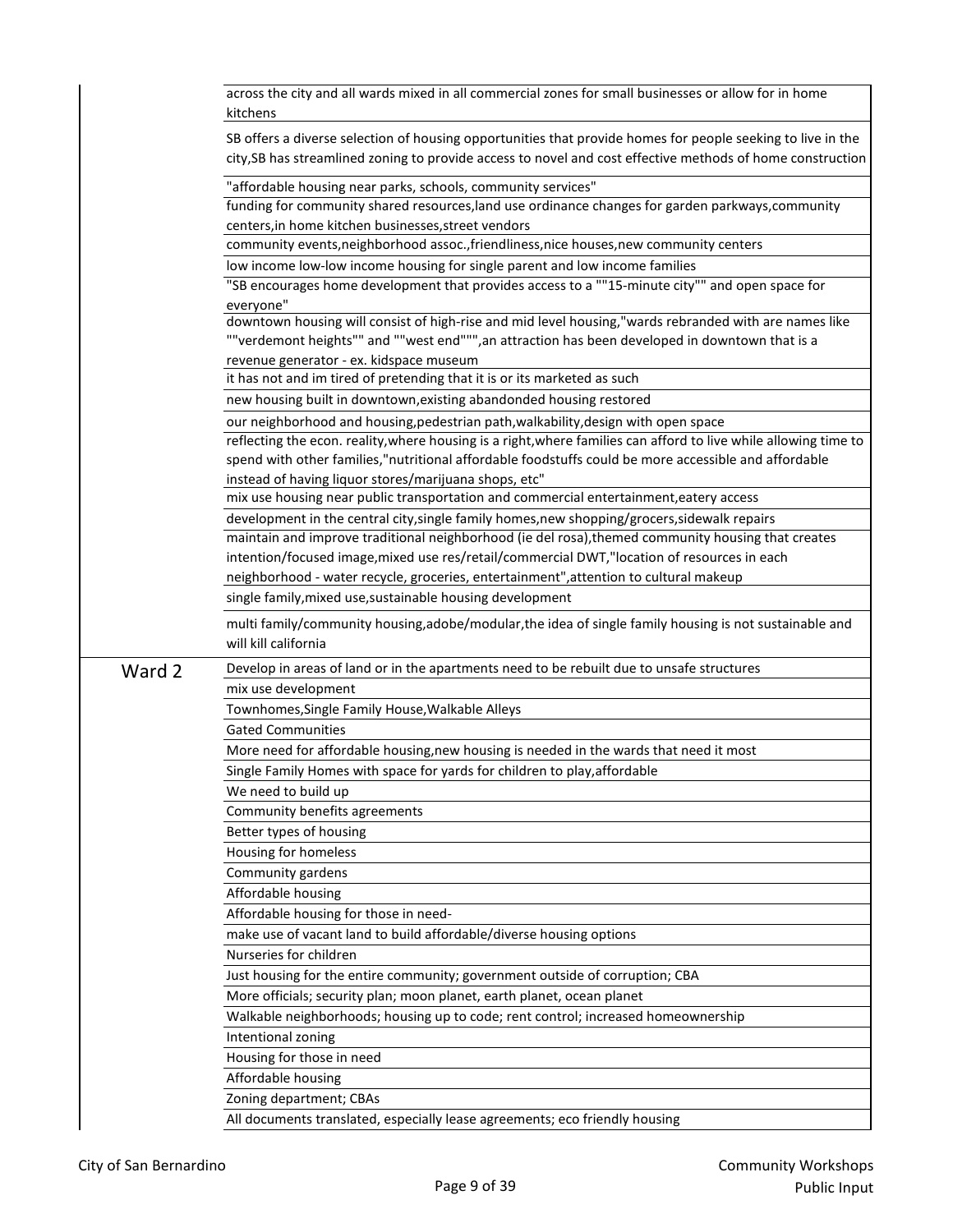| | |
|---|---|
| | across the city and all wards mixed in all commercial zones for small businesses or allow for in home kitchens |
| | SB offers a diverse selection of housing opportunities that provide homes for people seeking to live in the city,SB has streamlined zoning to provide access to novel and cost effective methods of home construction |
| | "affordable housing near parks, schools, community services" |
| | funding for community shared resources,land use ordinance changes for garden parkways,community centers,in home kitchen businesses,street vendors |
| | community events,neighborhood assoc.,friendliness,nice houses,new community centers |
| | low income low-low income housing for single parent and low income families |
| | "SB encourages home development that provides access to a ""15-minute city"" and open space for everyone" |
| | downtown housing will consist of high-rise and mid level housing,"wards rebranded with are names like ""verdemont heights"" and ""west end""",an attraction has been developed in downtown that is a revenue generator - ex. kidspace museum |
| | it has not and im tired of pretending that it is or its marketed as such |
| | new housing built in downtown,existing abandonded housing restored |
| | our neighborhood and housing,pedestrian path,walkability,design with open space |
| | reflecting the econ. reality,where housing is a right,where families can afford to live while allowing time to spend with other families,"nutritional affordable foodstuffs could be more accessible and affordable instead of having liquor stores/marijuana shops, etc" |
| | mix use housing near public transportation and commercial entertainment,eatery access |
| | development in the central city,single family homes,new shopping/grocers,sidewalk repairs |
| | maintain and improve traditional neighborhood (ie del rosa),themed community housing that creates intention/focused image,mixed use res/retail/commercial DWT,"location of resources in each neighborhood - water recycle, groceries, entertainment",attention to cultural makeup |
| | single family,mixed use,sustainable housing development |
| | multi family/community housing,adobe/modular,the idea of single family housing is not sustainable and will kill california |
| Ward 2 | Develop in areas of land or in the apartments need to be rebuilt due to unsafe structures |
| | mix use development |
| | Townhomes,Single Family House,Walkable Alleys |
| | Gated Communities |
| | More need for affordable housing,new housing is needed in the wards that need it most |
| | Single Family Homes with space for yards for children to play,affordable |
| | We need to build up |
| | Community benefits agreements |
| | Better types of housing |
| | Housing for homeless |
| | Community gardens |
| | Affordable housing |
| | Affordable housing for those in need- |
| | make use of vacant land to build affordable/diverse housing options |
| | Nurseries for children |
| | Just housing for the entire community; government outside of corruption; CBA |
| | More officials; security plan; moon planet, earth planet, ocean planet |
| | Walkable neighborhoods; housing up to code; rent control; increased homeownership |
| | Intentional zoning |
| | Housing for those in need |
| | Affordable housing |
| | Zoning department; CBAs |
| | All documents translated, especially lease agreements; eco friendly housing |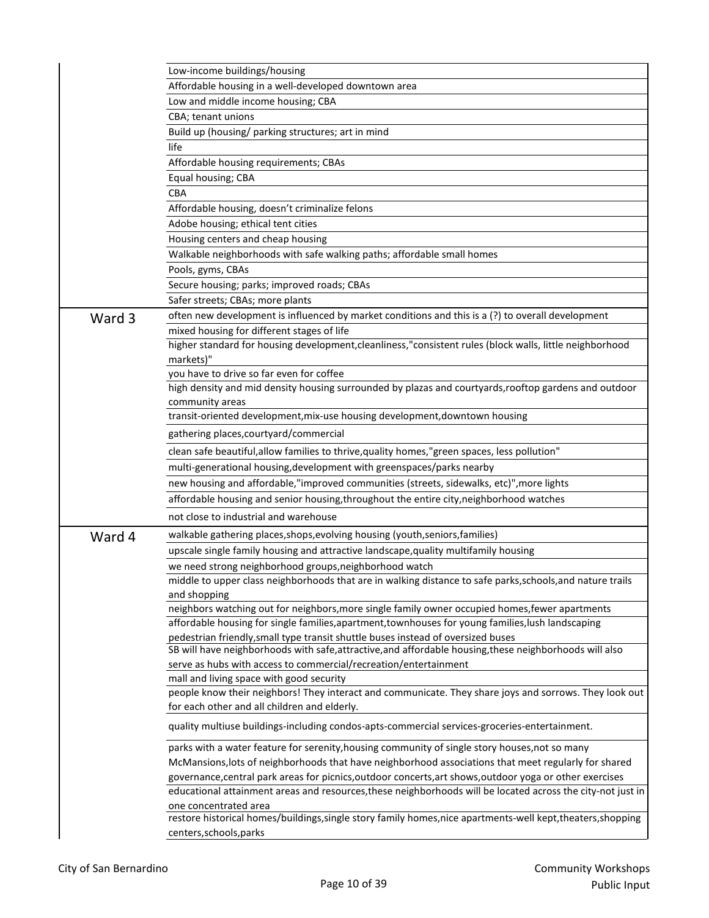| | |
|---|---|
| | Low-income buildings/housing |
| | Affordable housing in a well-developed downtown area |
| | Low and middle income housing; CBA |
| | CBA; tenant unions |
| | Build up (housing/ parking structures; art in mind |
| | life |
| | Affordable housing requirements; CBAs |
| | Equal housing; CBA |
| | CBA |
| | Affordable housing, doesn't criminalize felons |
| | Adobe housing; ethical tent cities |
| | Housing centers and cheap housing |
| | Walkable neighborhoods with safe walking paths; affordable small homes |
| | Pools, gyms, CBAs |
| | Secure housing; parks; improved roads; CBAs |
| | Safer streets; CBAs; more plants |
| Ward 3 | often new development is influenced by market conditions and this is a (?) to overall development |
| | mixed housing for different stages of life |
| | higher standard for housing development,cleanliness,"consistent rules (block walls, little neighborhood markets)" |
| | you have to drive so far even for coffee |
| | high density and mid density housing surrounded by plazas and courtyards,rooftop gardens and outdoor community areas |
| | transit-oriented development,mix-use housing development,downtown housing |
| | gathering places,courtyard/commercial |
| | clean safe beautiful,allow families to thrive,quality homes,"green spaces, less pollution" |
| | multi-generational housing,development with greenspaces/parks nearby |
| | new housing and affordable,"improved communities (streets, sidewalks, etc)",more lights |
| | affordable housing and senior housing,throughout the entire city,neighborhood watches |
| | not close to industrial and warehouse |
| Ward 4 | walkable gathering places,shops,evolving housing (youth,seniors,families) |
| | upscale single family housing and attractive landscape,quality multifamily housing |
| | we need strong neighborhood groups,neighborhood watch |
| | middle to upper class neighborhoods that are in walking distance to safe parks,schools,and nature trails and shopping |
| | neighbors watching out for neighbors,more single family owner occupied homes,fewer apartments |
| | affordable housing for single families,apartment,townhouses for young families,lush landscaping pedestrian friendly,small type transit shuttle buses instead of oversized buses |
| | SB will have neighborhoods with safe,attractive,and affordable housing,these neighborhoods will also serve as hubs with access to commercial/recreation/entertainment |
| | mall and living space with good security |
| | people know their neighbors! They interact and communicate. They share joys and sorrows. They look out for each other and all children and elderly. |
| | quality multiuse buildings-including condos-apts-commercial services-groceries-entertainment. |
| | parks with a water feature for serenity,housing community of single story houses,not so many McMansions,lots of neighborhoods that have neighborhood associations that meet regularly for shared governance,central park areas for picnics,outdoor concerts,art shows,outdoor yoga or other exercises |
| | educational attainment areas and resources,these neighborhoods will be located across the city-not just in one concentrated area |
| | restore historical homes/buildings,single story family homes,nice apartments-well kept,theaters,shopping centers,schools,parks |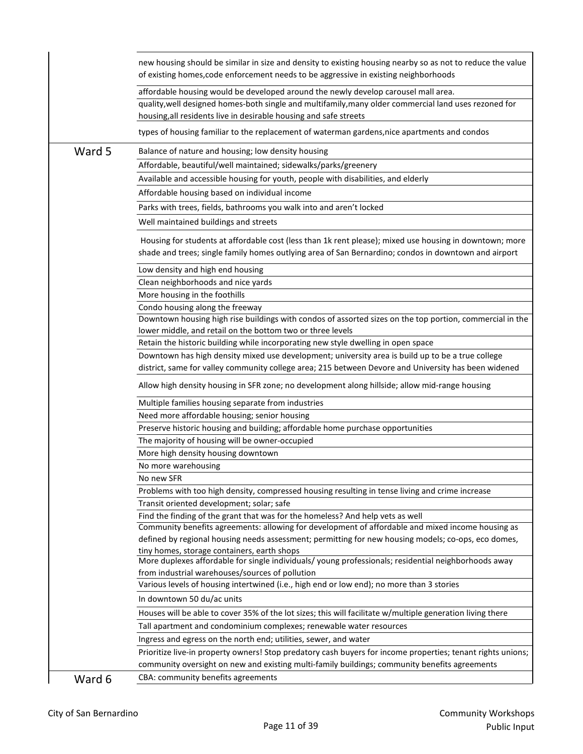| | |
|---|---|
| | new housing should be similar in size and density to existing housing nearby so as not to reduce the value of existing homes,code enforcement needs to be aggressive in existing neighborhoods |
| | affordable housing would be developed around the newly develop carousel mall area. |
| | quality,well designed homes-both single and multifamily,many older commercial land uses rezoned for housing,all residents live in desirable housing and safe streets |
| | types of housing familiar to the replacement of waterman gardens,nice apartments and condos |
| Ward 5 | Balance of nature and housing; low density housing |
| | Affordable, beautiful/well maintained; sidewalks/parks/greenery |
| | Available and accessible housing for youth, people with disabilities, and elderly |
| | Affordable housing based on individual income |
| | Parks with trees, fields, bathrooms you walk into and aren't locked |
| | Well maintained buildings and streets |
| | Housing for students at affordable cost (less than 1k rent please); mixed use housing in downtown; more shade and trees; single family homes outlying area of San Bernardino; condos in downtown and airport |
| | Low density and high end housing |
| | Clean neighborhoods and nice yards |
| | More housing in the foothills |
| | Condo housing along the freeway |
| | Downtown housing high rise buildings with condos of assorted sizes on the top portion, commercial in the lower middle, and retail on the bottom two or three levels |
| | Retain the historic building while incorporating new style dwelling in open space |
| | Downtown has high density mixed use development; university area is build up to be a true college district, same for valley community college area; 215 between Devore and University has been widened |
| | Allow high density housing in SFR zone; no development along hillside; allow mid-range housing |
| | Multiple families housing separate from industries |
| | Need more affordable housing; senior housing |
| | Preserve historic housing and building; affordable home purchase opportunities |
| | The majority of housing will be owner-occupied |
| | More high density housing downtown |
| | No more warehousing |
| | No new SFR |
| | Problems with too high density, compressed housing resulting in tense living and crime increase |
| | Transit oriented development; solar; safe |
| | Find the finding of the grant that was for the homeless? And help vets as well |
| | Community benefits agreements: allowing for development of affordable and mixed income housing as defined by regional housing needs assessment; permitting for new housing models; co-ops, eco domes, tiny homes, storage containers, earth shops |
| | More duplexes affordable for single individuals/ young professionals; residential neighborhoods away from industrial warehouses/sources of pollution |
| | Various levels of housing intertwined (i.e., high end or low end); no more than 3 stories |
| | In downtown 50 du/ac units |
| | Houses will be able to cover 35% of the lot sizes; this will facilitate w/multiple generation living there |
| | Tall apartment and condominium complexes; renewable water resources |
| | Ingress and egress on the north end; utilities, sewer, and water |
| | Prioritize live-in property owners! Stop predatory cash buyers for income properties; tenant rights unions; community oversight on new and existing multi-family buildings; community benefits agreements |
| Ward 6 | CBA: community benefits agreements |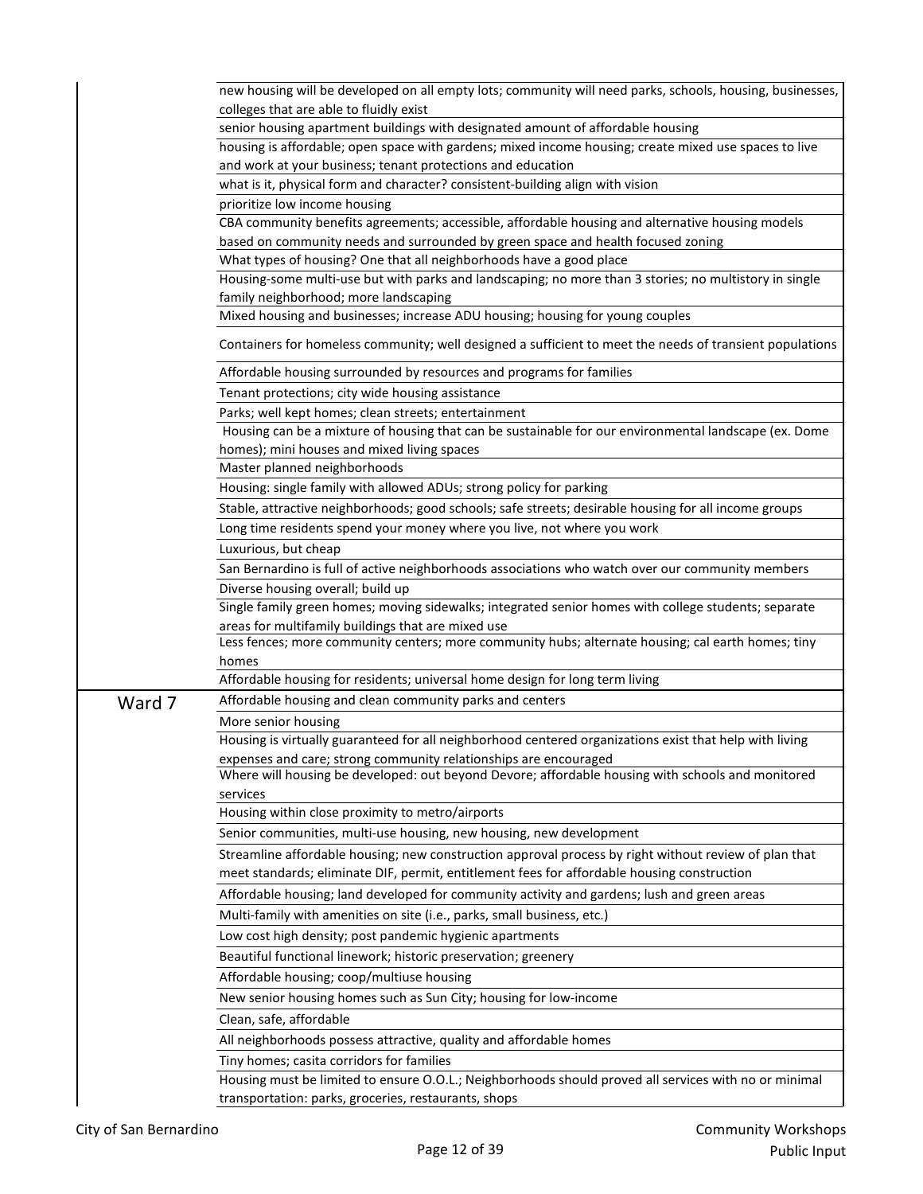| | |
|---|---|
| | new housing will be developed on all empty lots; community will need parks, schools, housing, businesses, colleges that are able to fluidly exist |
| | senior housing apartment buildings with designated amount of affordable housing |
| | housing is affordable; open space with gardens; mixed income housing; create mixed use spaces to live and work at your business; tenant protections and education |
| | what is it, physical form and character? consistent-building align with vision |
| | prioritize low income housing |
| | CBA community benefits agreements; accessible, affordable housing and alternative housing models based on community needs and surrounded by green space and health focused zoning |
| | What types of housing? One that all neighborhoods have a good place |
| | Housing-some multi-use but with parks and landscaping; no more than 3 stories; no multistory in single family neighborhood; more landscaping |
| | Mixed housing and businesses; increase ADU housing; housing for young couples |
| | Containers for homeless community; well designed a sufficient to meet the needs of transient populations |
| | Affordable housing surrounded by resources and programs for families |
| | Tenant protections; city wide housing assistance |
| | Parks; well kept homes; clean streets; entertainment |
| | Housing can be a mixture of housing that can be sustainable for our environmental landscape (ex. Dome homes); mini houses and mixed living spaces |
| | Master planned neighborhoods |
| | Housing: single family with allowed ADUs; strong policy for parking |
| | Stable, attractive neighborhoods; good schools; safe streets; desirable housing for all income groups |
| | Long time residents spend your money where you live, not where you work |
| | Luxurious, but cheap |
| | San Bernardino is full of active neighborhoods associations who watch over our community members |
| | Diverse housing overall; build up |
| | Single family green homes; moving sidewalks; integrated senior homes with college students; separate areas for multifamily buildings that are mixed use |
| | Less fences; more community centers; more community hubs; alternate housing; cal earth homes; tiny homes |
| | Affordable housing for residents; universal home design for long term living |
| Ward 7 | Affordable housing and clean community parks and centers |
| | More senior housing |
| | Housing is virtually guaranteed for all neighborhood centered organizations exist that help with living expenses and care; strong community relationships are encouraged |
| | Where will housing be developed: out beyond Devore; affordable housing with schools and monitored services |
| | Housing within close proximity to metro/airports |
| | Senior communities, multi-use housing, new housing, new development |
| | Streamline affordable housing; new construction approval process by right without review of plan that meet standards; eliminate DIF, permit, entitlement fees for affordable housing construction |
| | Affordable housing; land developed for community activity and gardens; lush and green areas |
| | Multi-family with amenities on site (i.e., parks, small business, etc.) |
| | Low cost high density; post pandemic hygienic apartments |
| | Beautiful functional linework; historic preservation; greenery |
| | Affordable housing; coop/multiuse housing |
| | New senior housing homes such as Sun City; housing for low-income |
| | Clean, safe, affordable |
| | All neighborhoods possess attractive, quality and affordable homes |
| | Tiny homes; casita corridors for families |
| | Housing must be limited to ensure O.O.L.; Neighborhoods should proved all services with no or minimal transportation: parks, groceries, restaurants, shops |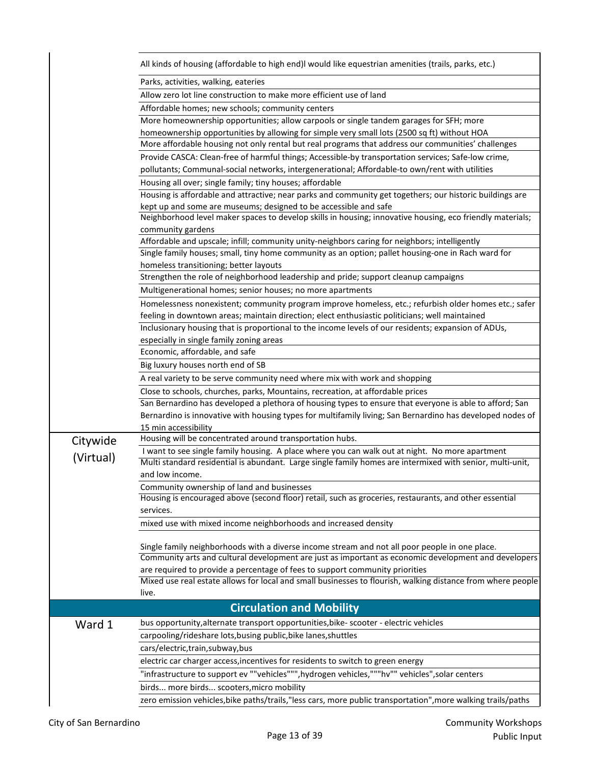| | |
|---|---|
| | All kinds of housing (affordable to high end)I would like equestrian amenities (trails, parks, etc.) |
| | Parks, activities, walking, eateries |
| | Allow zero lot line construction to make more efficient use of land |
| | Affordable homes; new schools; community centers |
| | More homeownership opportunities; allow carpools or single tandem garages for SFH; more homeownership opportunities by allowing for simple very small lots (2500 sq ft) without HOA |
| | More affordable housing not only rental but real programs that address our communities' challenges |
| | Provide CASCA: Clean-free of harmful things; Accessible-by transportation services; Safe-low crime, pollutants; Communal-social networks, intergenerational; Affordable-to own/rent with utilities |
| | Housing all over; single family; tiny houses; affordable |
| | Housing is affordable and attractive; near parks and community get togethers; our historic buildings are kept up and some are museums; designed to be accessible and safe |
| | Neighborhood level maker spaces to develop skills in housing; innovative housing, eco friendly materials; community gardens |
| | Affordable and upscale; infill; community unity-neighbors caring for neighbors; intelligently |
| | Single family houses; small, tiny home community as an option; pallet housing-one in Rach ward for homeless transitioning; better layouts |
| | Strengthen the role of neighborhood leadership and pride; support cleanup campaigns |
| | Multigenerational homes; senior houses; no more apartments |
| | Homelessness nonexistent; community program improve homeless, etc.; refurbish older homes etc.; safer feeling in downtown areas; maintain direction; elect enthusiastic politicians; well maintained |
| | Inclusionary housing that is proportional to the income levels of our residents; expansion of ADUs, especially in single family zoning areas |
| | Economic, affordable, and safe |
| | Big luxury houses north end of SB |
| | A real variety to be serve community need where mix with work and shopping |
| | Close to schools, churches, parks, Mountains, recreation, at affordable prices |
| | San Bernardino has developed a plethora of housing types to ensure that everyone is able to afford; San Bernardino is innovative with housing types for multifamily living; San Bernardino has developed nodes of 15 min accessibility |
| Citywide (Virtual) | Housing will be concentrated around transportation hubs. |
| | I want to see single family housing. A place where you can walk out at night. No more apartment |
| | Multi standard residential is abundant. Large single family homes are intermixed with senior, multi-unit, and low income. |
| | Community ownership of land and businesses |
| | Housing is encouraged above (second floor) retail, such as groceries, restaurants, and other essential services. |
| | mixed use with mixed income neighborhoods and increased density |
| | Single family neighborhoods with a diverse income stream and not all poor people in one place. |
| | Community arts and cultural development are just as important as economic development and developers are required to provide a percentage of fees to support community priorities |
| | Mixed use real estate allows for local and small businesses to flourish, walking distance from where people live. |

## Circulation and Mobility

| | |
|---|---|
| Ward 1 | bus opportunity,alternate transport opportunities,bike- scooter - electric vehicles |
| | carpooling/rideshare lots,busing public,bike lanes,shuttles |
| | cars/electric,train,subway,bus |
| | electric car charger access,incentives for residents to switch to green energy |
| | "infrastructure to support ev ""vehicles""",hydrogen vehicles,"""hv"" vehicles",solar centers |
| | birds... more birds... scooters,micro mobility |
| | zero emission vehicles,bike paths/trails,"less cars, more public transportation",more walking trails/paths |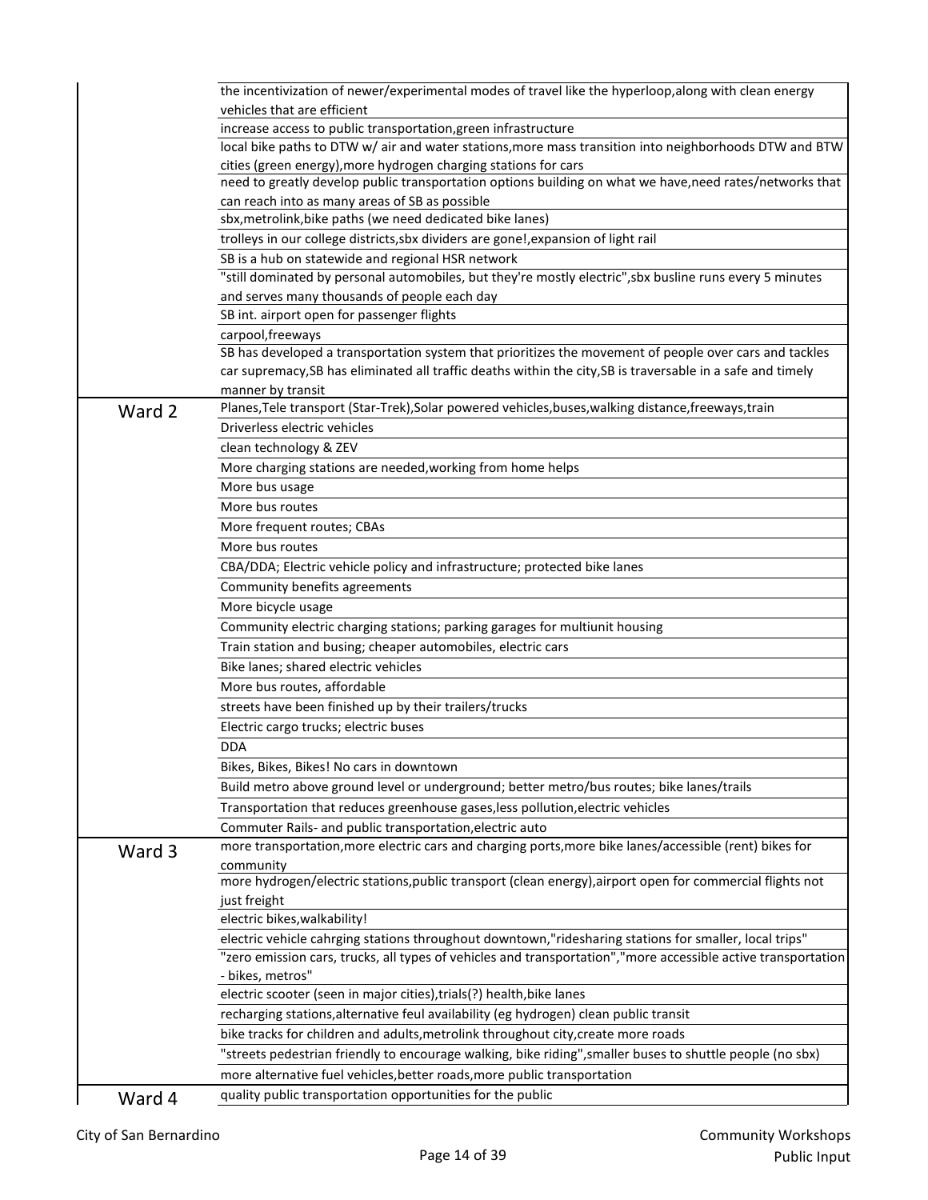| | |
|---|---|
| | the incentivization of newer/experimental modes of travel like the hyperloop,along with clean energy vehicles that are efficient |
| | increase access to public transportation,green infrastructure |
| | local bike paths to DTW w/ air and water stations,more mass transition into neighborhoods DTW and BTW cities (green energy),more hydrogen charging stations for cars |
| | need to greatly develop public transportation options building on what we have,need rates/networks that can reach into as many areas of SB as possible |
| | sbx,metrolink,bike paths (we need dedicated bike lanes) |
| | trolleys in our college districts,sbx dividers are gone!,expansion of light rail |
| | SB is a hub on statewide and regional HSR network |
| | "still dominated by personal automobiles, but they're mostly electric",sbx busline runs every 5 minutes and serves many thousands of people each day |
| | SB int. airport open for passenger flights |
| | carpool,freeways |
| | SB has developed a transportation system that prioritizes the movement of people over cars and tackles car supremacy,SB has eliminated all traffic deaths within the city,SB is traversable in a safe and timely manner by transit |
| Ward 2 | Planes,Tele transport (Star-Trek),Solar powered vehicles,buses,walking distance,freeways,train |
| | Driverless electric vehicles |
| | clean technology & ZEV |
| | More charging stations are needed,working from home helps |
| | More bus usage |
| | More bus routes |
| | More frequent routes; CBAs |
| | More bus routes |
| | CBA/DDA; Electric vehicle policy and infrastructure; protected bike lanes |
| | Community benefits agreements |
| | More bicycle usage |
| | Community electric charging stations; parking garages for multiunit housing |
| | Train station and busing; cheaper automobiles, electric cars |
| | Bike lanes; shared electric vehicles |
| | More bus routes, affordable |
| | streets have been finished up by their trailers/trucks |
| | Electric cargo trucks; electric buses |
| | DDA |
| | Bikes, Bikes, Bikes! No cars in downtown |
| | Build metro above ground level or underground; better metro/bus routes; bike lanes/trails |
| | Transportation that reduces greenhouse gases,less pollution,electric vehicles |
| | Commuter Rails- and public transportation,electric auto |
| Ward 3 | more transportation,more electric cars and charging ports,more bike lanes/accessible (rent) bikes for community |
| | more hydrogen/electric stations,public transport (clean energy),airport open for commercial flights not just freight |
| | electric bikes,walkability! |
| | electric vehicle cahrging stations throughout downtown,"ridesharing stations for smaller, local trips" |
| | "zero emission cars, trucks, all types of vehicles and transportation","more accessible active transportation - bikes, metros" |
| | electric scooter (seen in major cities),trials(?) health,bike lanes |
| | recharging stations,alternative feul availability (eg hydrogen) clean public transit |
| | bike tracks for children and adults,metrolink throughout city,create more roads |
| | "streets pedestrian friendly to encourage walking, bike riding",smaller buses to shuttle people (no sbx) |
| | more alternative fuel vehicles,better roads,more public transportation |
| Ward 4 | quality public transportation opportunities for the public |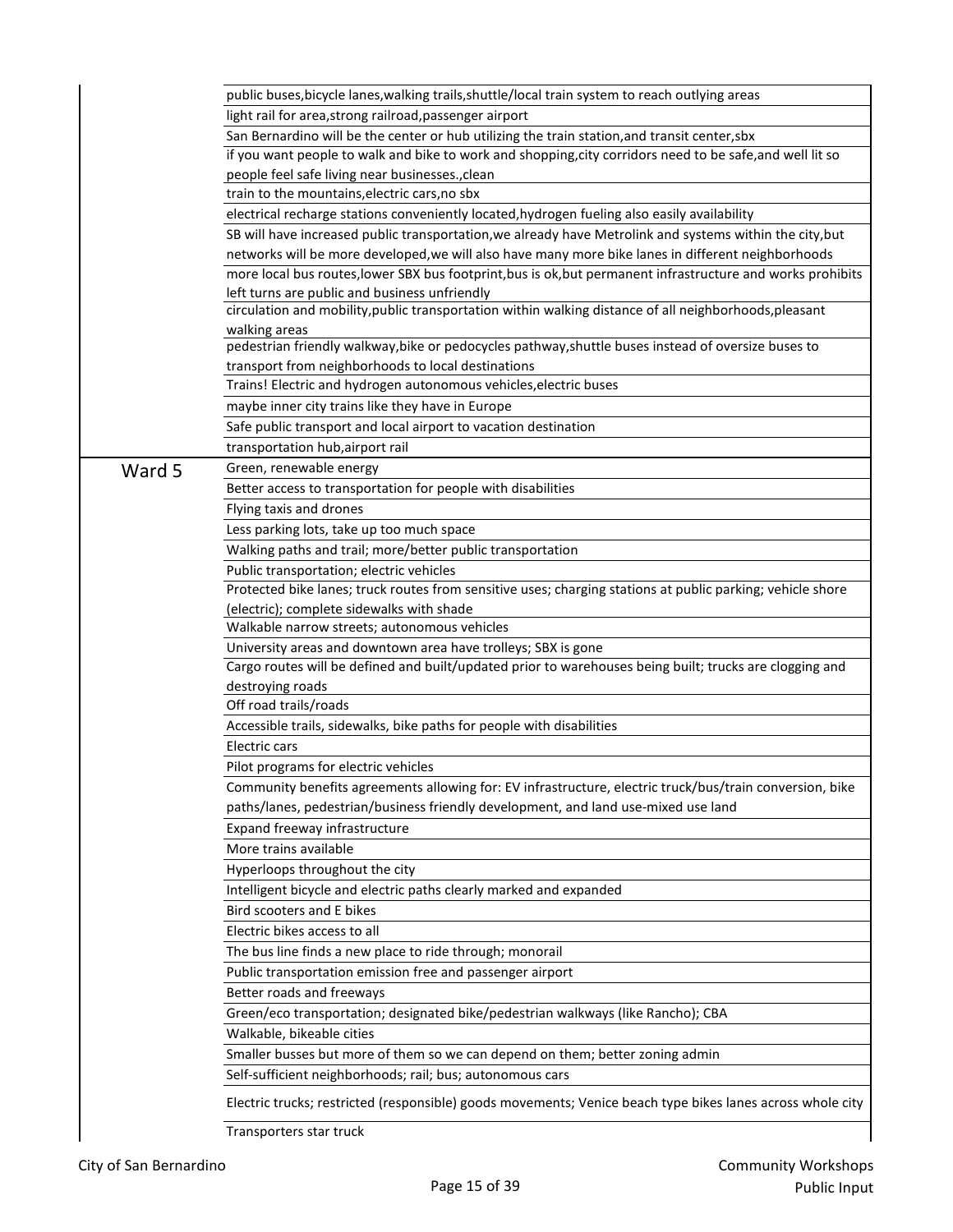| | |
|---|---|
| | public buses,bicycle lanes,walking trails,shuttle/local train system to reach outlying areas |
| | light rail for area,strong railroad,passenger airport |
| | San Bernardino will be the center or hub utilizing the train station,and transit center,sbx |
| | if you want people to walk and bike to work and shopping,city corridors need to be safe,and well lit so people feel safe living near businesses.,clean |
| | train to the mountains,electric cars,no sbx |
| | electrical recharge stations conveniently located,hydrogen fueling also easily availability |
| | SB will have increased public transportation,we already have Metrolink and systems within the city,but networks will be more developed,we will also have many more bike lanes in different neighborhoods |
| | more local bus routes,lower SBX bus footprint,bus is ok,but permanent infrastructure and works prohibits left turns are public and business unfriendly |
| | circulation and mobility,public transportation within walking distance of all neighborhoods,pleasant walking areas |
| | pedestrian friendly walkway,bike or pedocycles pathway,shuttle buses instead of oversize buses to transport from neighborhoods to local destinations |
| | Trains! Electric and hydrogen autonomous vehicles,electric buses |
| | maybe inner city trains like they have in Europe |
| | Safe public transport and local airport to vacation destination |
| | transportation hub,airport rail |
| Ward 5 | Green, renewable energy |
| | Better access to transportation for people with disabilities |
| | Flying taxis and drones |
| | Less parking lots, take up too much space |
| | Walking paths and trail; more/better public transportation |
| | Public transportation; electric vehicles |
| | Protected bike lanes; truck routes from sensitive uses; charging stations at public parking; vehicle shore (electric); complete sidewalks with shade |
| | Walkable narrow streets; autonomous vehicles |
| | University areas and downtown area have trolleys; SBX is gone |
| | Cargo routes will be defined and built/updated prior to warehouses being built; trucks are clogging and destroying roads |
| | Off road trails/roads |
| | Accessible trails, sidewalks, bike paths for people with disabilities |
| | Electric cars |
| | Pilot programs for electric vehicles |
| | Community benefits agreements allowing for: EV infrastructure, electric truck/bus/train conversion, bike paths/lanes, pedestrian/business friendly development, and land use-mixed use land |
| | Expand freeway infrastructure |
| | More trains available |
| | Hyperloops throughout the city |
| | Intelligent bicycle and electric paths clearly marked and expanded |
| | Bird scooters and E bikes |
| | Electric bikes access to all |
| | The bus line finds a new place to ride through; monorail |
| | Public transportation emission free and passenger airport |
| | Better roads and freeways |
| | Green/eco transportation; designated bike/pedestrian walkways (like Rancho); CBA |
| | Walkable, bikeable cities |
| | Smaller busses but more of them so we can depend on them; better zoning admin |
| | Self-sufficient neighborhoods; rail; bus; autonomous cars |
| | Electric trucks; restricted (responsible) goods movements; Venice beach type bikes lanes across whole city |
| | Transporters star truck |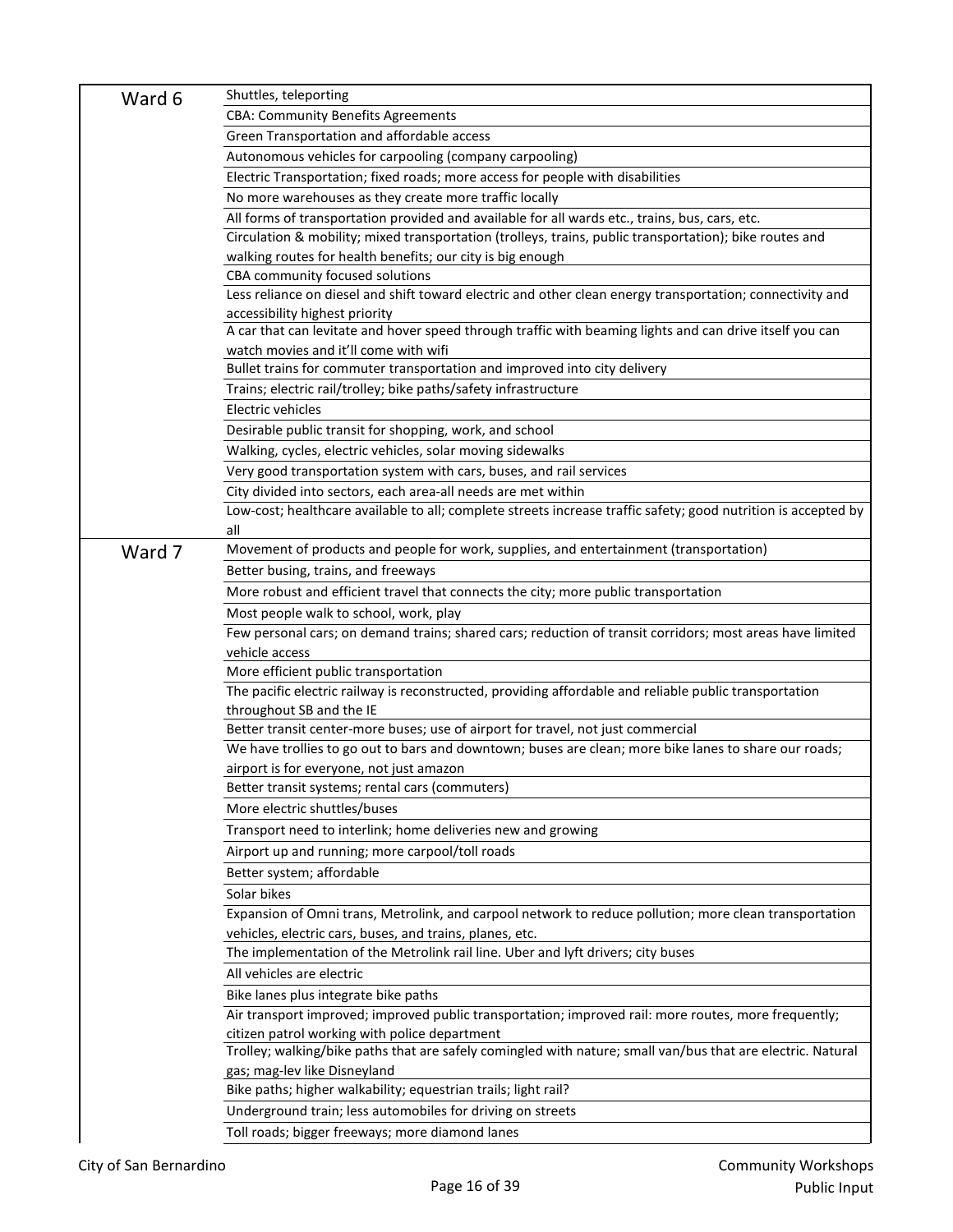| | |
|---|---|
| Ward 6 | Shuttles, teleporting |
| | CBA: Community Benefits Agreements |
| | Green Transportation and affordable access |
| | Autonomous vehicles for carpooling (company carpooling) |
| | Electric Transportation; fixed roads; more access for people with disabilities |
| | No more warehouses as they create more traffic locally |
| | All forms of transportation provided and available for all wards etc., trains, bus, cars, etc. |
| | Circulation & mobility; mixed transportation (trolleys, trains, public transportation); bike routes and walking routes for health benefits; our city is big enough |
| | CBA community focused solutions |
| | Less reliance on diesel and shift toward electric and other clean energy transportation; connectivity and accessibility highest priority |
| | A car that can levitate and hover speed through traffic with beaming lights and can drive itself you can watch movies and it'll come with wifi |
| | Bullet trains for commuter transportation and improved into city delivery |
| | Trains; electric rail/trolley; bike paths/safety infrastructure |
| | Electric vehicles |
| | Desirable public transit for shopping, work, and school |
| | Walking, cycles, electric vehicles, solar moving sidewalks |
| | Very good transportation system with cars, buses, and rail services |
| | City divided into sectors, each area-all needs are met within |
| | Low-cost; healthcare available to all; complete streets increase traffic safety; good nutrition is accepted by all |
| Ward 7 | Movement of products and people for work, supplies, and entertainment (transportation) |
| | Better busing, trains, and freeways |
| | More robust and efficient travel that connects the city; more public transportation |
| | Most people walk to school, work, play |
| | Few personal cars; on demand trains; shared cars; reduction of transit corridors; most areas have limited vehicle access |
| | More efficient public transportation |
| | The pacific electric railway is reconstructed, providing affordable and reliable public transportation throughout SB and the IE |
| | Better transit center-more buses; use of airport for travel, not just commercial |
| | We have trollies to go out to bars and downtown; buses are clean; more bike lanes to share our roads; airport is for everyone, not just amazon |
| | Better transit systems; rental cars (commuters) |
| | More electric shuttles/buses |
| | Transport need to interlink; home deliveries new and growing |
| | Airport up and running; more carpool/toll roads |
| | Better system; affordable |
| | Solar bikes |
| | Expansion of Omni trans, Metrolink, and carpool network to reduce pollution; more clean transportation vehicles, electric cars, buses, and trains, planes, etc. |
| | The implementation of the Metrolink rail line. Uber and lyft drivers; city buses |
| | All vehicles are electric |
| | Bike lanes plus integrate bike paths |
| | Air transport improved; improved public transportation; improved rail: more routes, more frequently; citizen patrol working with police department |
| | Trolley; walking/bike paths that are safely comingled with nature; small van/bus that are electric. Natural gas; mag-lev like Disneyland |
| | Bike paths; higher walkability; equestrian trails; light rail? |
| | Underground train; less automobiles for driving on streets |
| | Toll roads; bigger freeways; more diamond lanes |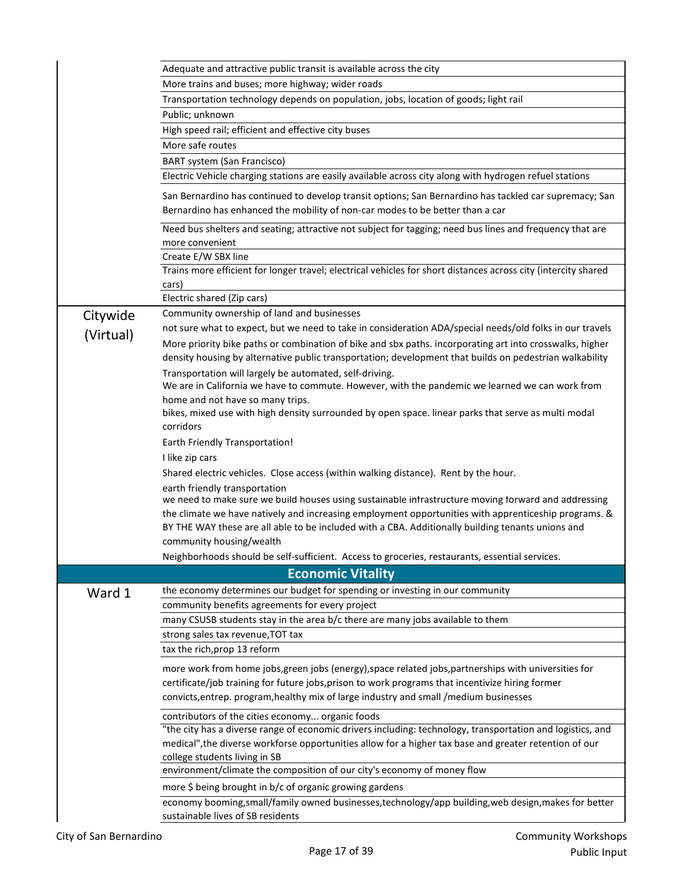| | |
|---|---|
| | Adequate and attractive public transit is available across the city |
| | More trains and buses; more highway; wider roads |
| | Transportation technology depends on population, jobs, location of goods; light rail |
| | Public; unknown |
| | High speed rail; efficient and effective city buses |
| | More safe routes |
| | BART system (San Francisco) |
| | Electric Vehicle charging stations are easily available across city along with hydrogen refuel stations |
| | San Bernardino has continued to develop transit options; San Bernardino has tackled car supremacy; San Bernardino has enhanced the mobility of non-car modes to be better than a car |
| | Need bus shelters and seating; attractive not subject for tagging; need bus lines and frequency that are more convenient |
| | Create E/W SBX line |
| | Trains more efficient for longer travel; electrical vehicles for short distances across city (intercity shared cars) |
| | Electric shared (Zip cars) |
| Citywide (Virtual) | Community ownership of land and businesses |
| | not sure what to expect, but we need to take in consideration ADA/special needs/old folks in our travels |
| | More priority bike paths or combination of bike and sbx paths. incorporating art into crosswalks, higher density housing by alternative public transportation; development that builds on pedestrian walkability |
| | Transportation will largely be automated, self-driving. |
| | We are in California we have to commute. However, with the pandemic we learned we can work from home and not have so many trips. |
| | bikes, mixed use with high density surrounded by open space. linear parks that serve as multi modal corridors |
| | Earth Friendly Transportation! |
| | I like zip cars |
| | Shared electric vehicles. Close access (within walking distance). Rent by the hour. |
| | earth friendly transportation |
| | we need to make sure we build houses using sustainable infrastructure moving forward and addressing the climate we have natively and increasing employment opportunities with apprenticeship programs. & BY THE WAY these are all able to be included with a CBA. Additionally building tenants unions and community housing/wealth |
| | Neighborhoods should be self-sufficient. Access to groceries, restaurants, essential services. |
| | **Economic Vitality** |
| Ward 1 | the economy determines our budget for spending or investing in our community |
| | community benefits agreements for every project |
| | many CSUSB students stay in the area b/c there are many jobs available to them |
| | strong sales tax revenue,TOT tax |
| | tax the rich,prop 13 reform |
| | more work from home jobs,green jobs (energy),space related jobs,partnerships with universities for certificate/job training for future jobs,prison to work programs that incentivize hiring former convicts,entrep. program,healthy mix of large industry and small /medium businesses |
| | contributors of the cities economy... organic foods |
| | "the city has a diverse range of economic drivers including: technology, transportation and logistics, and medical",the diverse workforse opportunities allow for a higher tax base and greater retention of our college students living in SB |
| | environment/climate the composition of our city's economy of money flow |
| | more $ being brought in b/c of organic growing gardens |
| | economy booming,small/family owned businesses,technology/app building,web design,makes for better sustainable lives of SB residents |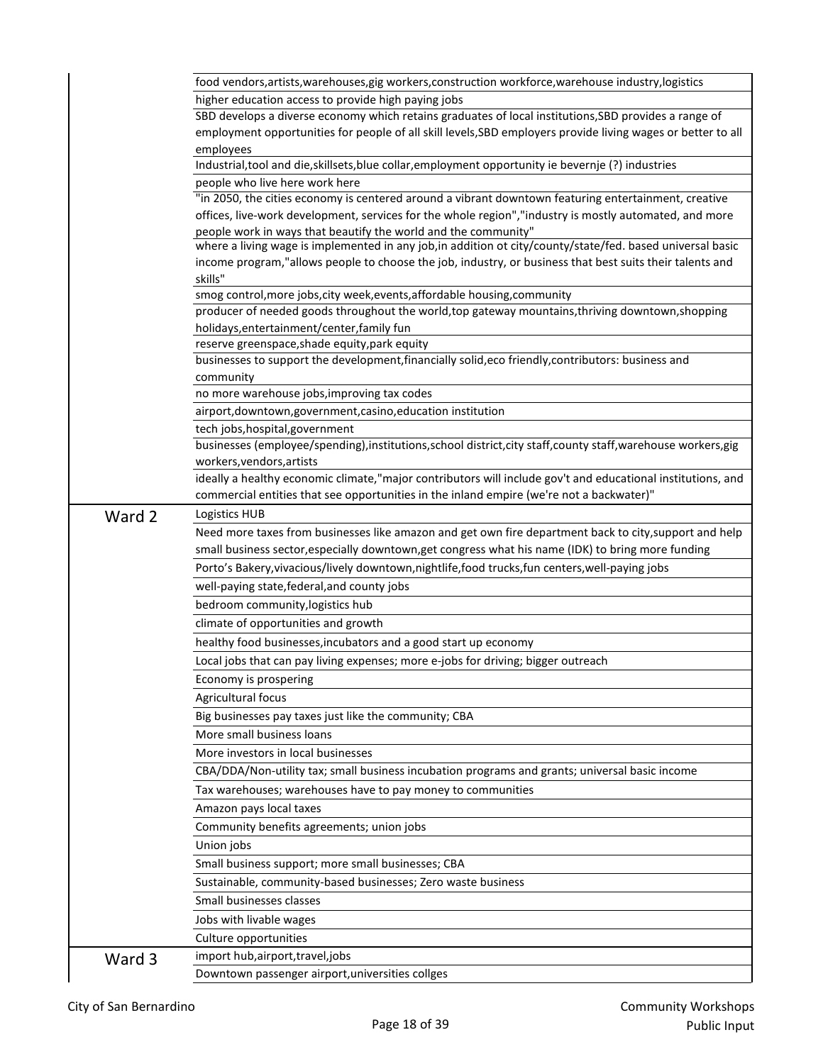| | |
|---|---|
| | food vendors,artists,warehouses,gig workers,construction workforce,warehouse industry,logistics |
| | higher education access to provide high paying jobs |
| | SBD develops a diverse economy which retains graduates of local institutions,SBD provides a range of employment opportunities for people of all skill levels,SBD employers provide living wages or better to all employees |
| | Industrial,tool and die,skillsets,blue collar,employment opportunity ie bevernje (?) industries |
| | people who live here work here |
| | "in 2050, the cities economy is centered around a vibrant downtown featuring entertainment, creative offices, live-work development, services for the whole region","industry is mostly automated, and more people work in ways that beautify the world and the community" |
| | where a living wage is implemented in any job,in addition ot city/county/state/fed. based universal basic income program,"allows people to choose the job, industry, or business that best suits their talents and skills" |
| | smog control,more jobs,city week,events,affordable housing,community |
| | producer of needed goods throughout the world,top gateway mountains,thriving downtown,shopping holidays,entertainment/center,family fun |
| | reserve greenspace,shade equity,park equity |
| | businesses to support the development,financially solid,eco friendly,contributors: business and community |
| | no more warehouse jobs,improving tax codes |
| | airport,downtown,government,casino,education institution |
| | tech jobs,hospital,government |
| | businesses (employee/spending),institutions,school district,city staff,county staff,warehouse workers,gig workers,vendors,artists |
| | ideally a healthy economic climate,"major contributors will include gov't and educational institutions, and commercial entities that see opportunities in the inland empire (we're not a backwater)" |
| Ward 2 | Logistics HUB |
| | Need more taxes from businesses like amazon and get own fire department back to city,support and help small business sector,especially downtown,get congress what his name (IDK) to bring more funding |
| | Porto's Bakery,vivacious/lively downtown,nightlife,food trucks,fun centers,well-paying jobs |
| | well-paying state,federal,and county jobs |
| | bedroom community,logistics hub |
| | climate of opportunities and growth |
| | healthy food businesses,incubators and a good start up economy |
| | Local jobs that can pay living expenses; more e-jobs for driving; bigger outreach |
| | Economy is prospering |
| | Agricultural focus |
| | Big businesses pay taxes just like the community; CBA |
| | More small business loans |
| | More investors in local businesses |
| | CBA/DDA/Non-utility tax; small business incubation programs and grants; universal basic income |
| | Tax warehouses; warehouses have to pay money to communities |
| | Amazon pays local taxes |
| | Community benefits agreements; union jobs |
| | Union jobs |
| | Small business support; more small businesses; CBA |
| | Sustainable, community-based businesses; Zero waste business |
| | Small businesses classes |
| | Jobs with livable wages |
| | Culture opportunities |
| Ward 3 | import hub,airport,travel,jobs |
| | Downtown passenger airport,universities collges |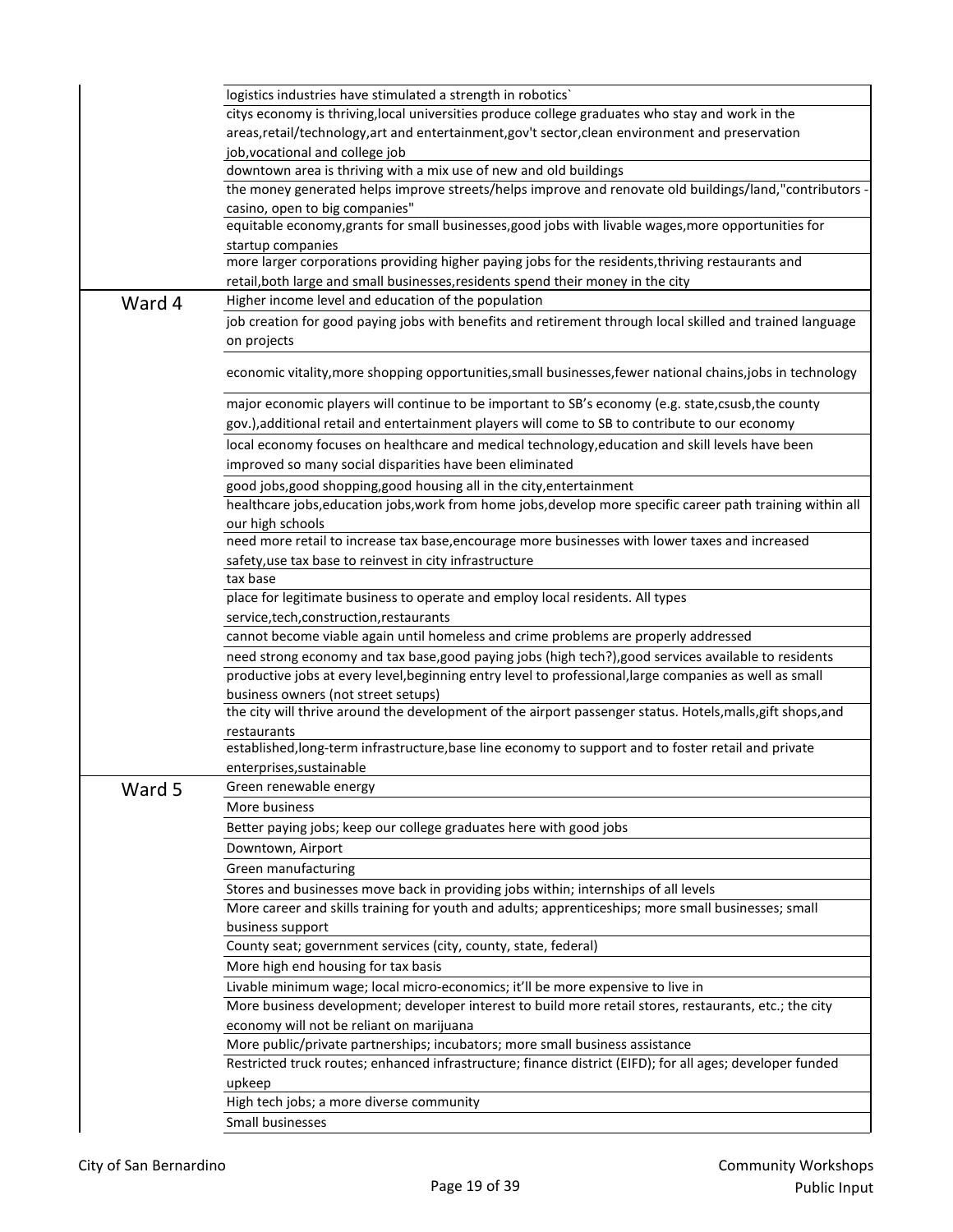| | |
|---|---|
| | logistics industries have stimulated a strength in robotics` |
| | citys economy is thriving,local universities produce college graduates who stay and work in the areas,retail/technology,art and entertainment,gov't sector,clean environment and preservation job,vocational and college job |
| | downtown area is thriving with a mix use of new and old buildings |
| | the money generated helps improve streets/helps improve and renovate old buildings/land,"contributors - casino, open to big companies" |
| | equitable economy,grants for small businesses,good jobs with livable wages,more opportunities for startup companies |
| | more larger corporations providing higher paying jobs for the residents,thriving restaurants and retail,both large and small businesses,residents spend their money in the city |
| Ward 4 | Higher income level and education of the population |
| | job creation for good paying jobs with benefits and retirement through local skilled and trained language on projects |
| | economic vitality,more shopping opportunities,small businesses,fewer national chains,jobs in technology |
| | major economic players will continue to be important to SB's economy (e.g. state,csusb,the county gov.),additional retail and entertainment players will come to SB to contribute to our economy |
| | local economy focuses on healthcare and medical technology,education and skill levels have been improved so many social disparities have been eliminated |
| | good jobs,good shopping,good housing all in the city,entertainment |
| | healthcare jobs,education jobs,work from home jobs,develop more specific career path training within all our high schools |
| | need more retail to increase tax base,encourage more businesses with lower taxes and increased safety,use tax base to reinvest in city infrastructure |
| | tax base |
| | place for legitimate business to operate and employ local residents. All types service,tech,construction,restaurants |
| | cannot become viable again until homeless and crime problems are properly addressed |
| | need strong economy and tax base,good paying jobs (high tech?),good services available to residents |
| | productive jobs at every level,beginning entry level to professional,large companies as well as small business owners (not street setups) |
| | the city will thrive around the development of the airport passenger status. Hotels,malls,gift shops,and restaurants |
| | established,long-term infrastructure,base line economy to support and to foster retail and private enterprises,sustainable |
| Ward 5 | Green renewable energy |
| | More business |
| | Better paying jobs; keep our college graduates here with good jobs |
| | Downtown, Airport |
| | Green manufacturing |
| | Stores and businesses move back in providing jobs within; internships of all levels |
| | More career and skills training for youth and adults; apprenticeships; more small businesses; small business support |
| | County seat; government services (city, county, state, federal) |
| | More high end housing for tax basis |
| | Livable minimum wage; local micro-economics; it'll be more expensive to live in |
| | More business development; developer interest to build more retail stores, restaurants, etc.; the city economy will not be reliant on marijuana |
| | More public/private partnerships; incubators; more small business assistance |
| | Restricted truck routes; enhanced infrastructure; finance district (EIFD); for all ages; developer funded upkeep |
| | High tech jobs; a more diverse community |
| | Small businesses |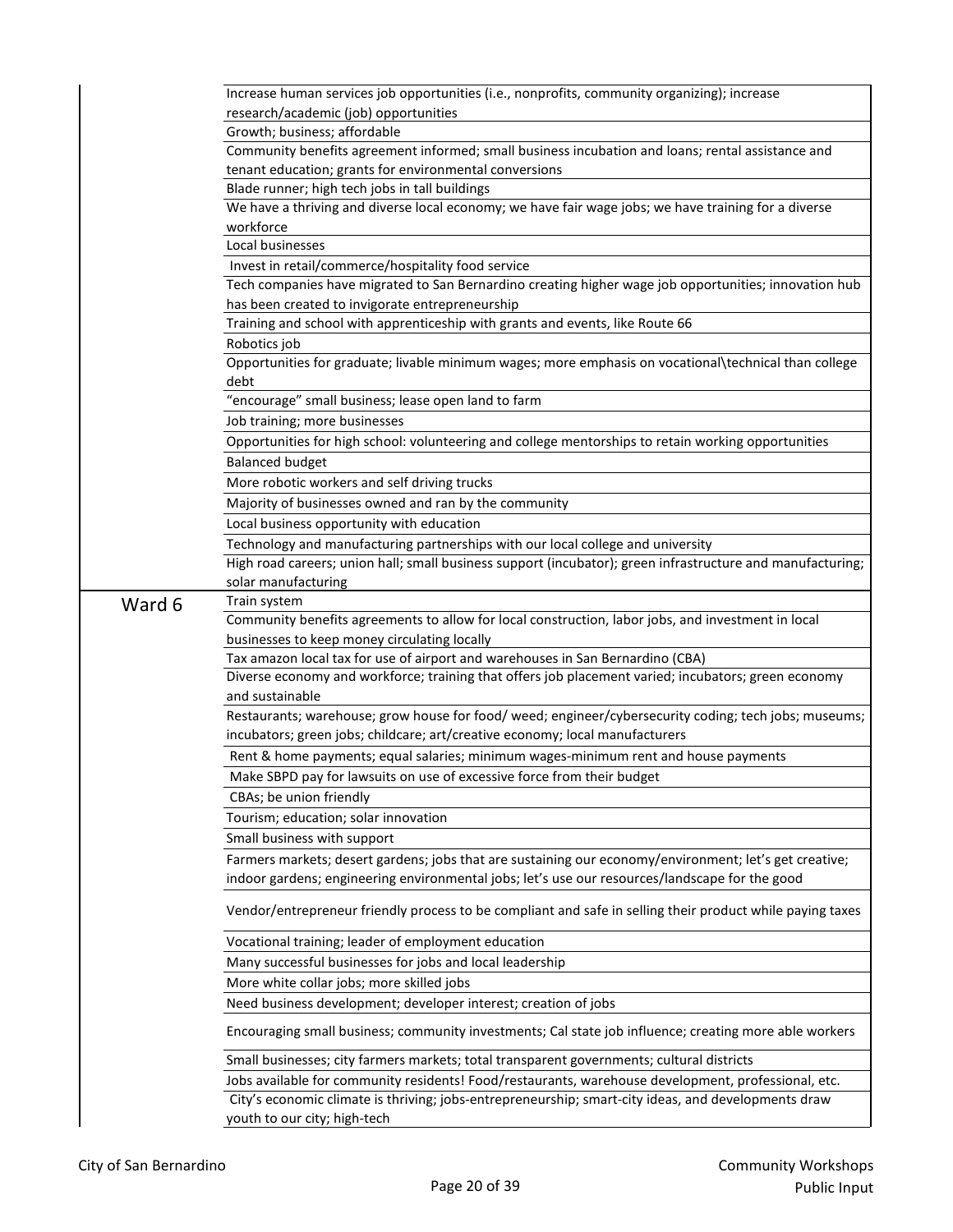| | |
|---|---|
| | Increase human services job opportunities (i.e., nonprofits, community organizing); increase research/academic (job) opportunities |
| | Growth; business; affordable |
| | Community benefits agreement informed; small business incubation and loans; rental assistance and tenant education; grants for environmental conversions |
| | Blade runner; high tech jobs in tall buildings |
| | We have a thriving and diverse local economy; we have fair wage jobs; we have training for a diverse workforce |
| | Local businesses |
| | Invest in retail/commerce/hospitality food service |
| | Tech companies have migrated to San Bernardino creating higher wage job opportunities; innovation hub has been created to invigorate entrepreneurship |
| | Training and school with apprenticeship with grants and events, like Route 66 |
| | Robotics job |
| | Opportunities for graduate; livable minimum wages; more emphasis on vocational\technical than college debt |
| | "encourage" small business; lease open land to farm |
| | Job training; more businesses |
| | Opportunities for high school: volunteering and college mentorships to retain working opportunities |
| | Balanced budget |
| | More robotic workers and self driving trucks |
| | Majority of businesses owned and ran by the community |
| | Local business opportunity with education |
| | Technology and manufacturing partnerships with our local college and university |
| | High road careers; union hall; small business support (incubator); green infrastructure and manufacturing; solar manufacturing |
| Ward 6 | Train system |
| | Community benefits agreements to allow for local construction, labor jobs, and investment in local businesses to keep money circulating locally |
| | Tax amazon local tax for use of airport and warehouses in San Bernardino (CBA) |
| | Diverse economy and workforce; training that offers job placement varied; incubators; green economy and sustainable |
| | Restaurants; warehouse; grow house for food/ weed; engineer/cybersecurity coding; tech jobs; museums; incubators; green jobs; childcare; art/creative economy; local manufacturers |
| | Rent & home payments; equal salaries; minimum wages-minimum rent and house payments |
| | Make SBPD pay for lawsuits on use of excessive force from their budget |
| | CBAs; be union friendly |
| | Tourism; education; solar innovation |
| | Small business with support |
| | Farmers markets; desert gardens; jobs that are sustaining our economy/environment; let's get creative; indoor gardens; engineering environmental jobs; let's use our resources/landscape for the good |
| | Vendor/entrepreneur friendly process to be compliant and safe in selling their product while paying taxes |
| | Vocational training; leader of employment education |
| | Many successful businesses for jobs and local leadership |
| | More white collar jobs; more skilled jobs |
| | Need business development; developer interest; creation of jobs |
| | Encouraging small business; community investments; Cal state job influence; creating more able workers |
| | Small businesses; city farmers markets; total transparent governments; cultural districts |
| | Jobs available for community residents! Food/restaurants, warehouse development, professional, etc. |
| | City's economic climate is thriving; jobs-entrepreneurship; smart-city ideas, and developments draw youth to our city; high-tech |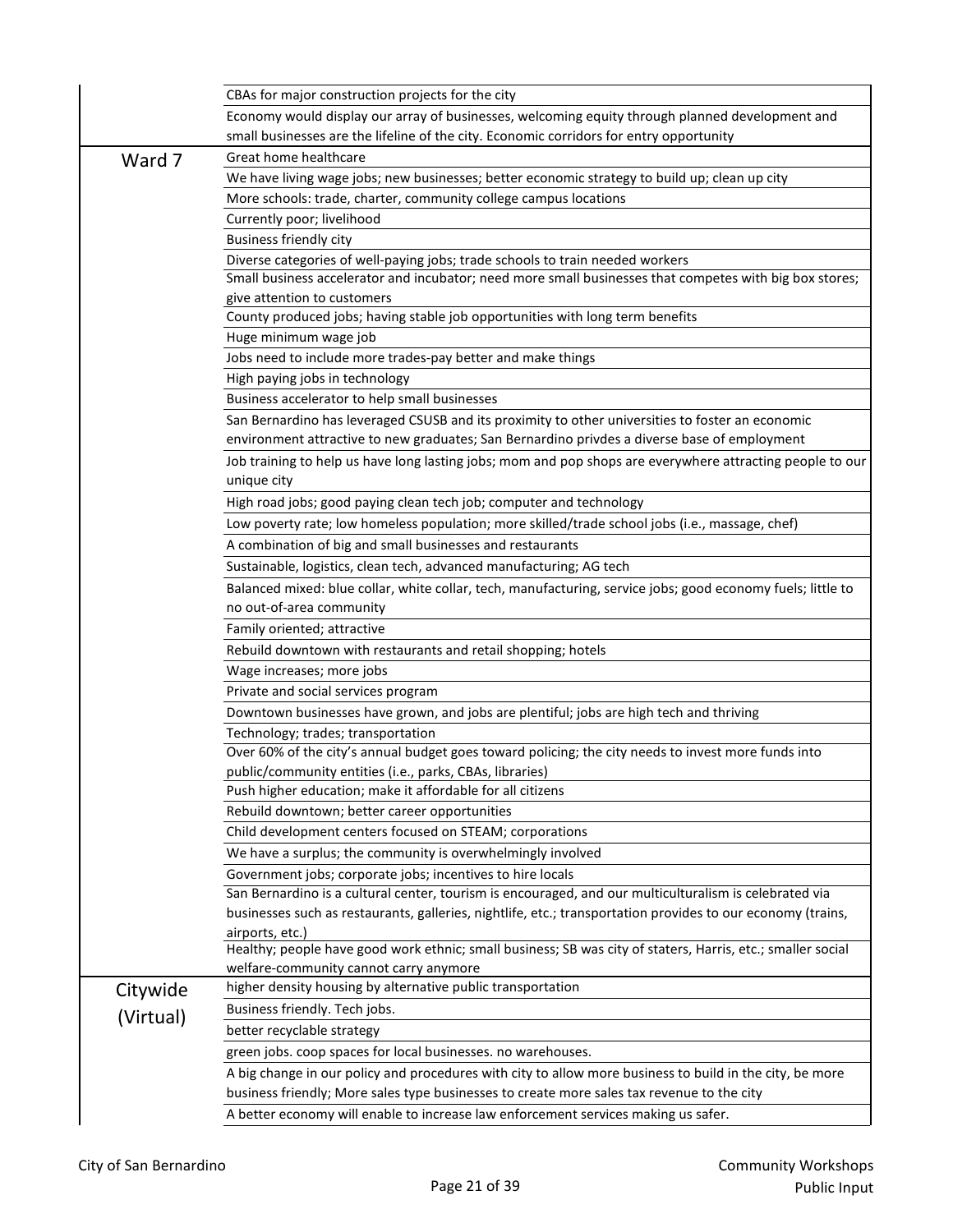| | |
|---|---|
| | CBAs for major construction projects for the city |
| | Economy would display our array of businesses, welcoming equity through planned development and small businesses are the lifeline of the city. Economic corridors for entry opportunity |
| Ward 7 | Great home healthcare |
| | We have living wage jobs; new businesses; better economic strategy to build up; clean up city |
| | More schools: trade, charter, community college campus locations |
| | Currently poor; livelihood |
| | Business friendly city |
| | Diverse categories of well-paying jobs; trade schools to train needed workers |
| | Small business accelerator and incubator; need more small businesses that competes with big box stores; give attention to customers |
| | County produced jobs; having stable job opportunities with long term benefits |
| | Huge minimum wage job |
| | Jobs need to include more trades-pay better and make things |
| | High paying jobs in technology |
| | Business accelerator to help small businesses |
| | San Bernardino has leveraged CSUSB and its proximity to other universities to foster an economic environment attractive to new graduates; San Bernardino privdes a diverse base of employment |
| | Job training to help us have long lasting jobs; mom and pop shops are everywhere attracting people to our unique city |
| | High road jobs; good paying clean tech job; computer and technology |
| | Low poverty rate; low homeless population; more skilled/trade school jobs (i.e., massage, chef) |
| | A combination of big and small businesses and restaurants |
| | Sustainable, logistics, clean tech, advanced manufacturing; AG tech |
| | Balanced mixed: blue collar, white collar, tech, manufacturing, service jobs; good economy fuels; little to no out-of-area community |
| | Family oriented; attractive |
| | Rebuild downtown with restaurants and retail shopping; hotels |
| | Wage increases; more jobs |
| | Private and social services program |
| | Downtown businesses have grown, and jobs are plentiful; jobs are high tech and thriving |
| | Technology; trades; transportation |
| | Over 60% of the city's annual budget goes toward policing; the city needs to invest more funds into public/community entities (i.e., parks, CBAs, libraries) |
| | Push higher education; make it affordable for all citizens |
| | Rebuild downtown; better career opportunities |
| | Child development centers focused on STEAM; corporations |
| | We have a surplus; the community is overwhelmingly involved |
| | Government jobs; corporate jobs; incentives to hire locals |
| | San Bernardino is a cultural center, tourism is encouraged, and our multiculturalism is celebrated via businesses such as restaurants, galleries, nightlife, etc.; transportation provides to our economy (trains, airports, etc.) |
| | Healthy; people have good work ethnic; small business; SB was city of staters, Harris, etc.; smaller social welfare-community cannot carry anymore |
| Citywide (Virtual) | higher density housing by alternative public transportation |
| | Business friendly. Tech jobs. |
| | better recyclable strategy |
| | green jobs. coop spaces for local businesses. no warehouses. |
| | A big change in our policy and procedures with city to allow more business to build in the city, be more business friendly; More sales type businesses to create more sales tax revenue to the city |
| | A better economy will enable to increase law enforcement services making us safer. |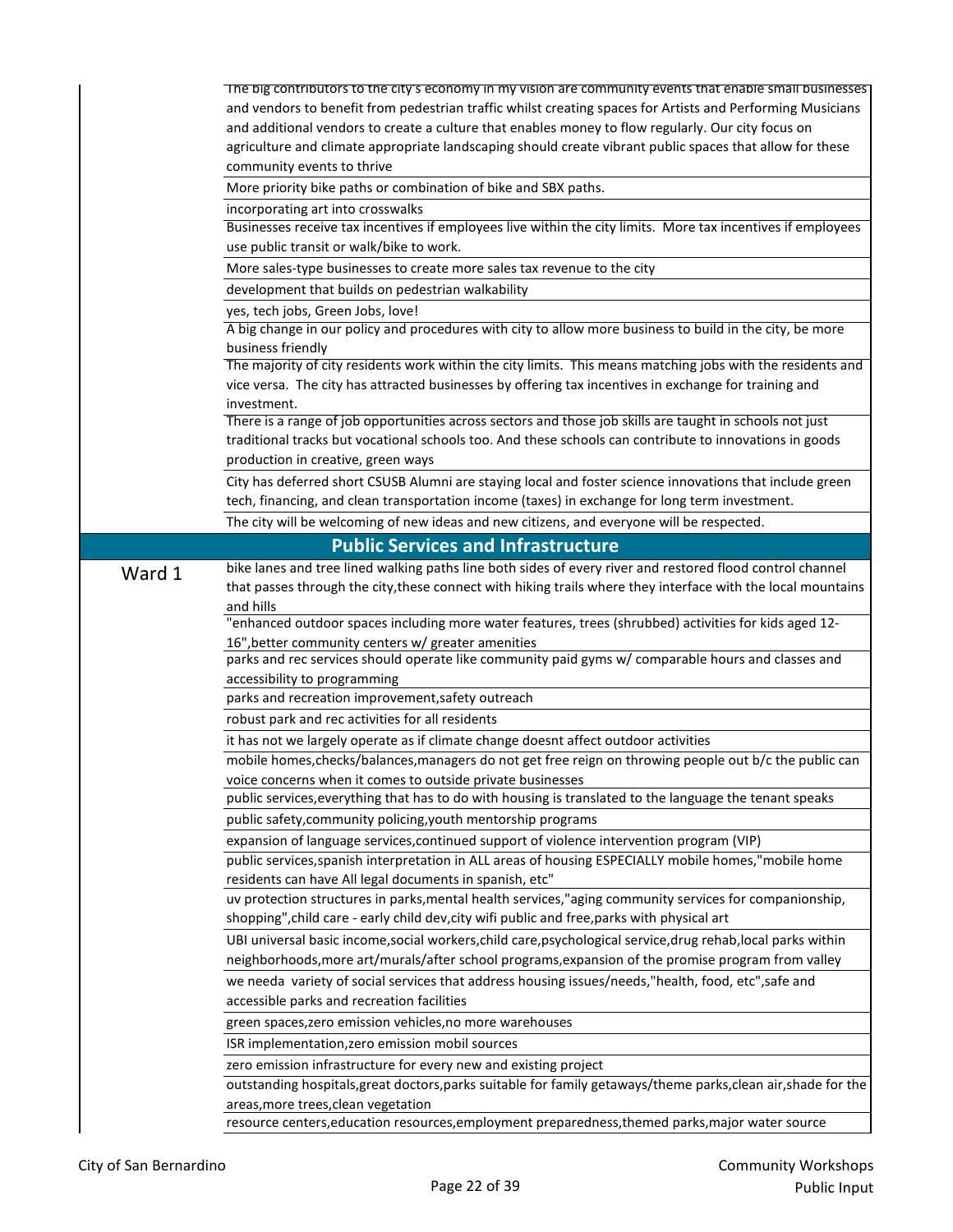| | |
|---|---|
| | The big contributors to the city's economy in my vision are community events that enable small businesses and vendors to benefit from pedestrian traffic whilst creating spaces for Artists and Performing Musicians and additional vendors to create a culture that enables money to flow regularly. Our city focus on agriculture and climate appropriate landscaping should create vibrant public spaces that allow for these community events to thrive |
| | More priority bike paths or combination of bike and SBX paths. |
| | incorporating art into crosswalks |
| | Businesses receive tax incentives if employees live within the city limits. More tax incentives if employees use public transit or walk/bike to work. |
| | More sales-type businesses to create more sales tax revenue to the city |
| | development that builds on pedestrian walkability |
| | yes, tech jobs, Green Jobs, love! |
| | A big change in our policy and procedures with city to allow more business to build in the city, be more business friendly |
| | The majority of city residents work within the city limits. This means matching jobs with the residents and vice versa. The city has attracted businesses by offering tax incentives in exchange for training and investment. |
| | There is a range of job opportunities across sectors and those job skills are taught in schools not just traditional tracks but vocational schools too. And these schools can contribute to innovations in goods production in creative, green ways |
| | City has deferred short CSUSB Alumni are staying local and foster science innovations that include green tech, financing, and clean transportation income (taxes) in exchange for long term investment. |
| | The city will be welcoming of new ideas and new citizens, and everyone will be respected. |
| | **Public Services and Infrastructure** |
| Ward 1 | bike lanes and tree lined walking paths line both sides of every river and restored flood control channel that passes through the city,these connect with hiking trails where they interface with the local mountains and hills |
| | "enhanced outdoor spaces including more water features, trees (shrubbed) activities for kids aged 12-16",better community centers w/ greater amenities |
| | parks and rec services should operate like community paid gyms w/ comparable hours and classes and accessibility to programming |
| | parks and recreation improvement,safety outreach |
| | robust park and rec activities for all residents |
| | it has not we largely operate as if climate change doesnt affect outdoor activities |
| | mobile homes,checks/balances,managers do not get free reign on throwing people out b/c the public can voice concerns when it comes to outside private businesses |
| | public services,everything that has to do with housing is translated to the language the tenant speaks |
| | public safety,community policing,youth mentorship programs |
| | expansion of language services,continued support of violence intervention program (VIP) |
| | public services,spanish interpretation in ALL areas of housing ESPECIALLY mobile homes,"mobile home residents can have All legal documents in spanish, etc" |
| | uv protection structures in parks,mental health services,"aging community services for companionship, shopping",child care - early child dev,city wifi public and free,parks with physical art |
| | UBI universal basic income,social workers,child care,psychological service,drug rehab,local parks within neighborhoods,more art/murals/after school programs,expansion of the promise program from valley |
| | we needa variety of social services that address housing issues/needs,"health, food, etc",safe and accessible parks and recreation facilities |
| | green spaces,zero emission vehicles,no more warehouses |
| | ISR implementation,zero emission mobil sources |
| | zero emission infrastructure for every new and existing project |
| | outstanding hospitals,great doctors,parks suitable for family getaways/theme parks,clean air,shade for the areas,more trees,clean vegetation |
| | resource centers,education resources,employment preparedness,themed parks,major water source |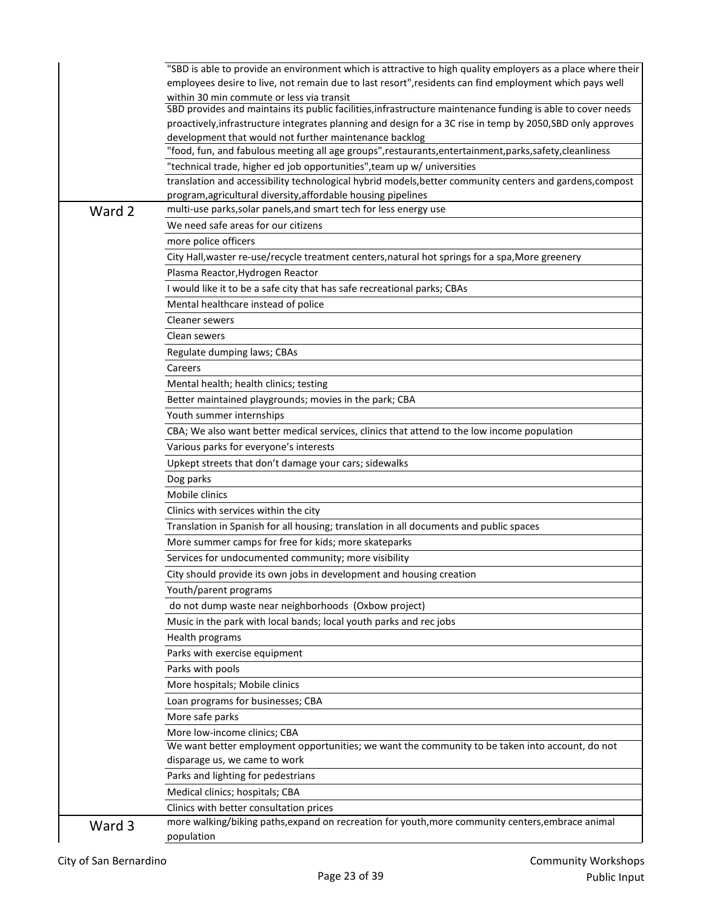| | |
|---|---|
| | "SBD is able to provide an environment which is attractive to high quality employers as a place where their employees desire to live, not remain due to last resort",residents can find employment which pays well within 30 min commute or less via transit |
| | SBD provides and maintains its public facilities,infrastructure maintenance funding is able to cover needs proactively,infrastructure integrates planning and design for a 3C rise in temp by 2050,SBD only approves development that would not further maintenance backlog |
| | "food, fun, and fabulous meeting all age groups",restaurants,entertainment,parks,safety,cleanliness |
| | "technical trade, higher ed job opportunities",team up w/ universities |
| | translation and accessibility technological hybrid models,better community centers and gardens,compost program,agricultural diversity,affordable housing pipelines |
| Ward 2 | multi-use parks,solar panels,and smart tech for less energy use |
| | We need safe areas for our citizens |
| | more police officers |
| | City Hall,waster re-use/recycle treatment centers,natural hot springs for a spa,More greenery |
| | Plasma Reactor,Hydrogen Reactor |
| | I would like it to be a safe city that has safe recreational parks; CBAs |
| | Mental healthcare instead of police |
| | Cleaner sewers |
| | Clean sewers |
| | Regulate dumping laws; CBAs |
| | Careers |
| | Mental health; health clinics; testing |
| | Better maintained playgrounds; movies in the park; CBA |
| | Youth summer internships |
| | CBA; We also want better medical services, clinics that attend to the low income population |
| | Various parks for everyone's interests |
| | Upkept streets that don't damage your cars; sidewalks |
| | Dog parks |
| | Mobile clinics |
| | Clinics with services within the city |
| | Translation in Spanish for all housing; translation in all documents and public spaces |
| | More summer camps for free for kids; more skateparks |
| | Services for undocumented community; more visibility |
| | City should provide its own jobs in development and housing creation |
| | Youth/parent programs |
| | do not dump waste near neighborhoods (Oxbow project) |
| | Music in the park with local bands; local youth parks and rec jobs |
| | Health programs |
| | Parks with exercise equipment |
| | Parks with pools |
| | More hospitals; Mobile clinics |
| | Loan programs for businesses; CBA |
| | More safe parks |
| | More low-income clinics; CBA |
| | We want better employment opportunities; we want the community to be taken into account, do not disparage us, we came to work |
| | Parks and lighting for pedestrians |
| | Medical clinics; hospitals; CBA |
| | Clinics with better consultation prices |
| Ward 3 | more walking/biking paths,expand on recreation for youth,more community centers,embrace animal population |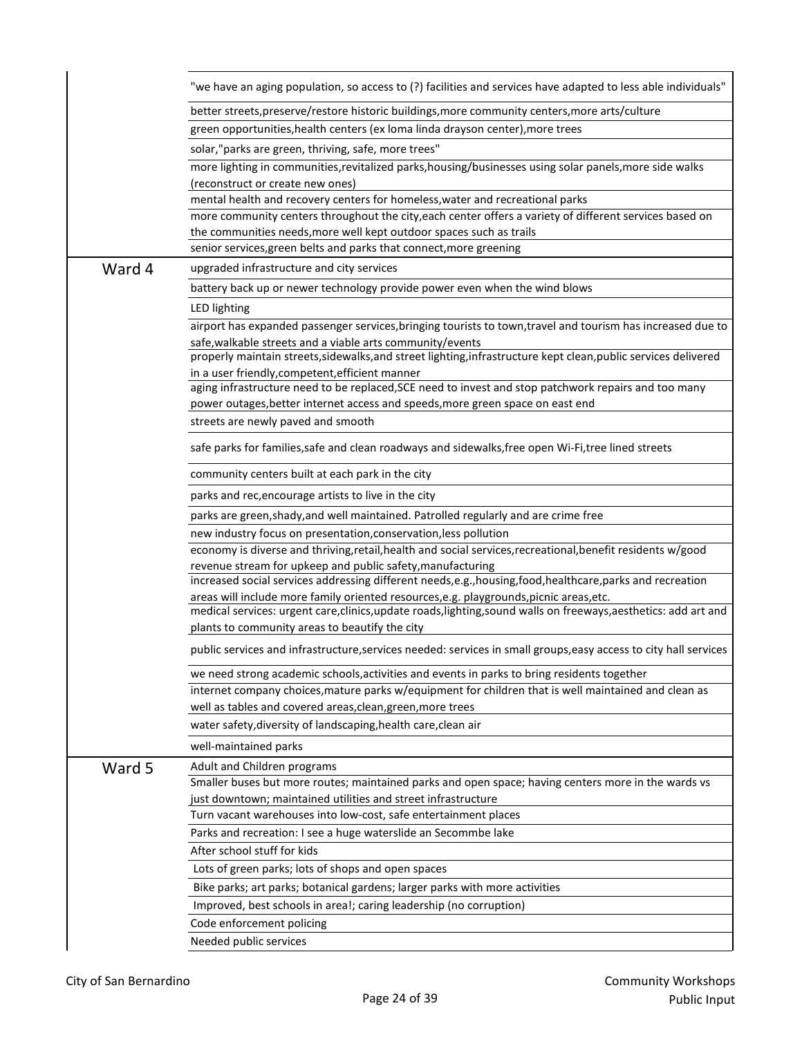| | |
|---|---|
| | "we have an aging population, so access to (?) facilities and services have adapted to less able individuals" |
| | better streets,preserve/restore historic buildings,more community centers,more arts/culture |
| | green opportunities,health centers (ex loma linda drayson center),more trees |
| | solar,"parks are green, thriving, safe, more trees" |
| | more lighting in communities,revitalized parks,housing/businesses using solar panels,more side walks (reconstruct or create new ones) |
| | mental health and recovery centers for homeless,water and recreational parks |
| | more community centers throughout the city,each center offers a variety of different services based on the communities needs,more well kept outdoor spaces such as trails |
| | senior services,green belts and parks that connect,more greening |
| Ward 4 | upgraded infrastructure and city services |
| | battery back up or newer technology provide power even when the wind blows |
| | LED lighting |
| | airport has expanded passenger services,bringing tourists to town,travel and tourism has increased due to safe,walkable streets and a viable arts community/events |
| | properly maintain streets,sidewalks,and street lighting,infrastructure kept clean,public services delivered in a user friendly,competent,efficient manner |
| | aging infrastructure need to be replaced,SCE need to invest and stop patchwork repairs and too many power outages,better internet access and speeds,more green space on east end |
| | streets are newly paved and smooth |
| | safe parks for families,safe and clean roadways and sidewalks,free open Wi-Fi,tree lined streets |
| | community centers built at each park in the city |
| | parks and rec,encourage artists to live in the city |
| | parks are green,shady,and well maintained. Patrolled regularly and are crime free |
| | new industry focus on presentation,conservation,less pollution |
| | economy is diverse and thriving,retail,health and social services,recreational,benefit residents w/good revenue stream for upkeep and public safety,manufacturing |
| | increased social services addressing different needs,e.g.,housing,food,healthcare,parks and recreation areas will include more family oriented resources,e.g. playgrounds,picnic areas,etc. |
| | medical services: urgent care,clinics,update roads,lighting,sound walls on freeways,aesthetics: add art and plants to community areas to beautify the city |
| | public services and infrastructure,services needed: services in small groups,easy access to city hall services |
| | we need strong academic schools,activities and events in parks to bring residents together |
| | internet company choices,mature parks w/equipment for children that is well maintained and clean as well as tables and covered areas,clean,green,more trees |
| | water safety,diversity of landscaping,health care,clean air |
| | well-maintained parks |
| Ward 5 | Adult and Children programs |
| | Smaller buses but more routes; maintained parks and open space; having centers more in the wards vs just downtown; maintained utilities and street infrastructure |
| | Turn vacant warehouses into low-cost, safe entertainment places |
| | Parks and recreation: I see a huge waterslide an Secommbe lake |
| | After school stuff for kids |
| | Lots of green parks; lots of shops and open spaces |
| | Bike parks; art parks; botanical gardens; larger parks with more activities |
| | Improved, best schools in area!; caring leadership (no corruption) |
| | Code enforcement policing |
| | Needed public services |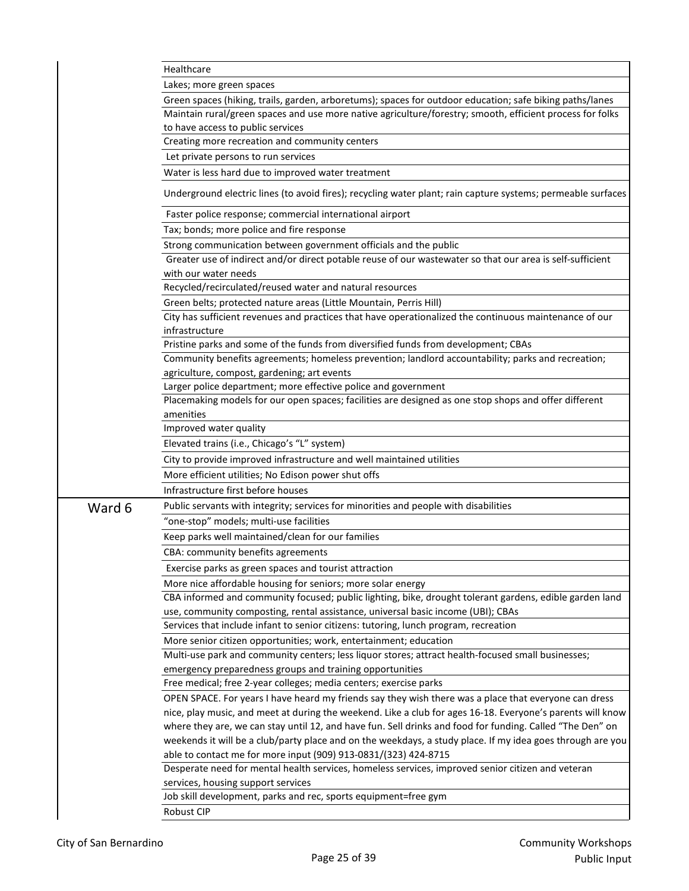| | |
|---|---|
| | Healthcare |
| | Lakes; more green spaces |
| | Green spaces (hiking, trails, garden, arboretums); spaces for outdoor education; safe biking paths/lanes |
| | Maintain rural/green spaces and use more native agriculture/forestry; smooth, efficient process for folks to have access to public services |
| | Creating more recreation and community centers |
| | Let private persons to run services |
| | Water is less hard due to improved water treatment |
| | Underground electric lines (to avoid fires); recycling water plant; rain capture systems; permeable surfaces |
| | Faster police response; commercial international airport |
| | Tax; bonds; more police and fire response |
| | Strong communication between government officials and the public |
| | Greater use of indirect and/or direct potable reuse of our wastewater so that our area is self-sufficient with our water needs |
| | Recycled/recirculated/reused water and natural resources |
| | Green belts; protected nature areas (Little Mountain, Perris Hill) |
| | City has sufficient revenues and practices that have operationalized the continuous maintenance of our infrastructure |
| | Pristine parks and some of the funds from diversified funds from development; CBAs |
| | Community benefits agreements; homeless prevention; landlord accountability; parks and recreation; agriculture, compost, gardening; art events |
| | Larger police department; more effective police and government |
| | Placemaking models for our open spaces; facilities are designed as one stop shops and offer different amenities |
| | Improved water quality |
| | Elevated trains (i.e., Chicago's "L" system) |
| | City to provide improved infrastructure and well maintained utilities |
| | More efficient utilities; No Edison power shut offs |
| | Infrastructure first before houses |
| Ward 6 | Public servants with integrity; services for minorities and people with disabilities |
| | "one-stop" models; multi-use facilities |
| | Keep parks well maintained/clean for our families |
| | CBA: community benefits agreements |
| | Exercise parks as green spaces and tourist attraction |
| | More nice affordable housing for seniors; more solar energy |
| | CBA informed and community focused; public lighting, bike, drought tolerant gardens, edible garden land use, community composting, rental assistance, universal basic income (UBI); CBAs |
| | Services that include infant to senior citizens: tutoring, lunch program, recreation |
| | More senior citizen opportunities; work, entertainment; education |
| | Multi-use park and community centers; less liquor stores; attract health-focused small businesses; emergency preparedness groups and training opportunities |
| | Free medical; free 2-year colleges; media centers; exercise parks |
| | OPEN SPACE. For years I have heard my friends say they wish there was a place that everyone can dress nice, play music, and meet at during the weekend. Like a club for ages 16-18. Everyone's parents will know where they are, we can stay until 12, and have fun. Sell drinks and food for funding. Called "The Den" on weekends it will be a club/party place and on the weekdays, a study place. If my idea goes through are you able to contact me for more input (909) 913-0831/(323) 424-8715 |
| | Desperate need for mental health services, homeless services, improved senior citizen and veteran services, housing support services |
| | Job skill development, parks and rec, sports equipment=free gym |
| | Robust CIP |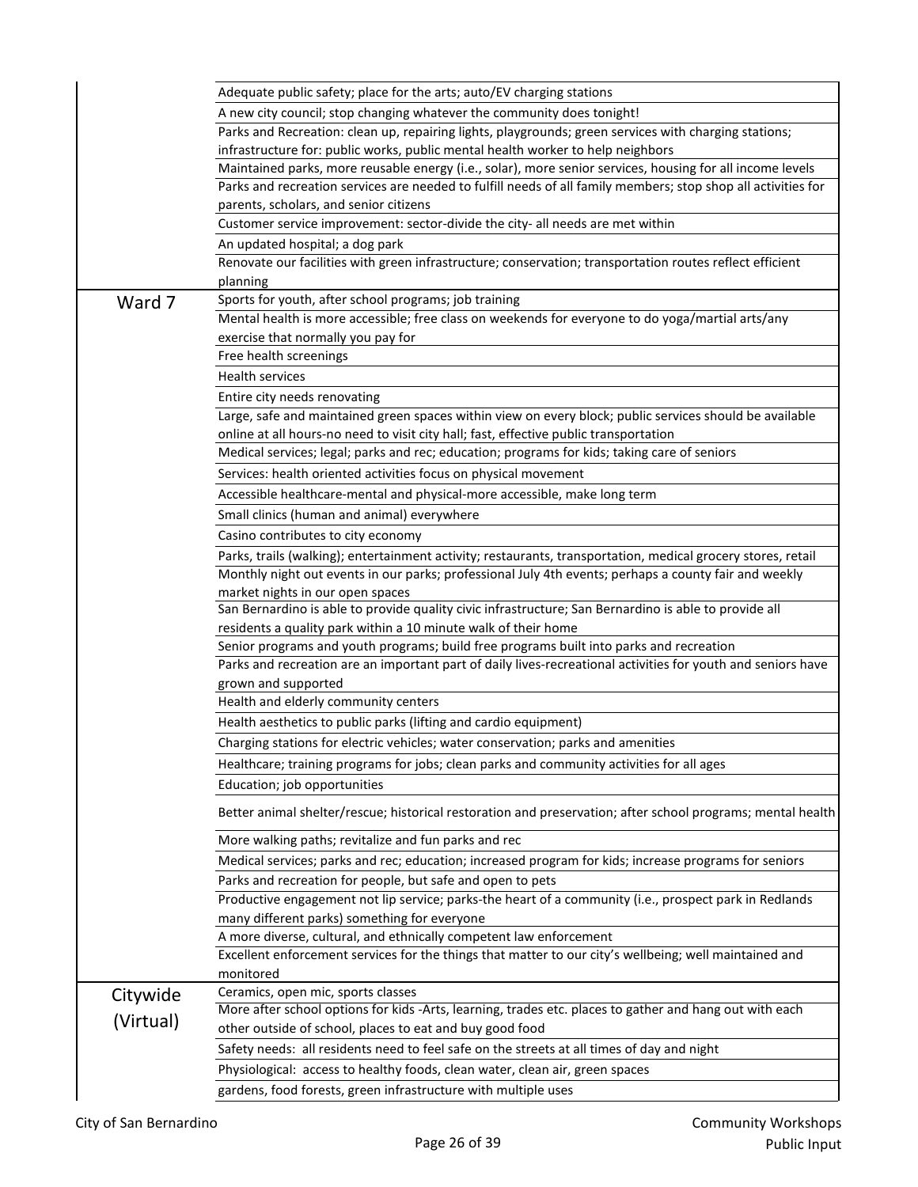| | |
|---|---|
| | Adequate public safety; place for the arts; auto/EV charging stations |
| | A new city council; stop changing whatever the community does tonight! |
| | Parks and Recreation: clean up, repairing lights, playgrounds; green services with charging stations; infrastructure for: public works, public mental health worker to help neighbors |
| | Maintained parks, more reusable energy (i.e., solar), more senior services, housing for all income levels |
| | Parks and recreation services are needed to fulfill needs of all family members; stop shop all activities for parents, scholars, and senior citizens |
| | Customer service improvement: sector-divide the city- all needs are met within |
| | An updated hospital; a dog park |
| | Renovate our facilities with green infrastructure; conservation; transportation routes reflect efficient planning |
| Ward 7 | Sports for youth, after school programs; job training |
| | Mental health is more accessible; free class on weekends for everyone to do yoga/martial arts/any exercise that normally you pay for |
| | Free health screenings |
| | Health services |
| | Entire city needs renovating |
| | Large, safe and maintained green spaces within view on every block; public services should be available online at all hours-no need to visit city hall; fast, effective public transportation |
| | Medical services; legal; parks and rec; education; programs for kids; taking care of seniors |
| | Services: health oriented activities focus on physical movement |
| | Accessible healthcare-mental and physical-more accessible, make long term |
| | Small clinics (human and animal) everywhere |
| | Casino contributes to city economy |
| | Parks, trails (walking); entertainment activity; restaurants, transportation, medical grocery stores, retail |
| | Monthly night out events in our parks; professional July 4th events; perhaps a county fair and weekly market nights in our open spaces |
| | San Bernardino is able to provide quality civic infrastructure; San Bernardino is able to provide all residents a quality park within a 10 minute walk of their home |
| | Senior programs and youth programs; build free programs built into parks and recreation |
| | Parks and recreation are an important part of daily lives-recreational activities for youth and seniors have grown and supported |
| | Health and elderly community centers |
| | Health aesthetics to public parks (lifting and cardio equipment) |
| | Charging stations for electric vehicles; water conservation; parks and amenities |
| | Healthcare; training programs for jobs; clean parks and community activities for all ages |
| | Education; job opportunities |
| | Better animal shelter/rescue; historical restoration and preservation; after school programs; mental health |
| | More walking paths; revitalize and fun parks and rec |
| | Medical services; parks and rec; education; increased program for kids; increase programs for seniors |
| | Parks and recreation for people, but safe and open to pets |
| | Productive engagement not lip service; parks-the heart of a community (i.e., prospect park in Redlands many different parks) something for everyone |
| | A more diverse, cultural, and ethnically competent law enforcement |
| | Excellent enforcement services for the things that matter to our city's wellbeing; well maintained and monitored |
| Citywide (Virtual) | Ceramics, open mic, sports classes |
| | More after school options for kids -Arts, learning, trades etc. places to gather and hang out with each other outside of school, places to eat and buy good food |
| | Safety needs: all residents need to feel safe on the streets at all times of day and night |
| | Physiological: access to healthy foods, clean water, clean air, green spaces |
| | gardens, food forests, green infrastructure with multiple uses |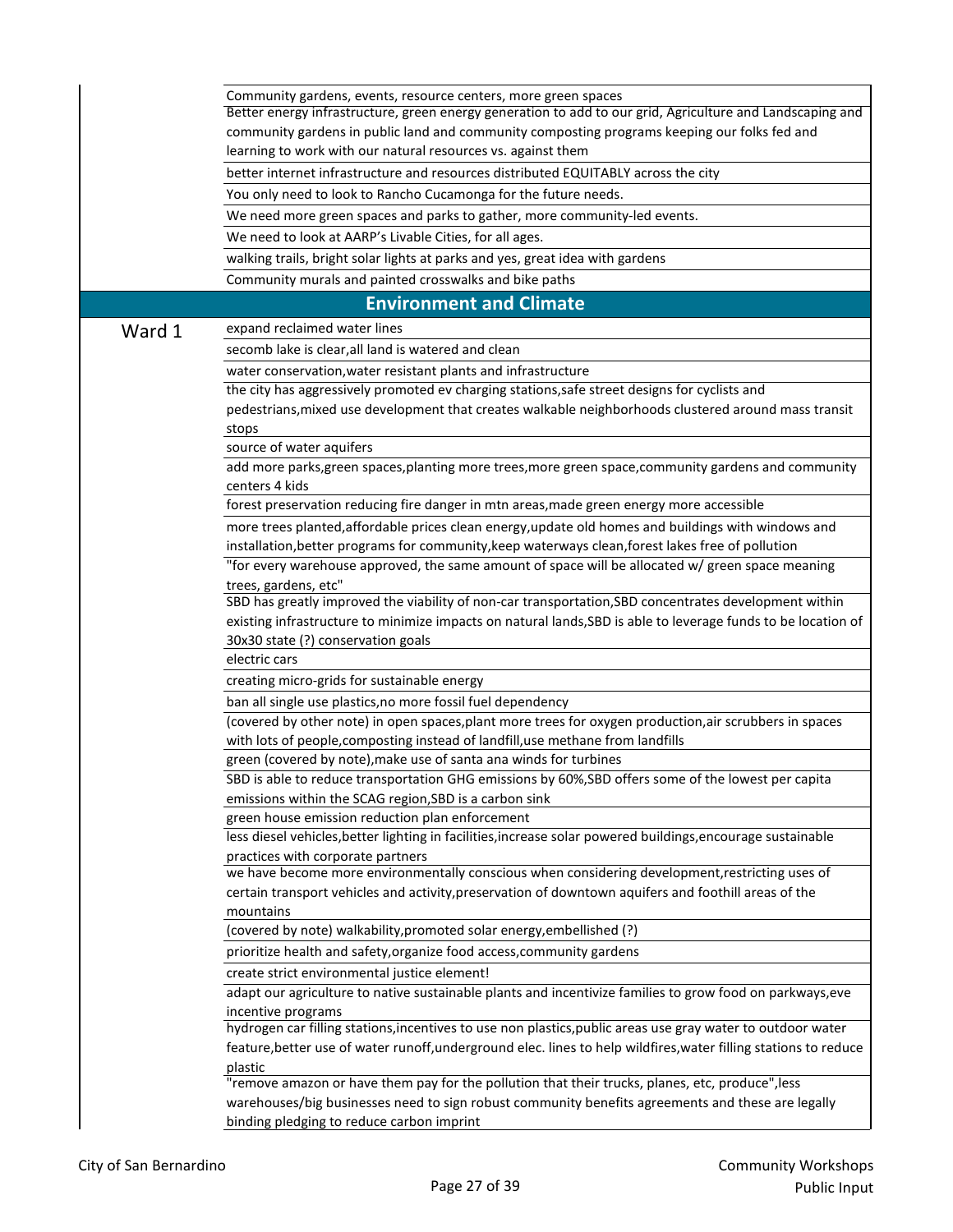| | |
|---|---|
| | Community gardens, events, resource centers, more green spaces |
| | Better energy infrastructure, green energy generation to add to our grid, Agriculture and Landscaping and community gardens in public land and community composting programs keeping our folks fed and learning to work with our natural resources vs. against them |
| | better internet infrastructure and resources distributed EQUITABLY across the city |
| | You only need to look to Rancho Cucamonga for the future needs. |
| | We need more green spaces and parks to gather, more community-led events. |
| | We need to look at AARP's Livable Cities, for all ages. |
| | walking trails, bright solar lights at parks and yes, great idea with gardens |
| | Community murals and painted crosswalks and bike paths |

## Environment and Climate

| | |
|---|---|
| Ward 1 | expand reclaimed water lines |
| | secomb lake is clear,all land is watered and clean |
| | water conservation,water resistant plants and infrastructure |
| | the city has aggressively promoted ev charging stations,safe street designs for cyclists and pedestrians,mixed use development that creates walkable neighborhoods clustered around mass transit stops |
| | source of water aquifers |
| | add more parks,green spaces,planting more trees,more green space,community gardens and community centers 4 kids |
| | forest preservation reducing fire danger in mtn areas,made green energy more accessible |
| | more trees planted,affordable prices clean energy,update old homes and buildings with windows and installation,better programs for community,keep waterways clean,forest lakes free of pollution |
| | "for every warehouse approved, the same amount of space will be allocated w/ green space meaning trees, gardens, etc" |
| | SBD has greatly improved the viability of non-car transportation,SBD concentrates development within existing infrastructure to minimize impacts on natural lands,SBD is able to leverage funds to be location of 30x30 state (?) conservation goals |
| | electric cars |
| | creating micro-grids for sustainable energy |
| | ban all single use plastics,no more fossil fuel dependency |
| | (covered by other note) in open spaces,plant more trees for oxygen production,air scrubbers in spaces with lots of people,composting instead of landfill,use methane from landfills |
| | green (covered by note),make use of santa ana winds for turbines |
| | SBD is able to reduce transportation GHG emissions by 60%,SBD offers some of the lowest per capita emissions within the SCAG region,SBD is a carbon sink |
| | green house emission reduction plan enforcement |
| | less diesel vehicles,better lighting in facilities,increase solar powered buildings,encourage sustainable practices with corporate partners |
| | we have become more environmentally conscious when considering development,restricting uses of certain transport vehicles and activity,preservation of downtown aquifers and foothill areas of the mountains |
| | (covered by note) walkability,promoted solar energy,embellished (?) |
| | prioritize health and safety,organize food access,community gardens |
| | create strict environmental justice element! |
| | adapt our agriculture to native sustainable plants and incentivize families to grow food on parkways,eve incentive programs |
| | hydrogen car filling stations,incentives to use non plastics,public areas use gray water to outdoor water feature,better use of water runoff,underground elec. lines to help wildfires,water filling stations to reduce plastic |
| | "remove amazon or have them pay for the pollution that their trucks, planes, etc, produce",less warehouses/big businesses need to sign robust community benefits agreements and these are legally binding pledging to reduce carbon imprint |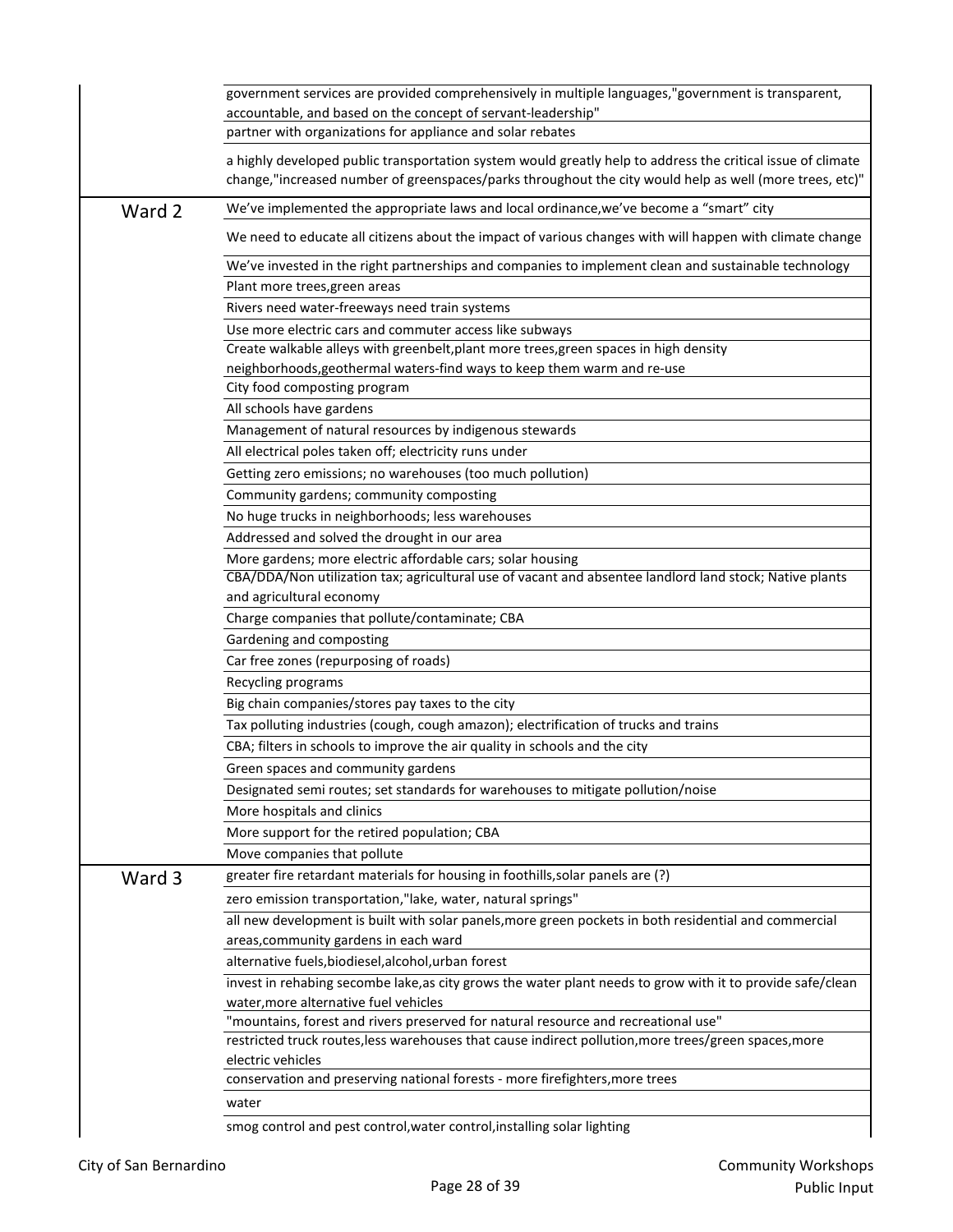| | |
|---|---|
| | government services are provided comprehensively in multiple languages,"government is transparent, accountable, and based on the concept of servant-leadership" |
| | partner with organizations for appliance and solar rebates |
| | a highly developed public transportation system would greatly help to address the critical issue of climate change,"increased number of greenspaces/parks throughout the city would help as well (more trees, etc)" |
| Ward 2 | We've implemented the appropriate laws and local ordinance,we've become a "smart" city |
| | We need to educate all citizens about the impact of various changes with will happen with climate change |
| | We've invested in the right partnerships and companies to implement clean and sustainable technology |
| | Plant more trees,green areas |
| | Rivers need water-freeways need train systems |
| | Use more electric cars and commuter access like subways |
| | Create walkable alleys with greenbelt,plant more trees,green spaces in high density neighborhoods,geothermal waters-find ways to keep them warm and re-use |
| | City food composting program |
| | All schools have gardens |
| | Management of natural resources by indigenous stewards |
| | All electrical poles taken off; electricity runs under |
| | Getting zero emissions; no warehouses (too much pollution) |
| | Community gardens; community composting |
| | No huge trucks in neighborhoods; less warehouses |
| | Addressed and solved the drought in our area |
| | More gardens; more electric affordable cars; solar housing |
| | CBA/DDA/Non utilization tax; agricultural use of vacant and absentee landlord land stock; Native plants and agricultural economy |
| | Charge companies that pollute/contaminate; CBA |
| | Gardening and composting |
| | Car free zones (repurposing of roads) |
| | Recycling programs |
| | Big chain companies/stores pay taxes to the city |
| | Tax polluting industries (cough, cough amazon); electrification of trucks and trains |
| | CBA; filters in schools to improve the air quality in schools and the city |
| | Green spaces and community gardens |
| | Designated semi routes; set standards for warehouses to mitigate pollution/noise |
| | More hospitals and clinics |
| | More support for the retired population; CBA |
| | Move companies that pollute |
| Ward 3 | greater fire retardant materials for housing in foothills,solar panels are (?) |
| | zero emission transportation,"lake, water, natural springs" |
| | all new development is built with solar panels,more green pockets in both residential and commercial areas,community gardens in each ward |
| | alternative fuels,biodiesel,alcohol,urban forest |
| | invest in rehabing secombe lake,as city grows the water plant needs to grow with it to provide safe/clean water,more alternative fuel vehicles |
| | "mountains, forest and rivers preserved for natural resource and recreational use" |
| | restricted truck routes,less warehouses that cause indirect pollution,more trees/green spaces,more electric vehicles |
| | conservation and preserving national forests - more firefighters,more trees |
| | water |
| | smog control and pest control,water control,installing solar lighting |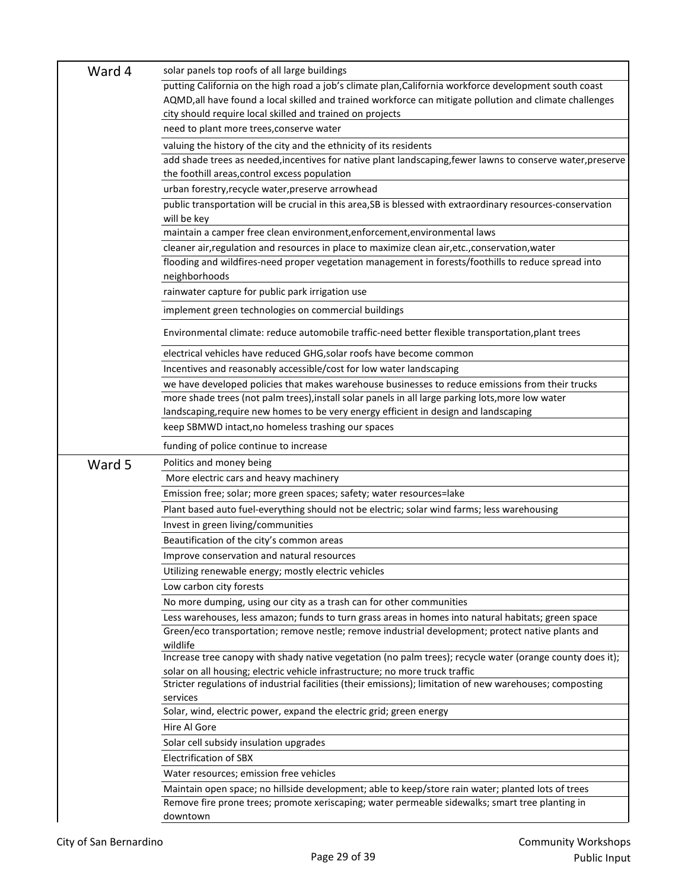| Ward | Input |
|---|---|
| Ward 4 | solar panels top roofs of all large buildings |
| | putting California on the high road a job's climate plan,California workforce development south coast AQMD,all have found a local skilled and trained workforce can mitigate pollution and climate challenges city should require local skilled and trained on projects |
| | need to plant more trees,conserve water |
| | valuing the history of the city and the ethnicity of its residents |
| | add shade trees as needed,incentives for native plant landscaping,fewer lawns to conserve water,preserve the foothill areas,control excess population |
| | urban forestry,recycle water,preserve arrowhead |
| | public transportation will be crucial in this area,SB is blessed with extraordinary resources-conservation will be key |
| | maintain a camper free clean environment,enforcement,environmental laws |
| | cleaner air,regulation and resources in place to maximize clean air,etc.,conservation,water |
| | flooding and wildfires-need proper vegetation management in forests/foothills to reduce spread into neighborhoods |
| | rainwater capture for public park irrigation use |
| | implement green technologies on commercial buildings |
| | Environmental climate: reduce automobile traffic-need better flexible transportation,plant trees |
| | electrical vehicles have reduced GHG,solar roofs have become common |
| | Incentives and reasonably accessible/cost for low water landscaping |
| | we have developed policies that makes warehouse businesses to reduce emissions from their trucks |
| | more shade trees (not palm trees),install solar panels in all large parking lots,more low water landscaping,require new homes to be very energy efficient in design and landscaping |
| | keep SBMWD intact,no homeless trashing our spaces |
| | funding of police continue to increase |
| Ward 5 | Politics and money being |
| | More electric cars and heavy machinery |
| | Emission free; solar; more green spaces; safety; water resources=lake |
| | Plant based auto fuel-everything should not be electric; solar wind farms; less warehousing |
| | Invest in green living/communities |
| | Beautification of the city's common areas |
| | Improve conservation and natural resources |
| | Utilizing renewable energy; mostly electric vehicles |
| | Low carbon city forests |
| | No more dumping, using our city as a trash can for other communities |
| | Less warehouses, less amazon; funds to turn grass areas in homes into natural habitats; green space |
| | Green/eco transportation; remove nestle; remove industrial development; protect native plants and wildlife |
| | Increase tree canopy with shady native vegetation (no palm trees); recycle water (orange county does it); solar on all housing; electric vehicle infrastructure; no more truck traffic |
| | Stricter regulations of industrial facilities (their emissions); limitation of new warehouses; composting services |
| | Solar, wind, electric power, expand the electric grid; green energy |
| | Hire Al Gore |
| | Solar cell subsidy insulation upgrades |
| | Electrification of SBX |
| | Water resources; emission free vehicles |
| | Maintain open space; no hillside development; able to keep/store rain water; planted lots of trees |
| | Remove fire prone trees; promote xeriscaping; water permeable sidewalks; smart tree planting in downtown |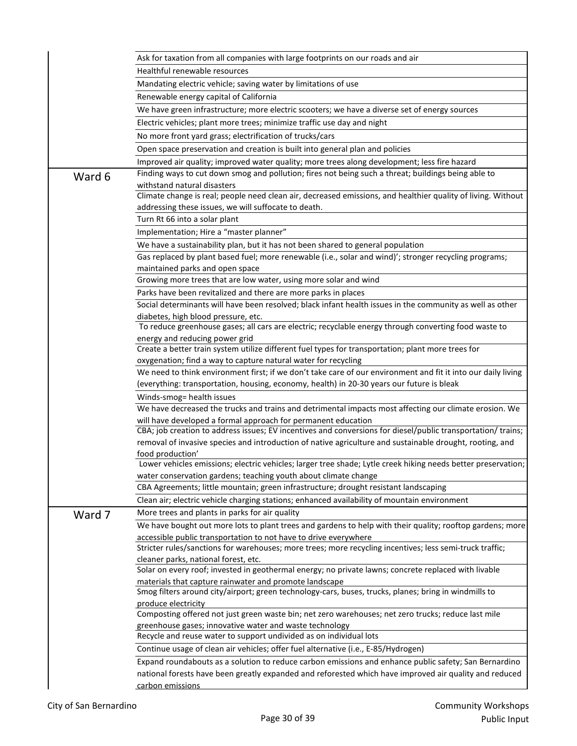| | |
|---|---|
| | Ask for taxation from all companies with large footprints on our roads and air |
| | Healthful renewable resources |
| | Mandating electric vehicle; saving water by limitations of use |
| | Renewable energy capital of California |
| | We have green infrastructure; more electric scooters; we have a diverse set of energy sources |
| | Electric vehicles; plant more trees; minimize traffic use day and night |
| | No more front yard grass; electrification of trucks/cars |
| | Open space preservation and creation is built into general plan and policies |
| | Improved air quality; improved water quality; more trees along development; less fire hazard |
| Ward 6 | Finding ways to cut down smog and pollution; fires not being such a threat; buildings being able to withstand natural disasters |
| | Climate change is real; people need clean air, decreased emissions, and healthier quality of living. Without addressing these issues, we will suffocate to death. |
| | Turn Rt 66 into a solar plant |
| | Implementation; Hire a "master planner" |
| | We have a sustainability plan, but it has not been shared to general population |
| | Gas replaced by plant based fuel; more renewable (i.e., solar and wind)'; stronger recycling programs; maintained parks and open space |
| | Growing more trees that are low water, using more solar and wind |
| | Parks have been revitalized and there are more parks in places |
| | Social determinants will have been resolved; black infant health issues in the community as well as other diabetes, high blood pressure, etc. |
| | To reduce greenhouse gases; all cars are electric; recyclable energy through converting food waste to energy and reducing power grid |
| | Create a better train system utilize different fuel types for transportation; plant more trees for oxygenation; find a way to capture natural water for recycling |
| | We need to think environment first; if we don't take care of our environment and fit it into our daily living (everything: transportation, housing, economy, health) in 20-30 years our future is bleak |
| | Winds-smog= health issues |
| | We have decreased the trucks and trains and detrimental impacts most affecting our climate erosion. We will have developed a formal approach for permanent education |
| | CBA; job creation to address issues; EV incentives and conversions for diesel/public transportation/ trains; removal of invasive species and introduction of native agriculture and sustainable drought, rooting, and food production' |
| | Lower vehicles emissions; electric vehicles; larger tree shade; Lytle creek hiking needs better preservation; water conservation gardens; teaching youth about climate change |
| | CBA Agreements; little mountain; green infrastructure; drought resistant landscaping |
| | Clean air; electric vehicle charging stations; enhanced availability of mountain environment |
| Ward 7 | More trees and plants in parks for air quality |
| | We have bought out more lots to plant trees and gardens to help with their quality; rooftop gardens; more accessible public transportation to not have to drive everywhere |
| | Stricter rules/sanctions for warehouses; more trees; more recycling incentives; less semi-truck traffic; cleaner parks, national forest, etc. |
| | Solar on every roof; invested in geothermal energy; no private lawns; concrete replaced with livable materials that capture rainwater and promote landscape |
| | Smog filters around city/airport; green technology-cars, buses, trucks, planes; bring in windmills to produce electricity |
| | Composting offered not just green waste bin; net zero warehouses; net zero trucks; reduce last mile greenhouse gases; innovative water and waste technology |
| | Recycle and reuse water to support undivided as on individual lots |
| | Continue usage of clean air vehicles; offer fuel alternative (i.e., E-85/Hydrogen) |
| | Expand roundabouts as a solution to reduce carbon emissions and enhance public safety; San Bernardino national forests have been greatly expanded and reforested which have improved air quality and reduced carbon emissions |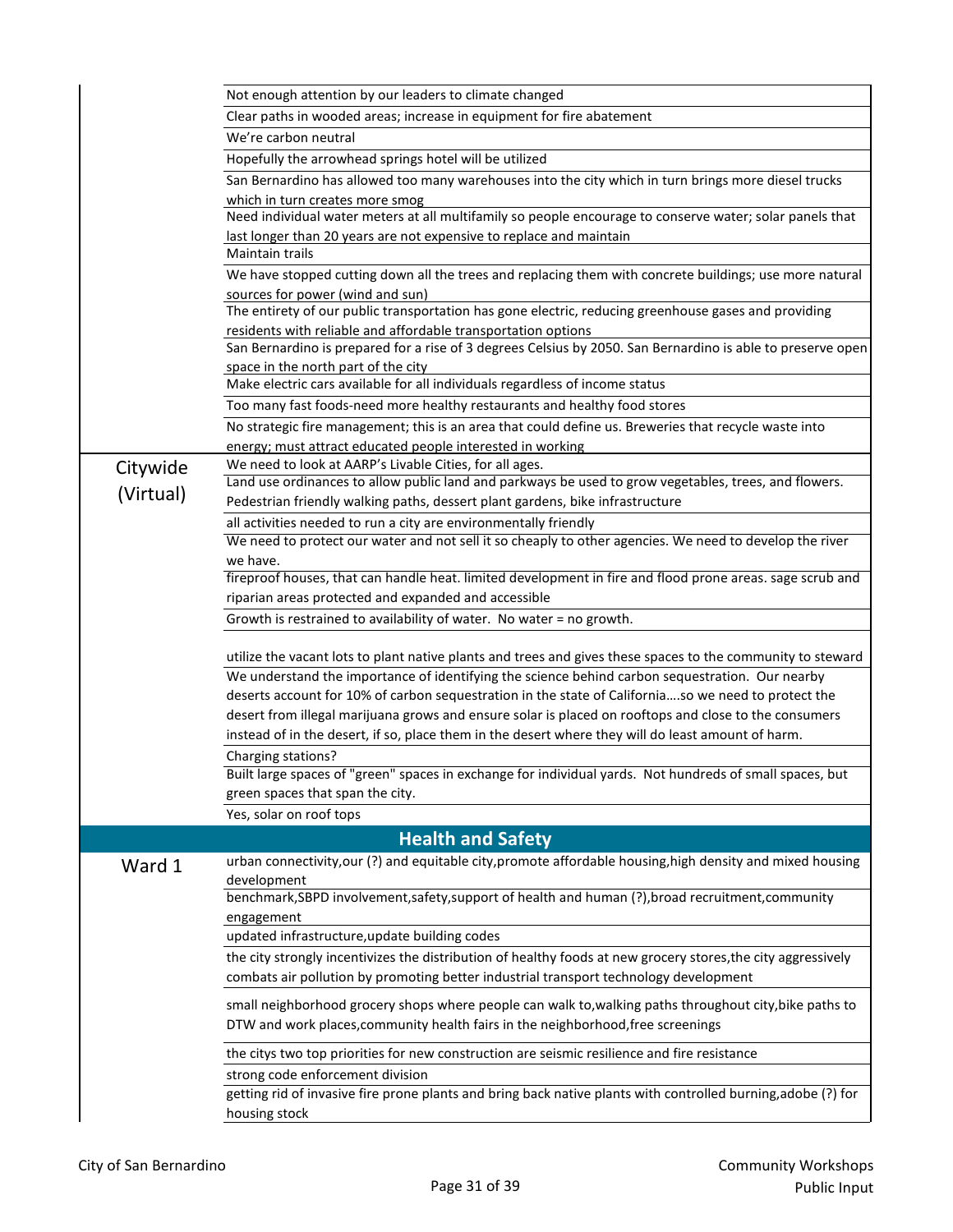| | |
|---|---|
| | Not enough attention by our leaders to climate changed |
| | Clear paths in wooded areas; increase in equipment for fire abatement |
| | We're carbon neutral |
| | Hopefully the arrowhead springs hotel will be utilized |
| | San Bernardino has allowed too many warehouses into the city which in turn brings more diesel trucks which in turn creates more smog |
| | Need individual water meters at all multifamily so people encourage to conserve water; solar panels that last longer than 20 years are not expensive to replace and maintain |
| | Maintain trails |
| | We have stopped cutting down all the trees and replacing them with concrete buildings; use more natural sources for power (wind and sun) |
| | The entirety of our public transportation has gone electric, reducing greenhouse gases and providing residents with reliable and affordable transportation options |
| | San Bernardino is prepared for a rise of 3 degrees Celsius by 2050. San Bernardino is able to preserve open space in the north part of the city |
| | Make electric cars available for all individuals regardless of income status |
| | Too many fast foods-need more healthy restaurants and healthy food stores |
| | No strategic fire management; this is an area that could define us. Breweries that recycle waste into energy; must attract educated people interested in working |
| Citywide (Virtual) | We need to look at AARP's Livable Cities, for all ages. |
| | Land use ordinances to allow public land and parkways be used to grow vegetables, trees, and flowers. Pedestrian friendly walking paths, dessert plant gardens, bike infrastructure |
| | all activities needed to run a city are environmentally friendly |
| | We need to protect our water and not sell it so cheaply to other agencies. We need to develop the river we have. |
| | fireproof houses, that can handle heat. limited development in fire and flood prone areas. sage scrub and riparian areas protected and expanded and accessible |
| | Growth is restrained to availability of water. No water = no growth. |
| | utilize the vacant lots to plant native plants and trees and gives these spaces to the community to steward |
| | We understand the importance of identifying the science behind carbon sequestration. Our nearby deserts account for 10% of carbon sequestration in the state of California….so we need to protect the desert from illegal marijuana grows and ensure solar is placed on rooftops and close to the consumers instead of in the desert, if so, place them in the desert where they will do least amount of harm. |
| | Charging stations? |
| | Built large spaces of "green" spaces in exchange for individual yards. Not hundreds of small spaces, but green spaces that span the city. |
| | Yes, solar on roof tops |
| | **Health and Safety** |
| Ward 1 | urban connectivity,our (?) and equitable city,promote affordable housing,high density and mixed housing development |
| | benchmark,SBPD involvement,safety,support of health and human (?),broad recruitment,community engagement |
| | updated infrastructure,update building codes |
| | the city strongly incentivizes the distribution of healthy foods at new grocery stores,the city aggressively combats air pollution by promoting better industrial transport technology development |
| | small neighborhood grocery shops where people can walk to,walking paths throughout city,bike paths to DTW and work places,community health fairs in the neighborhood,free screenings |
| | the citys two top priorities for new construction are seismic resilience and fire resistance |
| | strong code enforcement division |
| | getting rid of invasive fire prone plants and bring back native plants with controlled burning,adobe (?) for housing stock |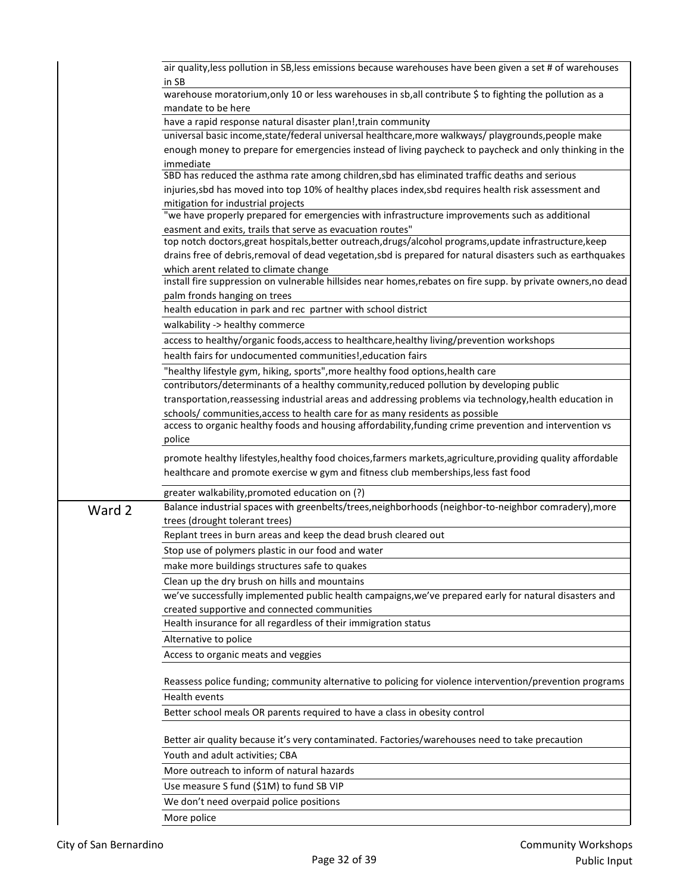| | |
|---|---|
| | air quality,less pollution in SB,less emissions because warehouses have been given a set # of warehouses in SB |
| | warehouse moratorium,only 10 or less warehouses in sb,all contribute $ to fighting the pollution as a mandate to be here |
| | have a rapid response natural disaster plan!,train community |
| | universal basic income,state/federal universal healthcare,more walkways/ playgrounds,people make enough money to prepare for emergencies instead of living paycheck to paycheck and only thinking in the immediate |
| | SBD has reduced the asthma rate among children,sbd has eliminated traffic deaths and serious injuries,sbd has moved into top 10% of healthy places index,sbd requires health risk assessment and mitigation for industrial projects |
| | "we have properly prepared for emergencies with infrastructure improvements such as additional easment and exits, trails that serve as evacuation routes" |
| | top notch doctors,great hospitals,better outreach,drugs/alcohol programs,update infrastructure,keep drains free of debris,removal of dead vegetation,sbd is prepared for natural disasters such as earthquakes which arent related to climate change |
| | install fire suppression on vulnerable hillsides near homes,rebates on fire supp. by private owners,no dead palm fronds hanging on trees |
| | health education in park and rec partner with school district |
| | walkability -> healthy commerce |
| | access to healthy/organic foods,access to healthcare,healthy living/prevention workshops |
| | health fairs for undocumented communities!,education fairs |
| | "healthy lifestyle gym, hiking, sports",more healthy food options,health care |
| | contributors/determinants of a healthy community,reduced pollution by developing public transportation,reassessing industrial areas and addressing problems via technology,health education in schools/ communities,access to health care for as many residents as possible |
| | access to organic healthy foods and housing affordability,funding crime prevention and intervention vs police |
| | promote healthy lifestyles,healthy food choices,farmers markets,agriculture,providing quality affordable healthcare and promote exercise w gym and fitness club memberships,less fast food |
| | greater walkability,promoted education on (?) |
| Ward 2 | Balance industrial spaces with greenbelts/trees,neighborhoods (neighbor-to-neighbor comradery),more trees (drought tolerant trees) |
| | Replant trees in burn areas and keep the dead brush cleared out |
| | Stop use of polymers plastic in our food and water |
| | make more buildings structures safe to quakes |
| | Clean up the dry brush on hills and mountains |
| | we've successfully implemented public health campaigns,we've prepared early for natural disasters and created supportive and connected communities |
| | Health insurance for all regardless of their immigration status |
| | Alternative to police |
| | Access to organic meats and veggies |
| | Reassess police funding; community alternative to policing for violence intervention/prevention programs |
| | Health events |
| | Better school meals OR parents required to have a class in obesity control |
| | Better air quality because it's very contaminated. Factories/warehouses need to take precaution |
| | Youth and adult activities; CBA |
| | More outreach to inform of natural hazards |
| | Use measure S fund ($1M) to fund SB VIP |
| | We don't need overpaid police positions |
| | More police |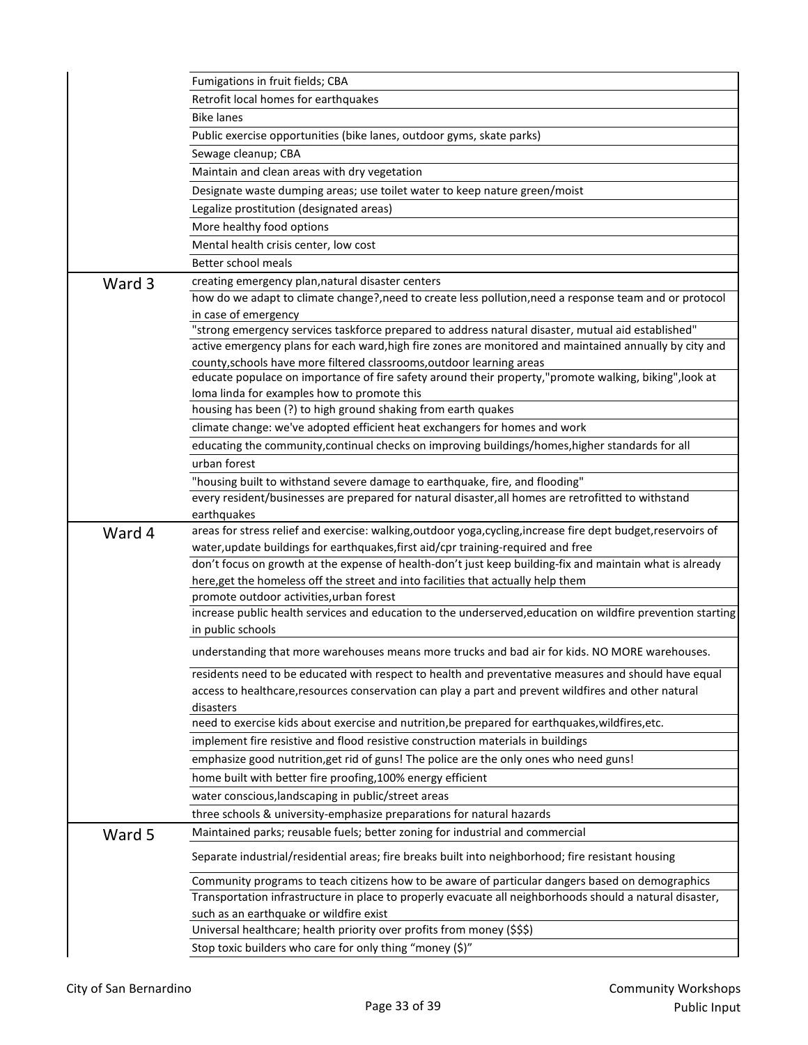| | |
|---|---|
| | Fumigations in fruit fields; CBA |
| | Retrofit local homes for earthquakes |
| | Bike lanes |
| | Public exercise opportunities (bike lanes, outdoor gyms, skate parks) |
| | Sewage cleanup; CBA |
| | Maintain and clean areas with dry vegetation |
| | Designate waste dumping areas; use toilet water to keep nature green/moist |
| | Legalize prostitution (designated areas) |
| | More healthy food options |
| | Mental health crisis center, low cost |
| | Better school meals |
| Ward 3 | creating emergency plan,natural disaster centers |
| | how do we adapt to climate change?,need to create less pollution,need a response team and or protocol in case of emergency |
| | "strong emergency services taskforce prepared to address natural disaster, mutual aid established" |
| | active emergency plans for each ward,high fire zones are monitored and maintained annually by city and county,schools have more filtered classrooms,outdoor learning areas |
| | educate populace on importance of fire safety around their property,"promote walking, biking",look at loma linda for examples how to promote this |
| | housing has been (?) to high ground shaking from earth quakes |
| | climate change: we've adopted efficient heat exchangers for homes and work |
| | educating the community,continual checks on improving buildings/homes,higher standards for all |
| | urban forest |
| | "housing built to withstand severe damage to earthquake, fire, and flooding" |
| | every resident/businesses are prepared for natural disaster,all homes are retrofitted to withstand earthquakes |
| Ward 4 | areas for stress relief and exercise: walking,outdoor yoga,cycling,increase fire dept budget,reservoirs of water,update buildings for earthquakes,first aid/cpr training-required and free |
| | don't focus on growth at the expense of health-don't just keep building-fix and maintain what is already here,get the homeless off the street and into facilities that actually help them |
| | promote outdoor activities,urban forest |
| | increase public health services and education to the underserved,education on wildfire prevention starting in public schools |
| | understanding that more warehouses means more trucks and bad air for kids. NO MORE warehouses. |
| | residents need to be educated with respect to health and preventative measures and should have equal access to healthcare,resources conservation can play a part and prevent wildfires and other natural disasters |
| | need to exercise kids about exercise and nutrition,be prepared for earthquakes,wildfires,etc. |
| | implement fire resistive and flood resistive construction materials in buildings |
| | emphasize good nutrition,get rid of guns! The police are the only ones who need guns! |
| | home built with better fire proofing,100% energy efficient |
| | water conscious,landscaping in public/street areas |
| | three schools & university-emphasize preparations for natural hazards |
| Ward 5 | Maintained parks; reusable fuels; better zoning for industrial and commercial |
| | Separate industrial/residential areas; fire breaks built into neighborhood; fire resistant housing |
| | Community programs to teach citizens how to be aware of particular dangers based on demographics |
| | Transportation infrastructure in place to properly evacuate all neighborhoods should a natural disaster, such as an earthquake or wildfire exist |
| | Universal healthcare; health priority over profits from money ($$$) |
| | Stop toxic builders who care for only thing "money ($)" |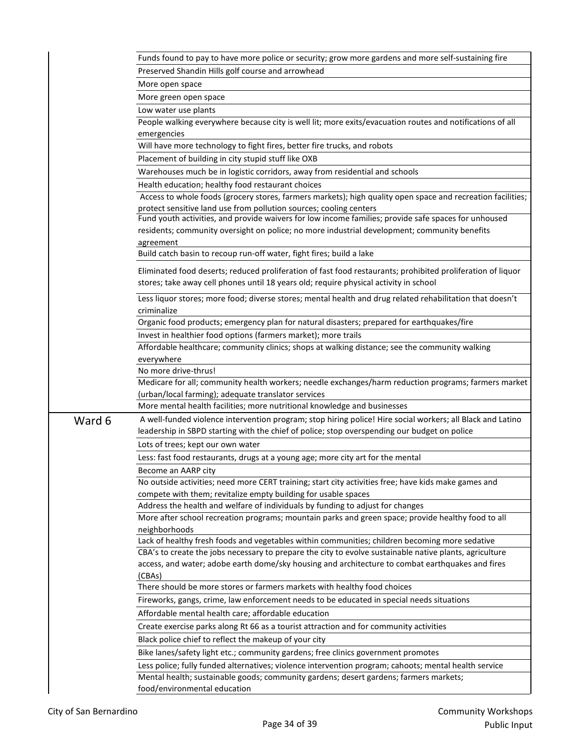| | |
|---|---|
| | Funds found to pay to have more police or security; grow more gardens and more self-sustaining fire |
| | Preserved Shandin Hills golf course and arrowhead |
| | More open space |
| | More green open space |
| | Low water use plants |
| | People walking everywhere because city is well lit; more exits/evacuation routes and notifications of all emergencies |
| | Will have more technology to fight fires, better fire trucks, and robots |
| | Placement of building in city stupid stuff like OXB |
| | Warehouses much be in logistic corridors, away from residential and schools |
| | Health education; healthy food restaurant choices |
| | Access to whole foods (grocery stores, farmers markets); high quality open space and recreation facilities; protect sensitive land use from pollution sources; cooling centers |
| | Fund youth activities, and provide waivers for low income families; provide safe spaces for unhoused residents; community oversight on police; no more industrial development; community benefits agreement |
| | Build catch basin to recoup run-off water, fight fires; build a lake |
| | Eliminated food deserts; reduced proliferation of fast food restaurants; prohibited proliferation of liquor stores; take away cell phones until 18 years old; require physical activity in school |
| | Less liquor stores; more food; diverse stores; mental health and drug related rehabilitation that doesn't criminalize |
| | Organic food products; emergency plan for natural disasters; prepared for earthquakes/fire |
| | Invest in healthier food options (farmers market); more trails |
| | Affordable healthcare; community clinics; shops at walking distance; see the community walking everywhere |
| | No more drive-thrus! |
| | Medicare for all; community health workers; needle exchanges/harm reduction programs; farmers market (urban/local farming); adequate translator services |
| | More mental health facilities; more nutritional knowledge and businesses |
| Ward 6 | A well-funded violence intervention program; stop hiring police! Hire social workers; all Black and Latino leadership in SBPD starting with the chief of police; stop overspending our budget on police |
| | Lots of trees; kept our own water |
| | Less: fast food restaurants, drugs at a young age; more city art for the mental |
| | Become an AARP city |
| | No outside activities; need more CERT training; start city activities free; have kids make games and compete with them; revitalize empty building for usable spaces |
| | Address the health and welfare of individuals by funding to adjust for changes |
| | More after school recreation programs; mountain parks and green space; provide healthy food to all neighborhoods |
| | Lack of healthy fresh foods and vegetables within communities; children becoming more sedative |
| | CBA's to create the jobs necessary to prepare the city to evolve sustainable native plants, agriculture access, and water; adobe earth dome/sky housing and architecture to combat earthquakes and fires (CBAs) |
| | There should be more stores or farmers markets with healthy food choices |
| | Fireworks, gangs, crime, law enforcement needs to be educated in special needs situations |
| | Affordable mental health care; affordable education |
| | Create exercise parks along Rt 66 as a tourist attraction and for community activities |
| | Black police chief to reflect the makeup of your city |
| | Bike lanes/safety light etc.; community gardens; free clinics government promotes |
| | Less police; fully funded alternatives; violence intervention program; cahoots; mental health service |
| | Mental health; sustainable goods; community gardens; desert gardens; farmers markets; food/environmental education |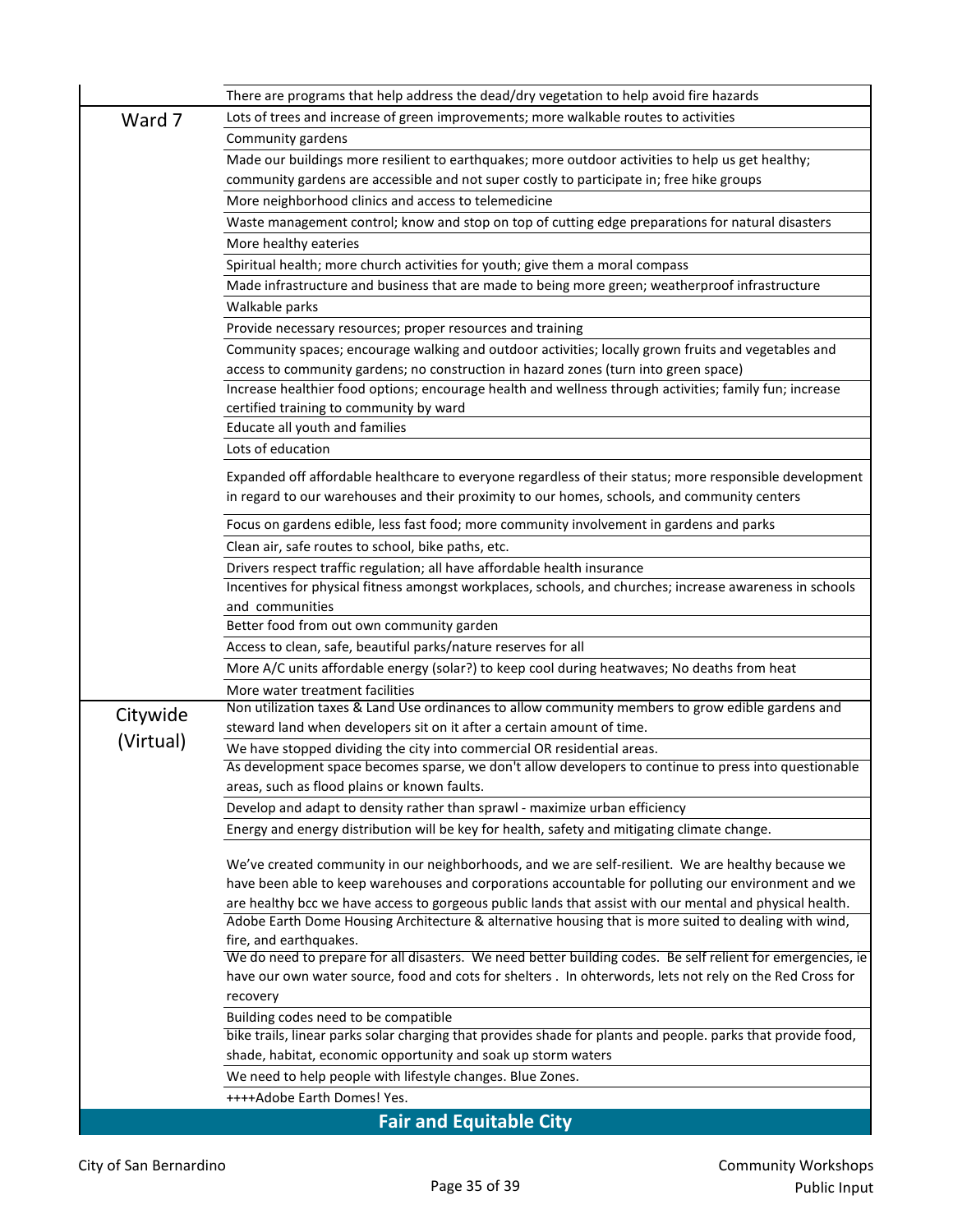| | |
|---|---|
| | There are programs that help address the dead/dry vegetation to help avoid fire hazards |
| Ward 7 | Lots of trees and increase of green improvements; more walkable routes to activities |
| | Community gardens |
| | Made our buildings more resilient to earthquakes; more outdoor activities to help us get healthy; community gardens are accessible and not super costly to participate in; free hike groups |
| | More neighborhood clinics and access to telemedicine |
| | Waste management control; know and stop on top of cutting edge preparations for natural disasters |
| | More healthy eateries |
| | Spiritual health; more church activities for youth; give them a moral compass |
| | Made infrastructure and business that are made to being more green; weatherproof infrastructure |
| | Walkable parks |
| | Provide necessary resources; proper resources and training |
| | Community spaces; encourage walking and outdoor activities; locally grown fruits and vegetables and access to community gardens; no construction in hazard zones (turn into green space) |
| | Increase healthier food options; encourage health and wellness through activities; family fun; increase certified training to community by ward |
| | Educate all youth and families |
| | Lots of education |
| | Expanded off affordable healthcare to everyone regardless of their status; more responsible development in regard to our warehouses and their proximity to our homes, schools, and community centers |
| | Focus on gardens edible, less fast food; more community involvement in gardens and parks |
| | Clean air, safe routes to school, bike paths, etc. |
| | Drivers respect traffic regulation; all have affordable health insurance |
| | Incentives for physical fitness amongst workplaces, schools, and churches; increase awareness in schools and communities |
| | Better food from out own community garden |
| | Access to clean, safe, beautiful parks/nature reserves for all |
| | More A/C units affordable energy (solar?) to keep cool during heatwaves; No deaths from heat |
| | More water treatment facilities |
| Citywide (Virtual) | Non utilization taxes & Land Use ordinances to allow community members to grow edible gardens and steward land when developers sit on it after a certain amount of time. |
| | We have stopped dividing the city into commercial OR residential areas. |
| | As development space becomes sparse, we don't allow developers to continue to press into questionable areas, such as flood plains or known faults. |
| | Develop and adapt to density rather than sprawl - maximize urban efficiency |
| | Energy and energy distribution will be key for health, safety and mitigating climate change. |
| | We've created community in our neighborhoods, and we are self-resilient. We are healthy because we have been able to keep warehouses and corporations accountable for polluting our environment and we are healthy bcc we have access to gorgeous public lands that assist with our mental and physical health. |
| | Adobe Earth Dome Housing Architecture & alternative housing that is more suited to dealing with wind, fire, and earthquakes. |
| | We do need to prepare for all disasters. We need better building codes. Be self relient for emergencies, ie have our own water source, food and cots for shelters . In ohterwords, lets not rely on the Red Cross for recovery |
| | Building codes need to be compatible |
| | bike trails, linear parks solar charging that provides shade for plants and people. parks that provide food, shade, habitat, economic opportunity and soak up storm waters |
| | We need to help people with lifestyle changes. Blue Zones. |
| | ++++Adobe Earth Domes! Yes. |

## Fair and Equitable City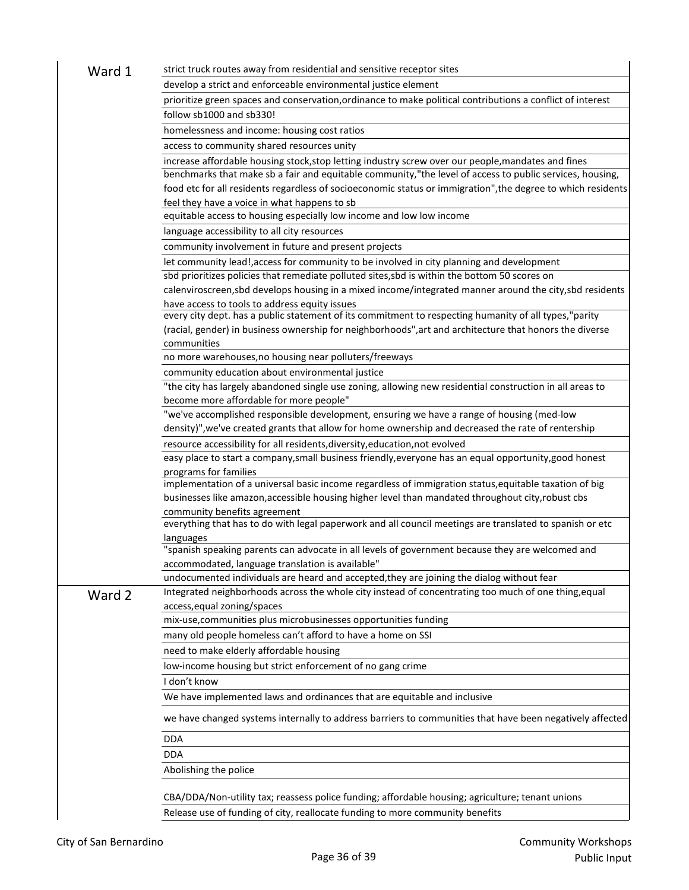| Ward | Response |
|---|---|
| Ward 1 | strict truck routes away from residential and sensitive receptor sites |
| | develop a strict and enforceable environmental justice element |
| | prioritize green spaces and conservation,ordinance to make political contributions a conflict of interest |
| | follow sb1000 and sb330! |
| | homelessness and income: housing cost ratios |
| | access to community shared resources unity |
| | increase affordable housing stock,stop letting industry screw over our people,mandates and fines |
| | benchmarks that make sb a fair and equitable community,"the level of access to public services, housing, food etc for all residents regardless of socioeconomic status or immigration",the degree to which residents feel they have a voice in what happens to sb |
| | equitable access to housing especially low income and low low income |
| | language accessibility to all city resources |
| | community involvement in future and present projects |
| | let community lead!,access for community to be involved in city planning and development |
| | sbd prioritizes policies that remediate polluted sites,sbd is within the bottom 50 scores on calenviroscreen,sbd develops housing in a mixed income/integrated manner around the city,sbd residents have access to tools to address equity issues |
| | every city dept. has a public statement of its commitment to respecting humanity of all types,"parity (racial, gender) in business ownership for neighborhoods",art and architecture that honors the diverse communities |
| | no more warehouses,no housing near polluters/freeways |
| | community education about environmental justice |
| | "the city has largely abandoned single use zoning, allowing new residential construction in all areas to become more affordable for more people" |
| | "we've accomplished responsible development, ensuring we have a range of housing (med-low density)",we've created grants that allow for home ownership and decreased the rate of rentership |
| | resource accessibility for all residents,diversity,education,not evolved |
| | easy place to start a company,small business friendly,everyone has an equal opportunity,good honest programs for families |
| | implementation of a universal basic income regardless of immigration status,equitable taxation of big businesses like amazon,accessible housing higher level than mandated throughout city,robust cbs community benefits agreement |
| | everything that has to do with legal paperwork and all council meetings are translated to spanish or etc languages |
| | "spanish speaking parents can advocate in all levels of government because they are welcomed and accommodated, language translation is available" |
| | undocumented individuals are heard and accepted,they are joining the dialog without fear |
| Ward 2 | Integrated neighborhoods across the whole city instead of concentrating too much of one thing,equal access,equal zoning/spaces |
| | mix-use,communities plus microbusinesses opportunities funding |
| | many old people homeless can't afford to have a home on SSI |
| | need to make elderly affordable housing |
| | low-income housing but strict enforcement of no gang crime |
| | I don't know |
| | We have implemented laws and ordinances that are equitable and inclusive |
| | we have changed systems internally to address barriers to communities that have been negatively affected |
| | DDA |
| | DDA |
| | Abolishing the police |
| | CBA/DDA/Non-utility tax; reassess police funding; affordable housing; agriculture; tenant unions |
| | Release use of funding of city, reallocate funding to more community benefits |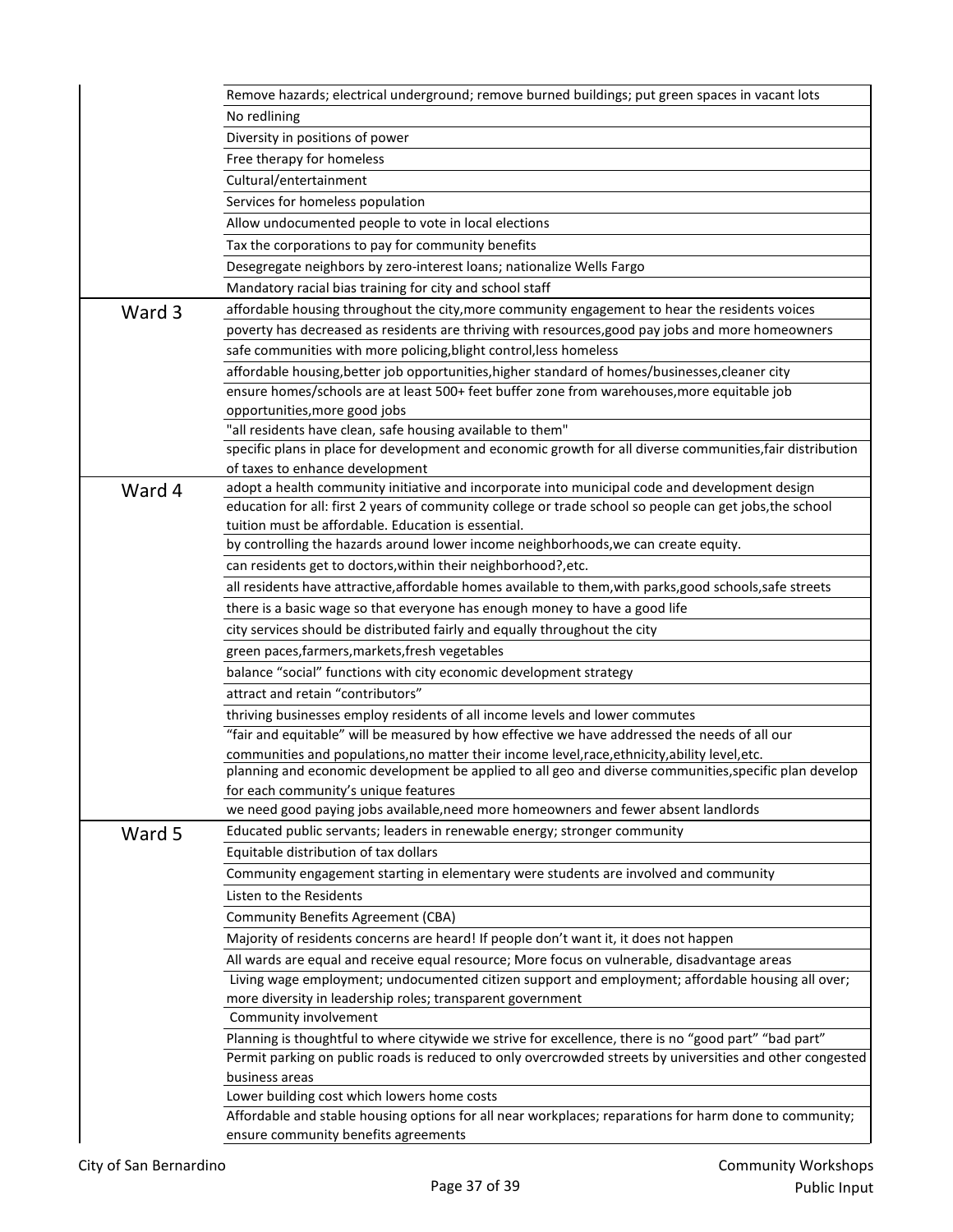| | |
|---|---|
| | Remove hazards; electrical underground; remove burned buildings; put green spaces in vacant lots |
| | No redlining |
| | Diversity in positions of power |
| | Free therapy for homeless |
| | Cultural/entertainment |
| | Services for homeless population |
| | Allow undocumented people to vote in local elections |
| | Tax the corporations to pay for community benefits |
| | Desegregate neighbors by zero-interest loans; nationalize Wells Fargo |
| | Mandatory racial bias training for city and school staff |
| Ward 3 | affordable housing throughout the city,more community engagement to hear the residents voices |
| | poverty has decreased as residents are thriving with resources,good pay jobs and more homeowners |
| | safe communities with more policing,blight control,less homeless |
| | affordable housing,better job opportunities,higher standard of homes/businesses,cleaner city |
| | ensure homes/schools are at least 500+ feet buffer zone from warehouses,more equitable job opportunities,more good jobs |
| | "all residents have clean, safe housing available to them" |
| | specific plans in place for development and economic growth for all diverse communities,fair distribution of taxes to enhance development |
| Ward 4 | adopt a health community initiative and incorporate into municipal code and development design |
| | education for all: first 2 years of community college or trade school so people can get jobs,the school tuition must be affordable. Education is essential. |
| | by controlling the hazards around lower income neighborhoods,we can create equity. |
| | can residents get to doctors,within their neighborhood?,etc. |
| | all residents have attractive,affordable homes available to them,with parks,good schools,safe streets |
| | there is a basic wage so that everyone has enough money to have a good life |
| | city services should be distributed fairly and equally throughout the city |
| | green paces,farmers,markets,fresh vegetables |
| | balance "social" functions with city economic development strategy |
| | attract and retain "contributors" |
| | thriving businesses employ residents of all income levels and lower commutes |
| | "fair and equitable" will be measured by how effective we have addressed the needs of all our communities and populations,no matter their income level,race,ethnicity,ability level,etc. |
| | planning and economic development be applied to all geo and diverse communities,specific plan develop for each community's unique features |
| | we need good paying jobs available,need more homeowners and fewer absent landlords |
| Ward 5 | Educated public servants; leaders in renewable energy; stronger community |
| | Equitable distribution of tax dollars |
| | Community engagement starting in elementary were students are involved and community |
| | Listen to the Residents |
| | Community Benefits Agreement (CBA) |
| | Majority of residents concerns are heard! If people don't want it, it does not happen |
| | All wards are equal and receive equal resource; More focus on vulnerable, disadvantage areas |
| | Living wage employment; undocumented citizen support and employment; affordable housing all over; more diversity in leadership roles; transparent government |
| | Community involvement |
| | Planning is thoughtful to where citywide we strive for excellence, there is no "good part" "bad part" |
| | Permit parking on public roads is reduced to only overcrowded streets by universities and other congested business areas |
| | Lower building cost which lowers home costs |
| | Affordable and stable housing options for all near workplaces; reparations for harm done to community; ensure community benefits agreements |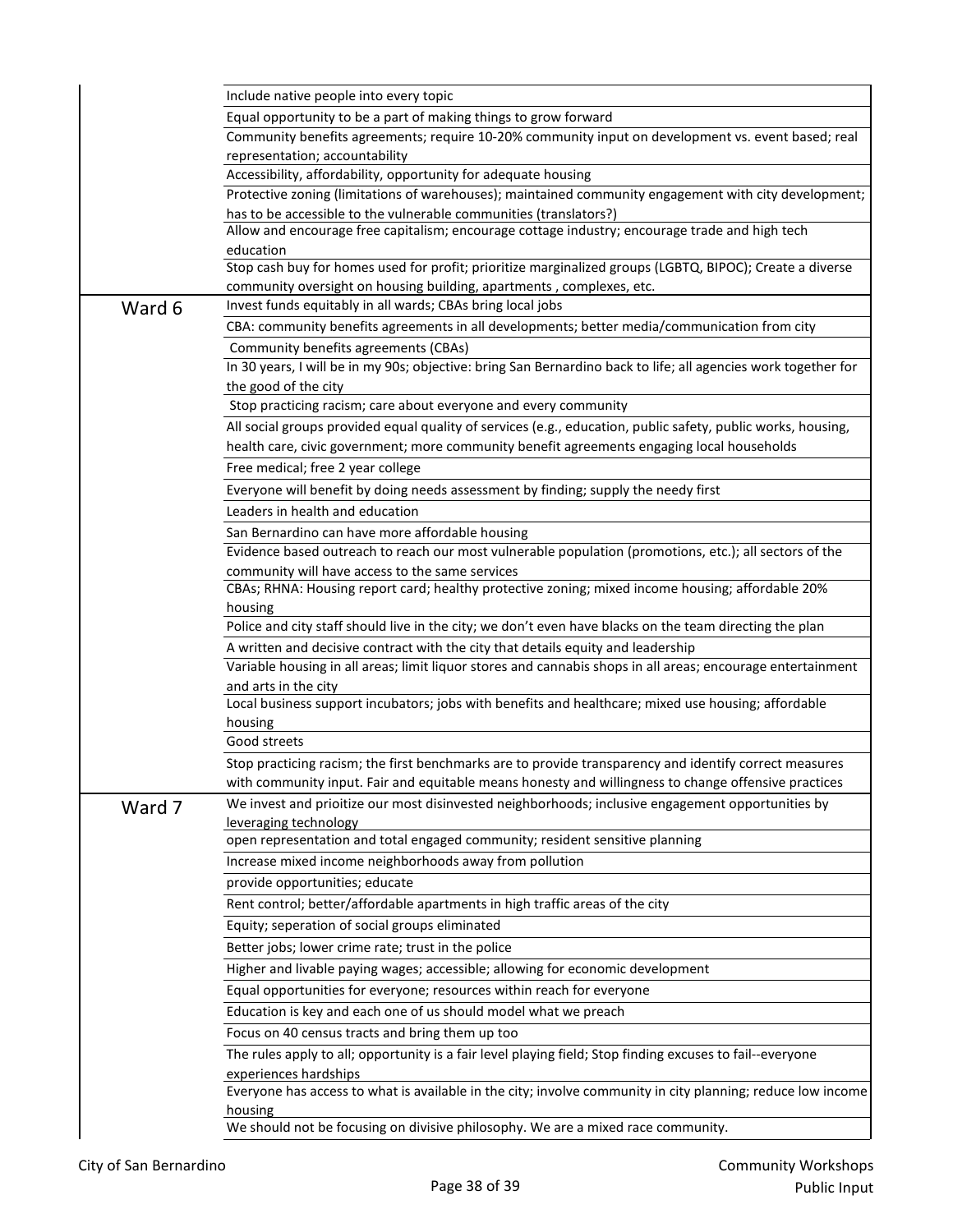| | |
|---|---|
| | Include native people into every topic |
| | Equal opportunity to be a part of making things to grow forward |
| | Community benefits agreements; require 10-20% community input on development vs. event based; real representation; accountability |
| | Accessibility, affordability, opportunity for adequate housing |
| | Protective zoning (limitations of warehouses); maintained community engagement with city development; has to be accessible to the vulnerable communities (translators?) |
| | Allow and encourage free capitalism; encourage cottage industry; encourage trade and high tech education |
| | Stop cash buy for homes used for profit; prioritize marginalized groups (LGBTQ, BIPOC); Create a diverse community oversight on housing building, apartments , complexes, etc. |
| Ward 6 | Invest funds equitably in all wards; CBAs bring local jobs |
| | CBA: community benefits agreements in all developments; better media/communication from city |
| | Community benefits agreements (CBAs) |
| | In 30 years, I will be in my 90s; objective: bring San Bernardino back to life; all agencies work together for the good of the city |
| | Stop practicing racism; care about everyone and every community |
| | All social groups provided equal quality of services (e.g., education, public safety, public works, housing, health care, civic government; more community benefit agreements engaging local households |
| | Free medical; free 2 year college |
| | Everyone will benefit by doing needs assessment by finding; supply the needy first |
| | Leaders in health and education |
| | San Bernardino can have more affordable housing |
| | Evidence based outreach to reach our most vulnerable population (promotions, etc.); all sectors of the community will have access to the same services |
| | CBAs; RHNA: Housing report card; healthy protective zoning; mixed income housing; affordable 20% housing |
| | Police and city staff should live in the city; we don't even have blacks on the team directing the plan |
| | A written and decisive contract with the city that details equity and leadership |
| | Variable housing in all areas; limit liquor stores and cannabis shops in all areas; encourage entertainment and arts in the city |
| | Local business support incubators; jobs with benefits and healthcare; mixed use housing; affordable housing |
| | Good streets |
| | Stop practicing racism; the first benchmarks are to provide transparency and identify correct measures with community input. Fair and equitable means honesty and willingness to change offensive practices |
| Ward 7 | We invest and prioitize our most disinvested neighborhoods; inclusive engagement opportunities by leveraging technology |
| | open representation and total engaged community; resident sensitive planning |
| | Increase mixed income neighborhoods away from pollution |
| | provide opportunities; educate |
| | Rent control; better/affordable apartments in high traffic areas of the city |
| | Equity; seperation of social groups eliminated |
| | Better jobs; lower crime rate; trust in the police |
| | Higher and livable paying wages; accessible; allowing for economic development |
| | Equal opportunities for everyone; resources within reach for everyone |
| | Education is key and each one of us should model what we preach |
| | Focus on 40 census tracts and bring them up too |
| | The rules apply to all; opportunity is a fair level playing field; Stop finding excuses to fail--everyone experiences hardships |
| | Everyone has access to what is available in the city; involve community in city planning; reduce low income housing |
| | We should not be focusing on divisive philosophy. We are a mixed race community. |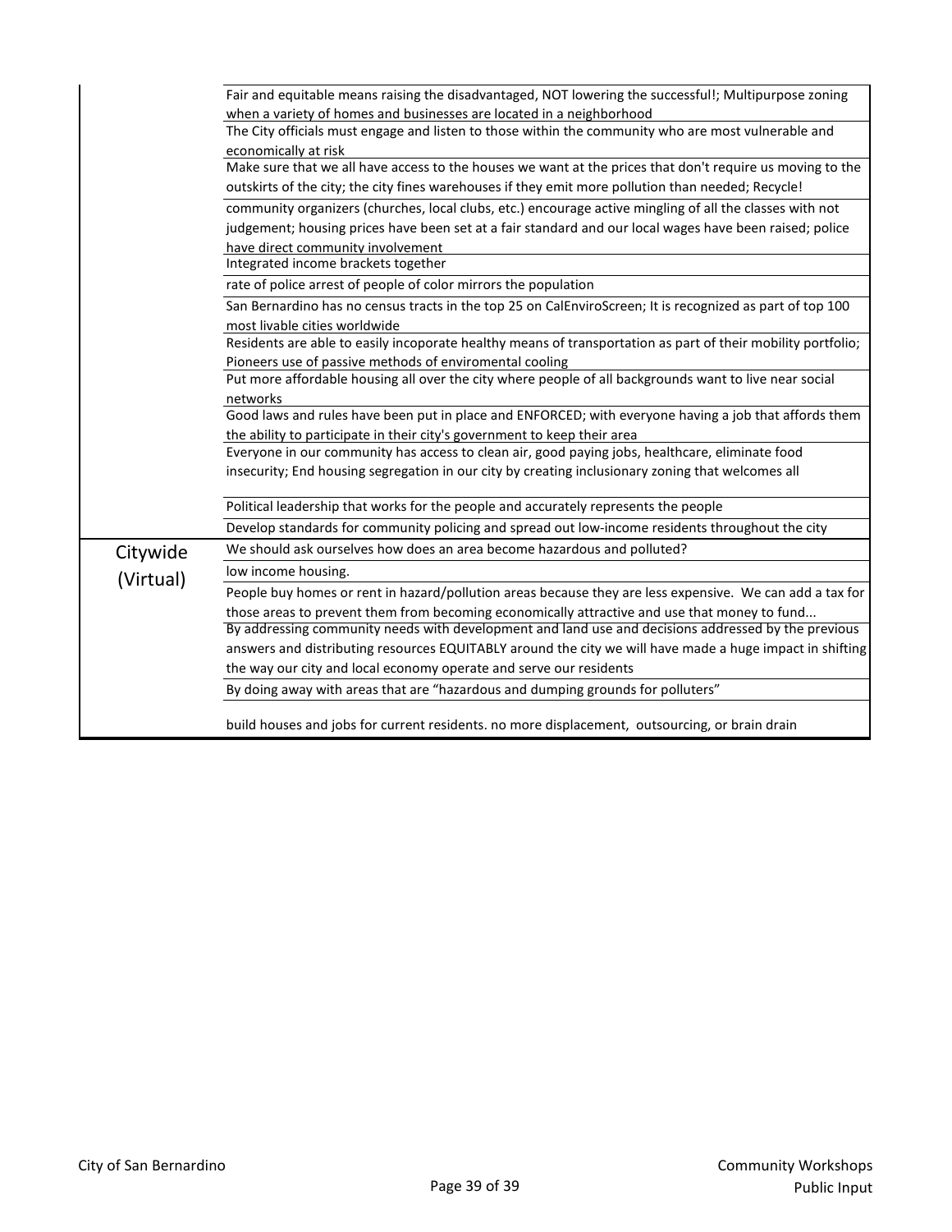| | |
|---|---|
| | Fair and equitable means raising the disadvantaged, NOT lowering the successful!; Multipurpose zoning when a variety of homes and businesses are located in a neighborhood |
| | The City officials must engage and listen to those within the community who are most vulnerable and economically at risk |
| | Make sure that we all have access to the houses we want at the prices that don't require us moving to the outskirts of the city; the city fines warehouses if they emit more pollution than needed; Recycle! |
| | community organizers (churches, local clubs, etc.) encourage active mingling of all the classes with not judgement; housing prices have been set at a fair standard and our local wages have been raised; police have direct community involvement |
| | Integrated income brackets together |
| | rate of police arrest of people of color mirrors the population |
| | San Bernardino has no census tracts in the top 25 on CalEnviroScreen; It is recognized as part of top 100 most livable cities worldwide |
| | Residents are able to easily incoporate healthy means of transportation as part of their mobility portfolio; Pioneers use of passive methods of enviromental cooling |
| | Put more affordable housing all over the city where people of all backgrounds want to live near social networks |
| | Good laws and rules have been put in place and ENFORCED; with everyone having a job that affords them the ability to participate in their city's government to keep their area |
| | Everyone in our community has access to clean air, good paying jobs, healthcare, eliminate food insecurity; End housing segregation in our city by creating inclusionary zoning that welcomes all |
| | Political leadership that works for the people and accurately represents the people |
| | Develop standards for community policing and spread out low-income residents throughout the city |
| Citywide (Virtual) | We should ask ourselves how does an area become hazardous and polluted? |
| | low income housing. |
| | People buy homes or rent in hazard/pollution areas because they are less expensive. We can add a tax for those areas to prevent them from becoming economically attractive and use that money to fund... |
| | By addressing community needs with development and land use and decisions addressed by the previous answers and distributing resources EQUITABLY around the city we will have made a huge impact in shifting the way our city and local economy operate and serve our residents |
| | By doing away with areas that are "hazardous and dumping grounds for polluters" |
| | build houses and jobs for current residents. no more displacement, outsourcing, or brain drain |